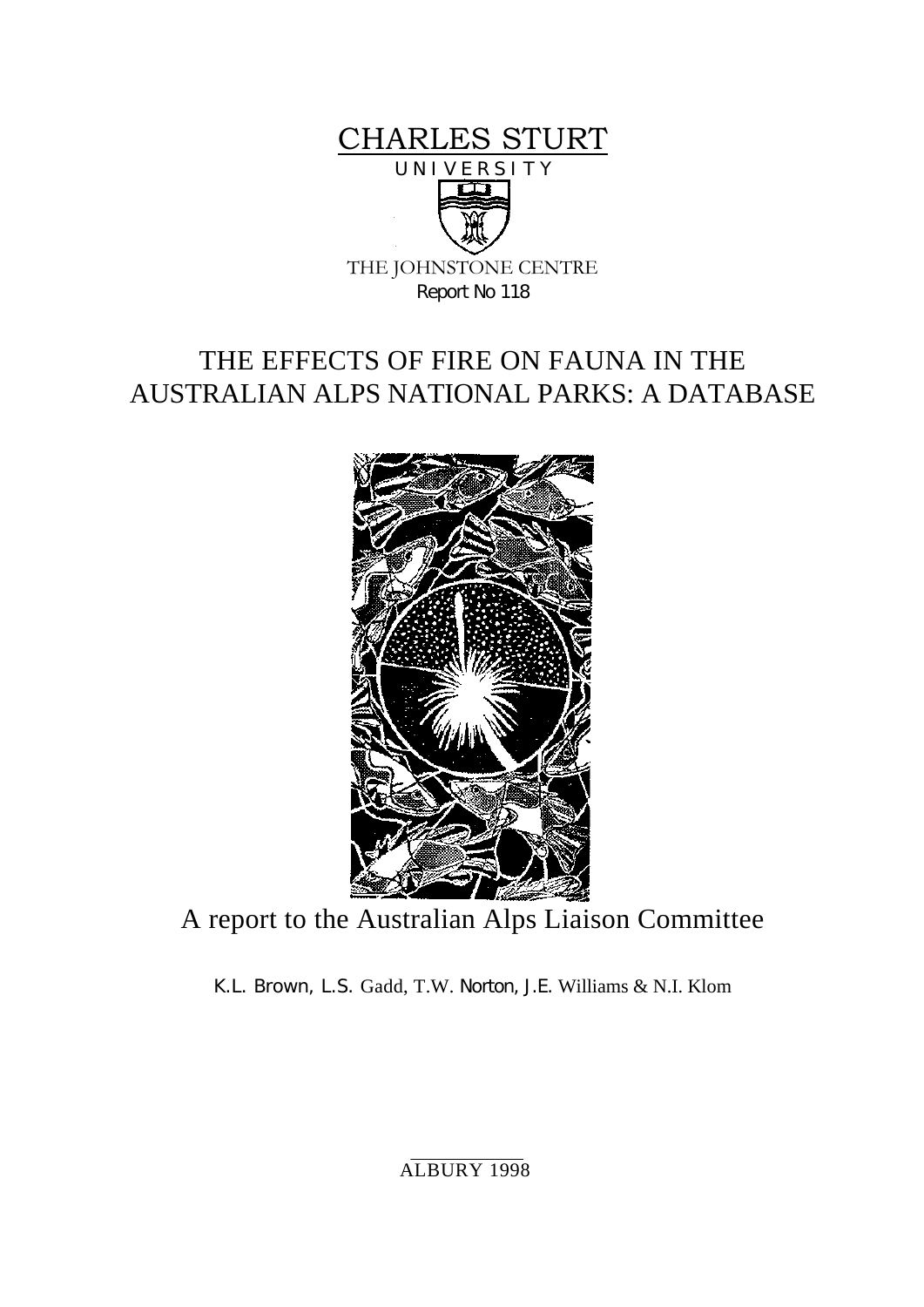CHARLES STURT

UNIVERSITY

THE JOHNSTONE CENTRE

Report No 118

# THE EFFECTS OF FIRE ON FAUNA IN THE AUSTRALIAN ALPS NATIONAL PARKS: A DATABASE

A report to the Australian Alps Liaison Committee

K.L. Brown, L.S. Gadd, T.W. Norton, J.E. Williams & N.I. Klom

ALBURY 1998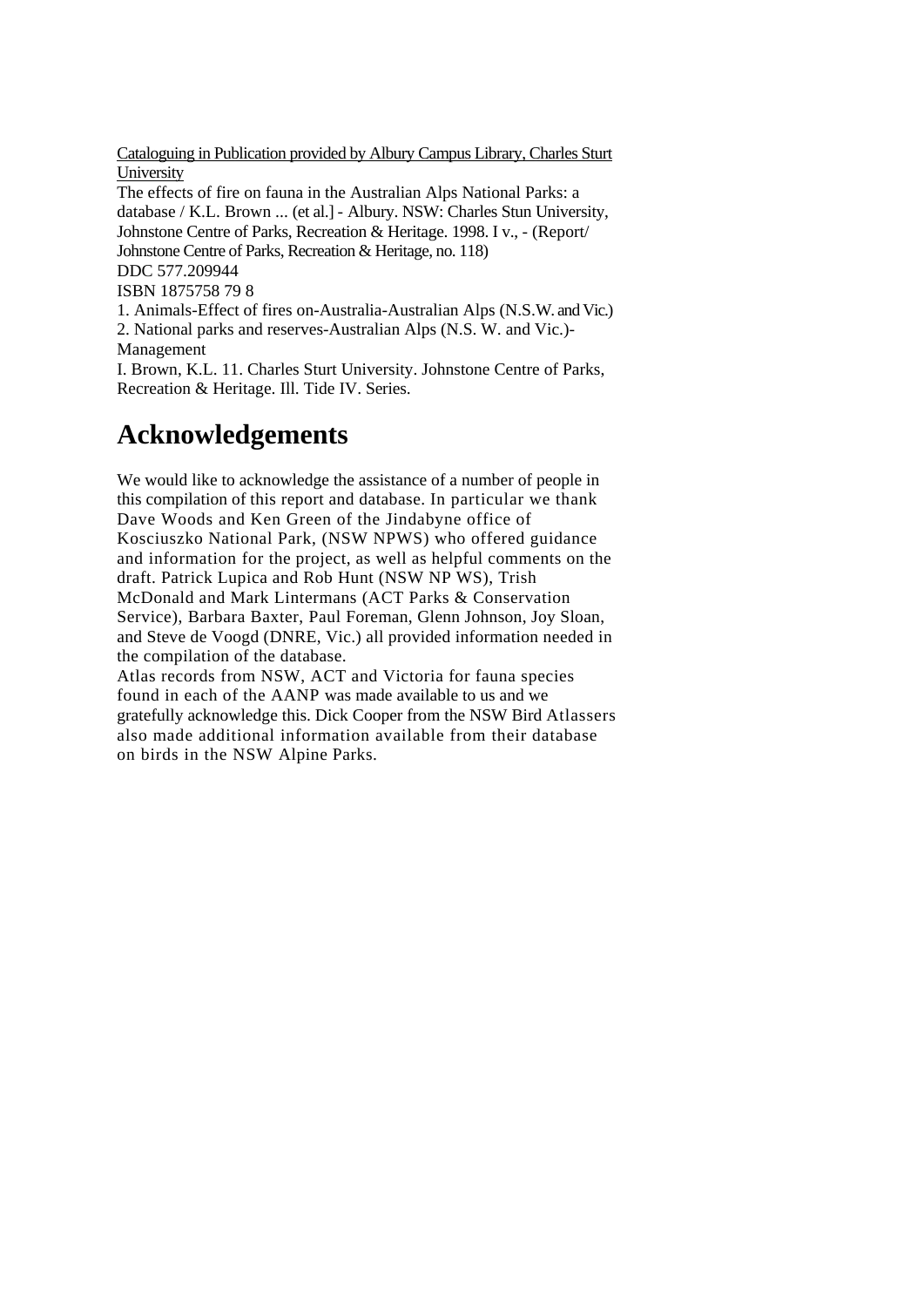Cataloguing in Publication provided by Albury Campus Library, Charles Sturt University

The effects of fire on fauna in the Australian Alps National Parks: a database / K.L. Brown ... (et al.] - Albury. NSW: Charles Stun University, Johnstone Centre of Parks, Recreation & Heritage. 1998. I v., - (Report/ Johnstone Centre of Parks, Recreation & Heritage, no. 118)

DDC 577.209944

ISBN 1875758 79 8

1. Animals-Effect of fires on-Australia-Australian Alps (N.S.W. and Vic.)
2. National parks and reserves-Australian Alps (N.S. W. and Vic.)-Management

I. Brown, K.L. 11. Charles Sturt University. Johnstone Centre of Parks, Recreation & Heritage. Ill. Tide IV. Series.

# Acknowledgements

We would like to acknowledge the assistance of a number of people in this compilation of this report and database. In particular we thank Dave Woods and Ken Green of the Jindabyne office of Kosciuszko National Park, (NSW NPWS) who offered guidance and information for the project, as well as helpful comments on the draft. Patrick Lupica and Rob Hunt (NSW NP WS), Trish McDonald and Mark Lintermans (ACT Parks & Conservation Service), Barbara Baxter, Paul Foreman, Glenn Johnson, Joy Sloan, and Steve de Voogd (DNRE, Vic.) all provided information needed in the compilation of the database.

Atlas records from NSW, ACT and Victoria for fauna species found in each of the AANP was made available to us and we gratefully acknowledge this. Dick Cooper from the NSW Bird Atlassers also made additional information available from their database on birds in the NSW Alpine Parks.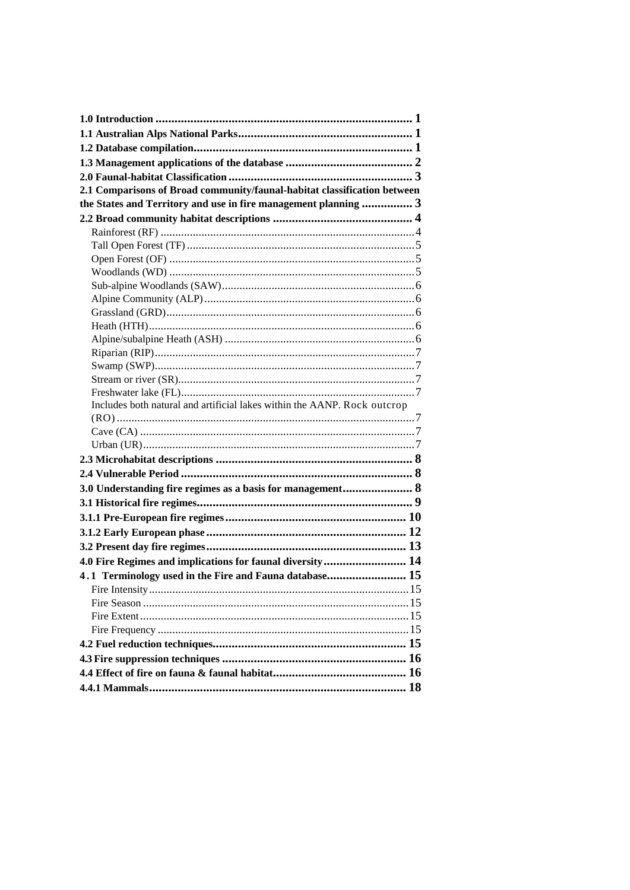**1.0 Introduction** ................................................................................ **1**
**1.1 Australian Alps National Parks**...................................................... **1**
**1.2 Database compilation**.................................................................... **1**
**1.3 Management applications of the database** ........................................ **2**
**2.0 Faunal-habitat Classification** ......................................................... **3**
**2.1 Comparisons of Broad community/faunal-habitat classification between the States and Territory and use in fire management planning** ................ **3**
**2.2 Broad community habitat descriptions** ............................................ **4**
Rainforest (RF) ......................................................................................4
Tall Open Forest (TF) .............................................................................5
Open Forest (OF) ...................................................................................5
Woodlands (WD) ...................................................................................5
Sub-alpine Woodlands (SAW).................................................................6
Alpine Community (ALP).......................................................................6
Grassland (GRD)....................................................................................6
Heath (HTH)..........................................................................................6
Alpine/subalpine Heath (ASH) ................................................................6
Riparian (RIP)........................................................................................7
Swamp (SWP)........................................................................................7
Stream or river (SR)................................................................................7
Freshwater lake (FL)...............................................................................7
Includes both natural and artificial lakes within the AANP. Rock outcrop (RO) ......................................................................................................7
Cave (CA) .............................................................................................7
Urban (UR)............................................................................................7
**2.3 Microhabitat descriptions** ............................................................. **8**
**2.4 Vulnerable Period** ........................................................................ **8**
**3.0 Understanding fire regimes as a basis for management**...................... **8**
**3.1 Historical fire regimes**................................................................... **9**
**3.1.1 Pre-European fire regimes**......................................................... **10**
**3.1.2 Early European phase** .............................................................. **12**
**3.2 Present day fire regimes**............................................................... **13**
**4.0 Fire Regimes and implications for faunal diversity**.......................... **14**
**4.1 Terminology used in the Fire and Fauna database**......................... **15**
Fire Intensity........................................................................................15
Fire Season ..........................................................................................15
Fire Extent ...........................................................................................15
Fire Frequency ......................................................................................15
**4.2 Fuel reduction techniques**............................................................ **15**
**4.3 Fire suppression techniques** ......................................................... **16**
**4.4 Effect of fire on fauna & faunal habitat**.......................................... **16**
**4.4.1 Mammals**................................................................................ **18**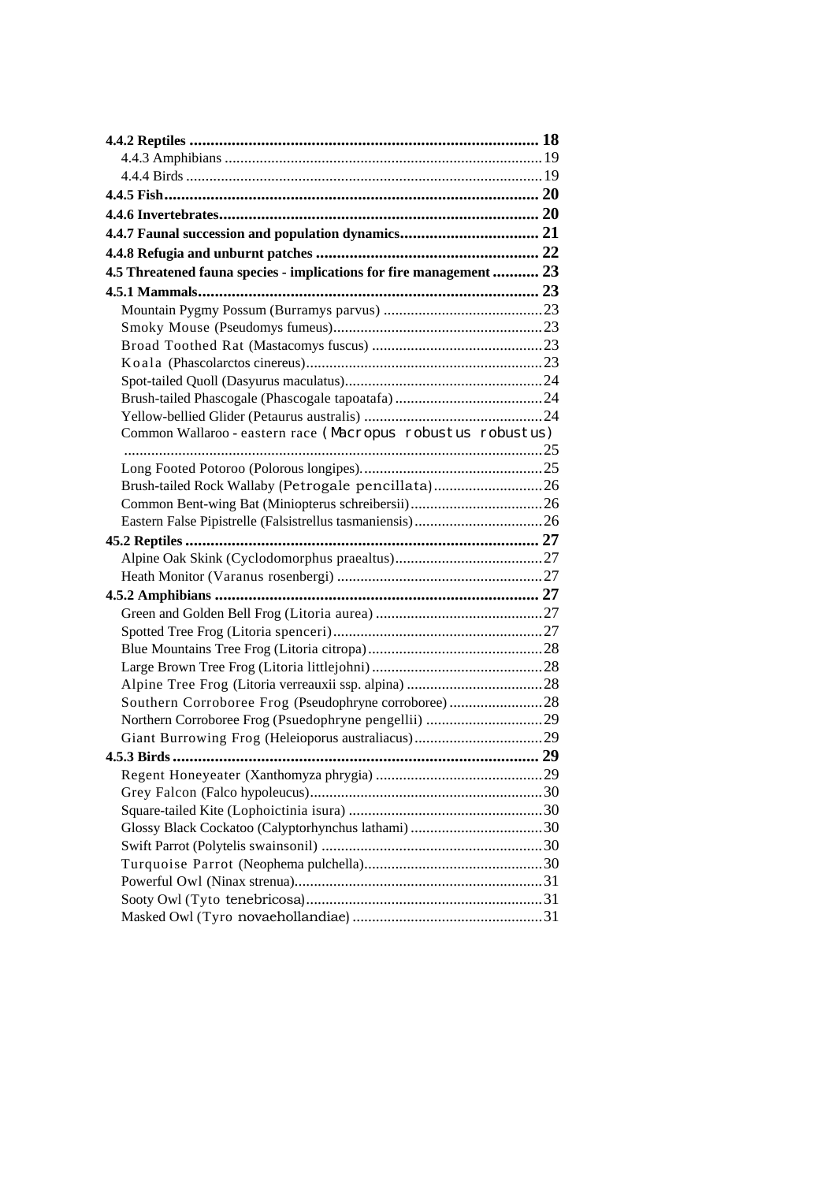**4.4.2 Reptiles .................................................................................... 18**

4.4.3 Amphibians ................................................................................ 19

4.4.4 Birds ........................................................................................... 19

**4.4.5 Fish......................................................................................... 20**

**4.4.6 Invertebrates............................................................................. 20**

**4.4.7 Faunal succession and population dynamics................................. 21**

**4.4.8 Refugia and unburnt patches ..................................................... 22**

**4.5 Threatened fauna species - implications for fire management ........... 23**

**4.5.1 Mammals.................................................................................. 23**

Mountain Pygmy Possum (Burramys parvus) ........................................23

Smoky Mouse (Pseudomys fumeus)......................................................23

Broad Toothed Rat (Mastacomys fuscus) ............................................23

Koala (Phascolarctos cinereus).............................................................23

Spot-tailed Quoll (Dasyurus maculatus)...................................................24

Brush-tailed Phascogale (Phascogale tapoatafa) ......................................24

Yellow-bellied Glider (Petaurus australis) ..............................................24

Common Wallaroo - eastern race (Macropus robustus robustus) ..........................................................................................................25

Long Footed Potoroo (Polorous longipes)...............................................25

Brush-tailed Rock Wallaby (Petrogale pencillata)...........................26

Common Bent-wing Bat (Miniopterus schreibersii)..................................26

Eastern False Pipistrelle (Falsistrellus tasmaniensis).................................26

**45.2 Reptiles .................................................................................... 27**

Alpine Oak Skink (Cyclodomorphus praealtus)......................................27

Heath Monitor (Varanus rosenbergi) ....................................................27

**4.5.2 Amphibians ............................................................................. 27**

Green and Golden Bell Frog (Litoria aurea) ...........................................27

Spotted Tree Frog (Litoria spenceri)......................................................27

Blue Mountains Tree Frog (Litoria citropa).............................................28

Large Brown Tree Frog (Litoria littlejohni)............................................28

Alpine Tree Frog (Litoria verreauxii ssp. alpina) ...................................28

Southern Corroboree Frog (Pseudophryne corroboree)........................28

Northern Corroboree Frog (Psuedophryne pengellii) .............................29

Giant Burrowing Frog (Heleioporus australiacus).................................29

**4.5.3 Birds ....................................................................................... 29**

Regent Honeyeater (Xanthomyza phrygia) ...........................................29

Grey Falcon (Falco hypoleucus)............................................................30

Square-tailed Kite (Lophoictinia isura) ..................................................30

Glossy Black Cockatoo (Calyptorhynchus lathami) ..................................30

Swift Parrot (Polytelis swainsonil) .........................................................30

Turquoise Parrot (Neophema pulchella)..............................................30

Powerful Owl (Ninax strenua)................................................................31

Sooty Owl (Tyto tenebricosa).............................................................31

Masked Owl (Tyro novaehollandiae) .................................................31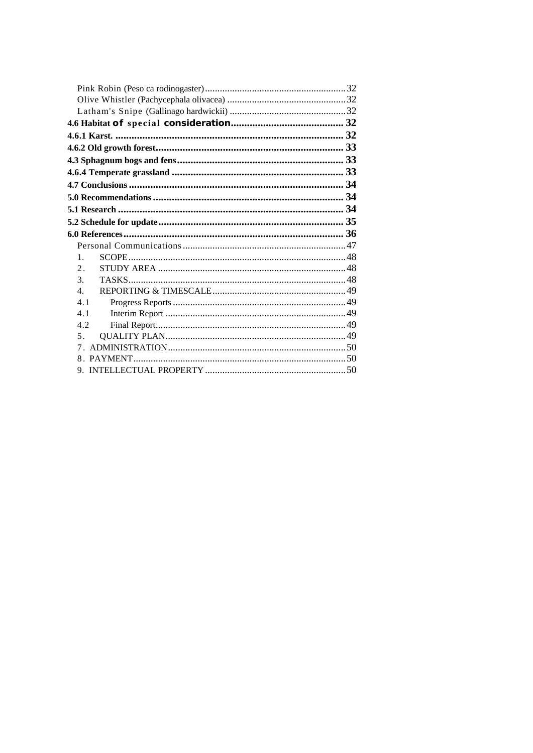Pink Robin (Peso ca rodinogaster) 32
Olive Whistler (Pachycephala olivacea) 32
Latham's Snipe (Gallinago hardwickii) 32

**4.6 Habitat of special consideration 32**

**4.6.1 Karst. 32**

**4.6.2 Old growth forest 33**

**4.3 Sphagnum bogs and fens 33**

**4.6.4 Temperate grassland 33**

**4.7 Conclusions 34**

**5.0 Recommendations 34**

**5.1 Research 34**

**5.2 Schedule for update 35**

**6.0 References 36**

Personal Communications 47

1. SCOPE 48
2. STUDY AREA 48
3. TASKS 48
4. REPORTING & TIMESCALE 49

4.1 Progress Reports 49

4.1 Interim Report 49

4.2 Final Report 49

5. QUALITY PLAN 49
7. ADMINISTRATION 50
8. PAYMENT 50
9. INTELLECTUAL PROPERTY 50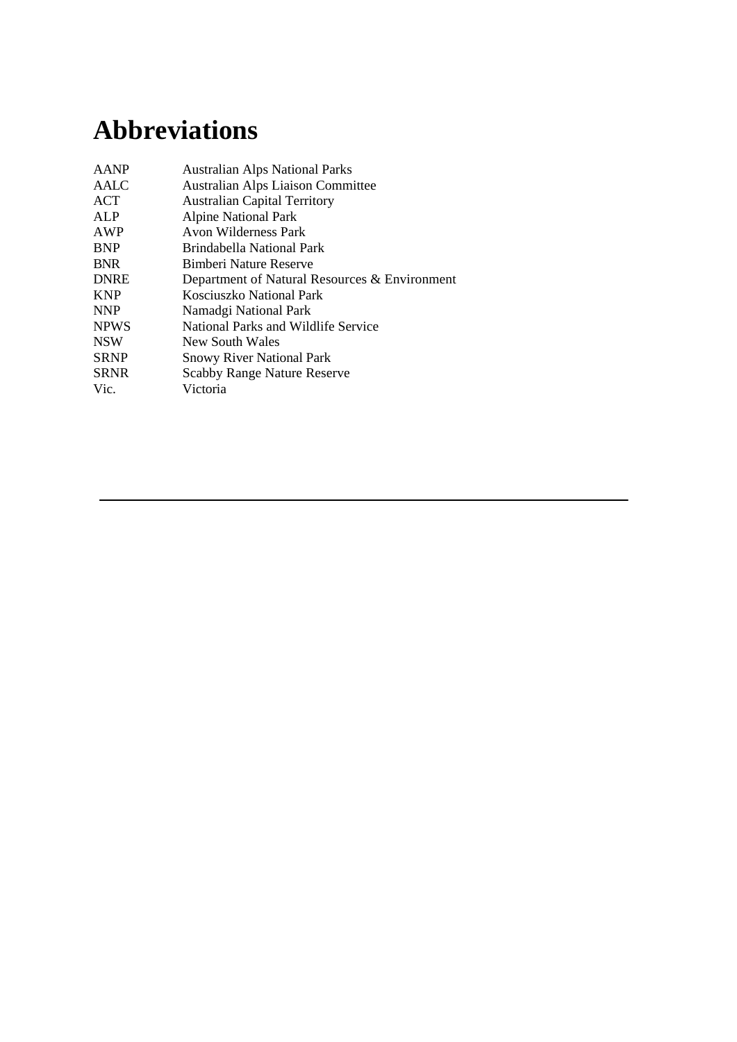# Abbreviations

| | |
|---|---|
| AANP | Australian Alps National Parks |
| AALC | Australian Alps Liaison Committee |
| ACT | Australian Capital Territory |
| ALP | Alpine National Park |
| AWP | Avon Wilderness Park |
| BNP | Brindabella National Park |
| BNR | Bimberi Nature Reserve |
| DNRE | Department of Natural Resources & Environment |
| KNP | Kosciuszko National Park |
| NNP | Namadgi National Park |
| NPWS | National Parks and Wildlife Service |
| NSW | New South Wales |
| SRNP | Snowy River National Park |
| SRNR | Scabby Range Nature Reserve |
| Vic. | Victoria |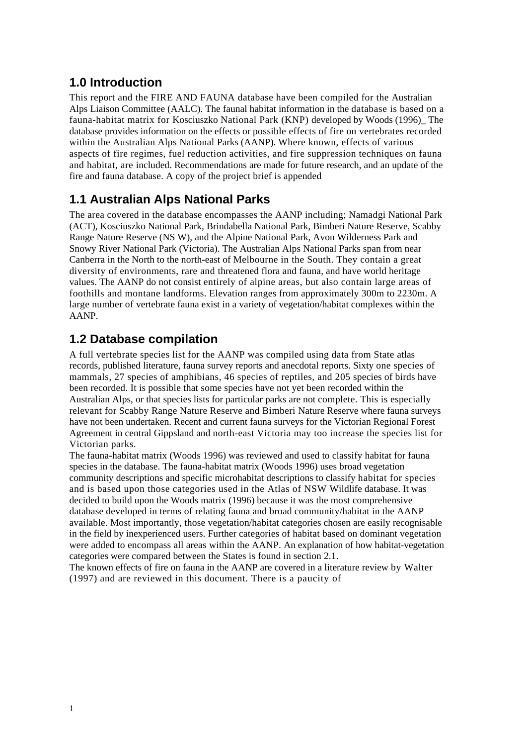## 1.0 Introduction

This report and the FIRE AND FAUNA database have been compiled for the Australian Alps Liaison Committee (AALC). The faunal habitat information in the database is based on a fauna-habitat matrix for Kosciuszko National Park (KNP) developed by Woods (1996)_ The database provides information on the effects or possible effects of fire on vertebrates recorded within the Australian Alps National Parks (AANP). Where known, effects of various aspects of fire regimes, fuel reduction activities, and fire suppression techniques on fauna and habitat, are included. Recommendations are made for future research, and an update of the fire and fauna database. A copy of the project brief is appended

## 1.1 Australian Alps National Parks

The area covered in the database encompasses the AANP including; Namadgi National Park (ACT), Kosciuszko National Park, Brindabella National Park, Bimberi Nature Reserve, Scabby Range Nature Reserve (NS W), and the Alpine National Park, Avon Wilderness Park and Snowy River National Park (Victoria). The Australian Alps National Parks span from near Canberra in the North to the north-east of Melbourne in the South. They contain a great diversity of environments, rare and threatened flora and fauna, and have world heritage values. The AANP do not consist entirely of alpine areas, but also contain large areas of foothills and montane landforms. Elevation ranges from approximately 300m to 2230m. A large number of vertebrate fauna exist in a variety of vegetation/habitat complexes within the AANP.

## 1.2 Database compilation

A full vertebrate species list for the AANP was compiled using data from State atlas records, published literature, fauna survey reports and anecdotal reports. Sixty one species of mammals, 27 species of amphibians, 46 species of reptiles, and 205 species of birds have been recorded. It is possible that some species have not yet been recorded within the Australian Alps, or that species lists for particular parks are not complete. This is especially relevant for Scabby Range Nature Reserve and Bimberi Nature Reserve where fauna surveys have not been undertaken. Recent and current fauna surveys for the Victorian Regional Forest Agreement in central Gippsland and north-east Victoria may too increase the species list for Victorian parks.

The fauna-habitat matrix (Woods 1996) was reviewed and used to classify habitat for fauna species in the database. The fauna-habitat matrix (Woods 1996) uses broad vegetation community descriptions and specific microhabitat descriptions to classify habitat for species and is based upon those categories used in the Atlas of NSW Wildlife database. It was decided to build upon the Woods matrix (1996) because it was the most comprehensive database developed in terms of relating fauna and broad community/habitat in the AANP available. Most importantly, those vegetation/habitat categories chosen are easily recognisable in the field by inexperienced users. Further categories of habitat based on dominant vegetation were added to encompass all areas within the AANP. An explanation of how habitat-vegetation categories were compared between the States is found in section 2.1.

The known effects of fire on fauna in the AANP are covered in a literature review by Walter (1997) and are reviewed in this document. There is a paucity of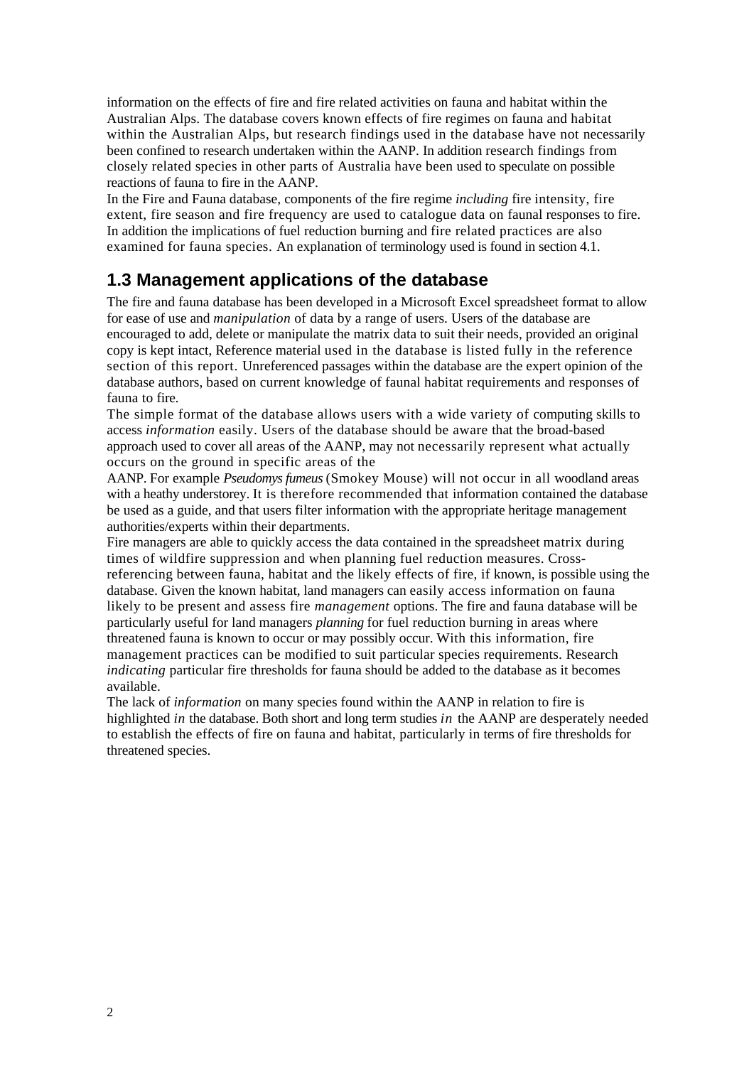information on the effects of fire and fire related activities on fauna and habitat within the Australian Alps. The database covers known effects of fire regimes on fauna and habitat within the Australian Alps, but research findings used in the database have not necessarily been confined to research undertaken within the AANP. In addition research findings from closely related species in other parts of Australia have been used to speculate on possible reactions of fauna to fire in the AANP.

In the Fire and Fauna database, components of the fire regime *including* fire intensity, fire extent, fire season and fire frequency are used to catalogue data on faunal responses to fire. In addition the implications of fuel reduction burning and fire related practices are also examined for fauna species. An explanation of terminology used is found in section 4.1.

## 1.3 Management applications of the database

The fire and fauna database has been developed in a Microsoft Excel spreadsheet format to allow for ease of use and *manipulation* of data by a range of users. Users of the database are encouraged to add, delete or manipulate the matrix data to suit their needs, provided an original copy is kept intact, Reference material used in the database is listed fully in the reference section of this report. Unreferenced passages within the database are the expert opinion of the database authors, based on current knowledge of faunal habitat requirements and responses of fauna to fire.

The simple format of the database allows users with a wide variety of computing skills to access *information* easily. Users of the database should be aware that the broad-based approach used to cover all areas of the AANP, may not necessarily represent what actually occurs on the ground in specific areas of the AANP. For example *Pseudomys fumeus* (Smokey Mouse) will not occur in all woodland areas with a heathy understorey. It is therefore recommended that information contained the database be used as a guide, and that users filter information with the appropriate heritage management authorities/experts within their departments.

Fire managers are able to quickly access the data contained in the spreadsheet matrix during times of wildfire suppression and when planning fuel reduction measures. Cross-referencing between fauna, habitat and the likely effects of fire, if known, is possible using the database. Given the known habitat, land managers can easily access information on fauna likely to be present and assess fire *management* options. The fire and fauna database will be particularly useful for land managers *planning* for fuel reduction burning in areas where threatened fauna is known to occur or may possibly occur. With this information, fire management practices can be modified to suit particular species requirements. Research *indicating* particular fire thresholds for fauna should be added to the database as it becomes available.

The lack of *information* on many species found within the AANP in relation to fire is highlighted *in* the database. Both short and long term studies *in* the AANP are desperately needed to establish the effects of fire on fauna and habitat, particularly in terms of fire thresholds for threatened species.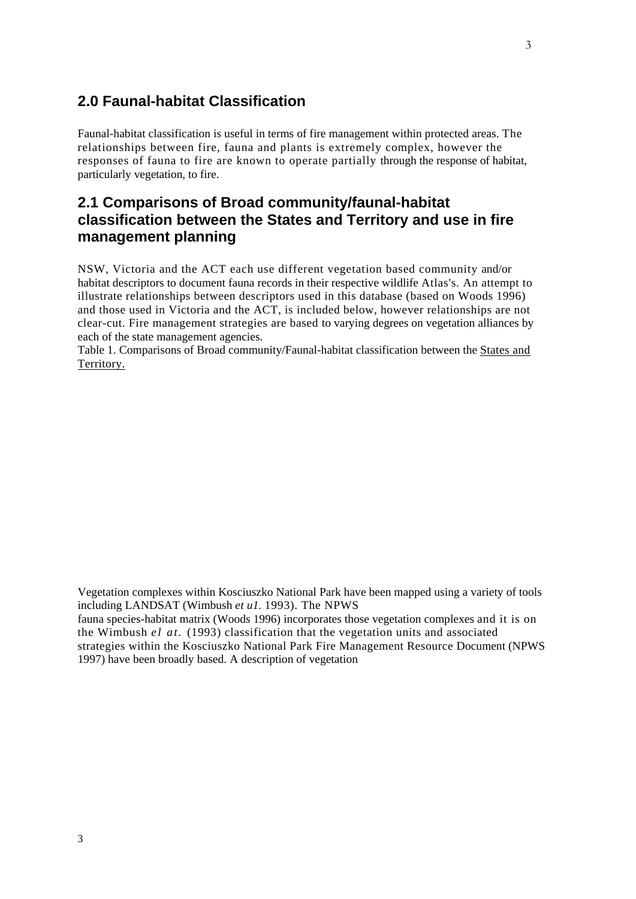## 2.0 Faunal-habitat Classification

Faunal-habitat classification is useful in terms of fire management within protected areas. The relationships between fire, fauna and plants is extremely complex, however the responses of fauna to fire are known to operate partially through the response of habitat, particularly vegetation, to fire.

## 2.1 Comparisons of Broad community/faunal-habitat classification between the States and Territory and use in fire management planning

NSW, Victoria and the ACT each use different vegetation based community and/or habitat descriptors to document fauna records in their respective wildlife Atlas's. An attempt to illustrate relationships between descriptors used in this database (based on Woods 1996) and those used in Victoria and the ACT, is included below, however relationships are not clear-cut. Fire management strategies are based to varying degrees on vegetation alliances by each of the state management agencies.

Table 1. Comparisons of Broad community/Faunal-habitat classification between the States and Territory.

Vegetation complexes within Kosciuszko National Park have been mapped using a variety of tools including LANDSAT (Wimbush *et u1.* 1993). The NPWS fauna species-habitat matrix (Woods 1996) incorporates those vegetation complexes and it is on the Wimbush *el at.* (1993) classification that the vegetation units and associated strategies within the Kosciuszko National Park Fire Management Resource Document (NPWS 1997) have been broadly based. A description of vegetation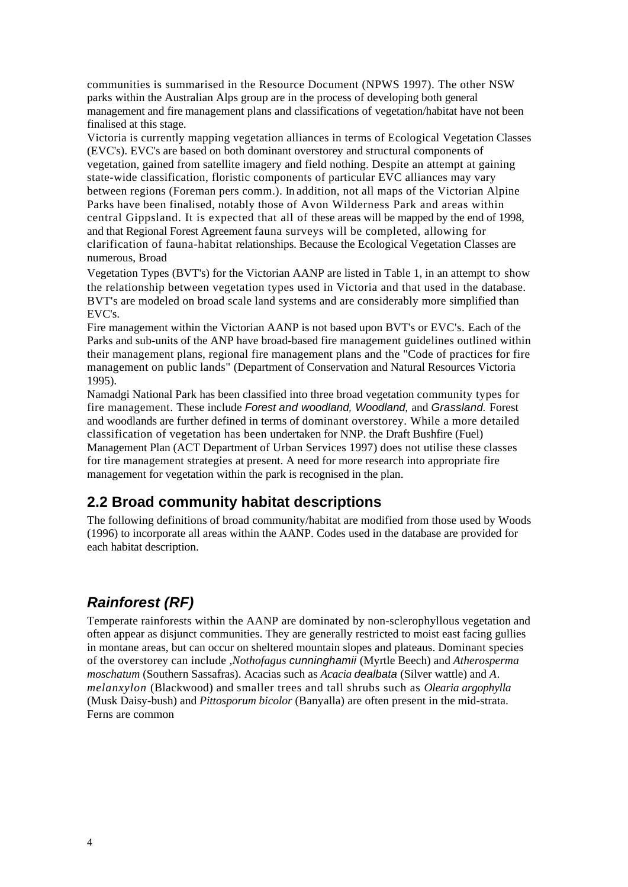communities is summarised in the Resource Document (NPWS 1997). The other NSW parks within the Australian Alps group are in the process of developing both general management and fire management plans and classifications of vegetation/habitat have not been finalised at this stage.

Victoria is currently mapping vegetation alliances in terms of Ecological Vegetation Classes (EVC's). EVC's are based on both dominant overstorey and structural components of vegetation, gained from satellite imagery and field nothing. Despite an attempt at gaining state-wide classification, floristic components of particular EVC alliances may vary between regions (Foreman pers comm.). In addition, not all maps of the Victorian Alpine Parks have been finalised, notably those of Avon Wilderness Park and areas within central Gippsland. It is expected that all of these areas will be mapped by the end of 1998, and that Regional Forest Agreement fauna surveys will be completed, allowing for clarification of fauna-habitat relationships. Because the Ecological Vegetation Classes are numerous, Broad Vegetation Types (BVT's) for the Victorian AANP are listed in Table 1, in an attempt to show the relationship between vegetation types used in Victoria and that used in the database. BVT's are modeled on broad scale land systems and are considerably more simplified than EVC's.

Fire management within the Victorian AANP is not based upon BVT's or EVC's. Each of the Parks and sub-units of the ANP have broad-based fire management guidelines outlined within their management plans, regional fire management plans and the "Code of practices for fire management on public lands" (Department of Conservation and Natural Resources Victoria 1995).

Namadgi National Park has been classified into three broad vegetation community types for fire management. These include *Forest and woodland, Woodland,* and *Grassland.* Forest and woodlands are further defined in terms of dominant overstorey. While a more detailed classification of vegetation has been undertaken for NNP. the Draft Bushfire (Fuel) Management Plan (ACT Department of Urban Services 1997) does not utilise these classes for tire management strategies at present. A need for more research into appropriate fire management for vegetation within the park is recognised in the plan.

## 2.2 Broad community habitat descriptions

The following definitions of broad community/habitat are modified from those used by Woods (1996) to incorporate all areas within the AANP. Codes used in the database are provided for each habitat description.

### *Rainforest (RF)*

Temperate rainforests within the AANP are dominated by non-sclerophyllous vegetation and often appear as disjunct communities. They are generally restricted to moist east facing gullies in montane areas, but can occur on sheltered mountain slopes and plateaus. Dominant species of the overstorey can include ,*Nothofagus cunninghamii* (Myrtle Beech) and *Atherosperma moschatum* (Southern Sassafras). Acacias such as *Acacia dealbata* (Silver wattle) and *A. melanxylon* (Blackwood) and smaller trees and tall shrubs such as *Olearia argophylla* (Musk Daisy-bush) and *Pittosporum bicolor* (Banyalla) are often present in the mid-strata. Ferns are common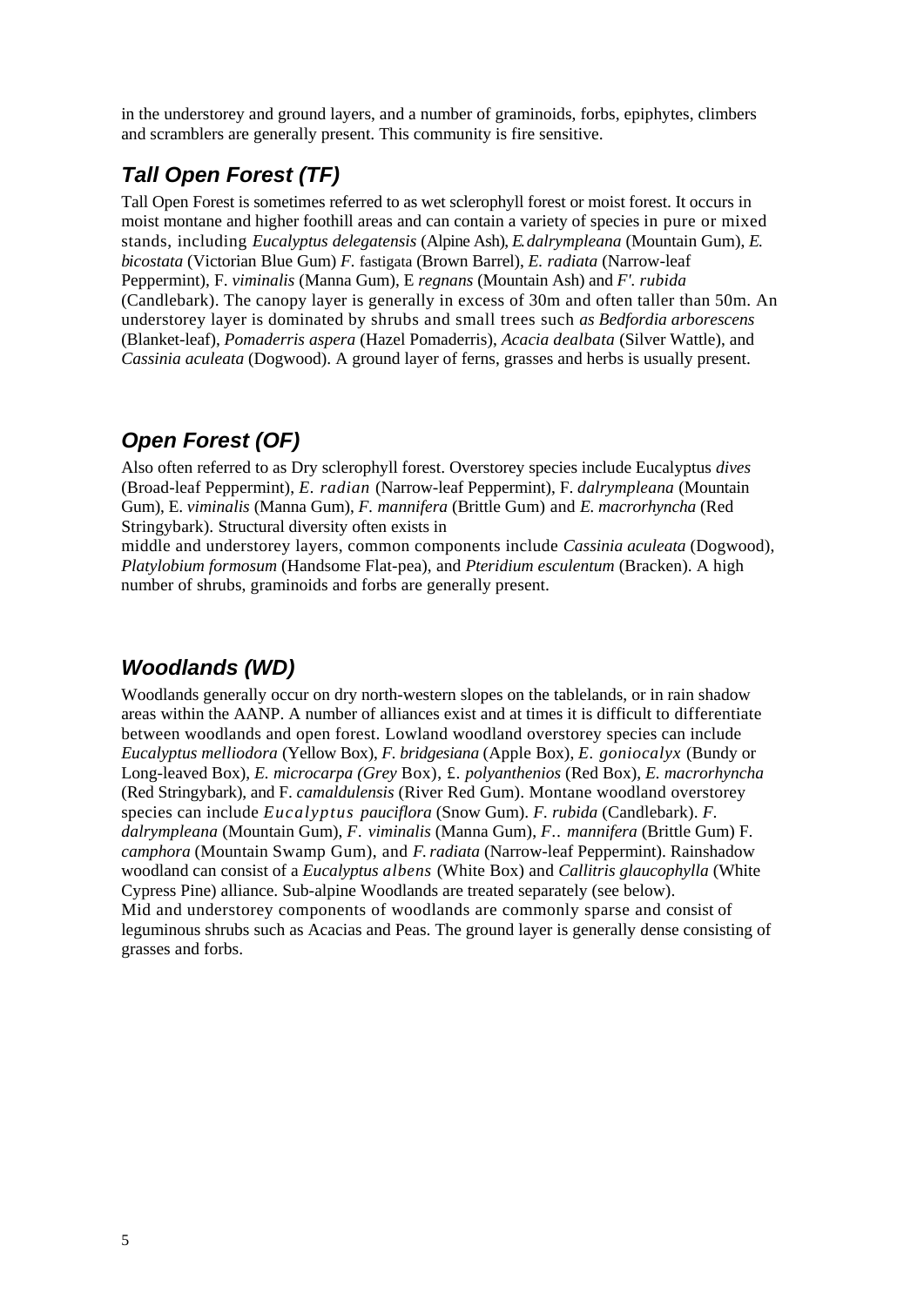in the understorey and ground layers, and a number of graminoids, forbs, epiphytes, climbers and scramblers are generally present. This community is fire sensitive.

## *Tall Open Forest (TF)*

Tall Open Forest is sometimes referred to as wet sclerophyll forest or moist forest. It occurs in moist montane and higher foothill areas and can contain a variety of species in pure or mixed stands, including *Eucalyptus delegatensis* (Alpine Ash), *E. dalrympleana* (Mountain Gum), *E. bicostata* (Victorian Blue Gum) *F.* fastigata (Brown Barrel), *E. radiata* (Narrow-leaf Peppermint), F. *viminalis* (Manna Gum), E *regnans* (Mountain Ash) and *F'. rubida* (Candlebark). The canopy layer is generally in excess of 30m and often taller than 50m. An understorey layer is dominated by shrubs and small trees such *as Bedfordia arborescens* (Blanket-leaf), *Pomaderris aspera* (Hazel Pomaderris), *Acacia dealbata* (Silver Wattle), and *Cassinia aculeata* (Dogwood). A ground layer of ferns, grasses and herbs is usually present.

## *Open Forest (OF)*

Also often referred to as Dry sclerophyll forest. Overstorey species include Eucalyptus *dives* (Broad-leaf Peppermint), *E. radian* (Narrow-leaf Peppermint), F. *dalrympleana* (Mountain Gum), E. *viminalis* (Manna Gum), *F. mannifera* (Brittle Gum) and *E. macrorhyncha* (Red Stringybark). Structural diversity often exists in middle and understorey layers, common components include *Cassinia aculeata* (Dogwood), *Platylobium formosum* (Handsome Flat-pea), and *Pteridium esculentum* (Bracken). A high number of shrubs, graminoids and forbs are generally present.

## *Woodlands (WD)*

Woodlands generally occur on dry north-western slopes on the tablelands, or in rain shadow areas within the AANP. A number of alliances exist and at times it is difficult to differentiate between woodlands and open forest. Lowland woodland overstorey species can include *Eucalyptus melliodora* (Yellow Box), *F. bridgesiana* (Apple Box), *E. goniocalyx* (Bundy or Long-leaved Box), *E. microcarpa (Grey* Box), £. *polyanthenios* (Red Box), *E. macrorhyncha* (Red Stringybark), and F. *camaldulensis* (River Red Gum). Montane woodland overstorey species can include *Eucalyptus pauciflora* (Snow Gum). *F. rubida* (Candlebark). *F. dalrympleana* (Mountain Gum), *F. viminalis* (Manna Gum), *F.. mannifera* (Brittle Gum) F. *camphora* (Mountain Swamp Gum), and *F. radiata* (Narrow-leaf Peppermint). Rainshadow woodland can consist of a *Eucalyptus albens* (White Box) and *Callitris glaucophylla* (White Cypress Pine) alliance. Sub-alpine Woodlands are treated separately (see below).
Mid and understorey components of woodlands are commonly sparse and consist of leguminous shrubs such as Acacias and Peas. The ground layer is generally dense consisting of grasses and forbs.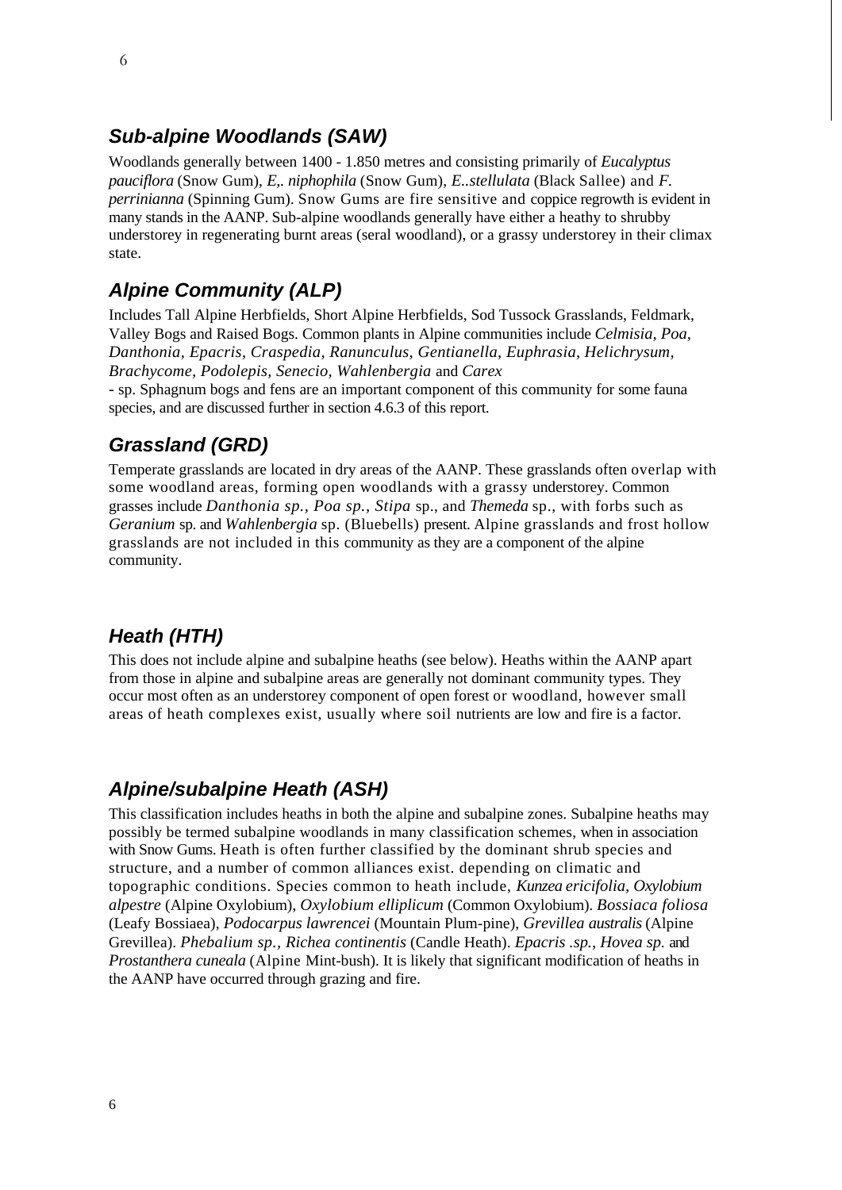## *Sub-alpine Woodlands (SAW)*

Woodlands generally between 1400 - 1.850 metres and consisting primarily of *Eucalyptus pauciflora* (Snow Gum), *E,. niphophila* (Snow Gum), *E..stellulata* (Black Sallee) and *F. perrinianna* (Spinning Gum). Snow Gums are fire sensitive and coppice regrowth is evident in many stands in the AANP. Sub-alpine woodlands generally have either a heathy to shrubby understorey in regenerating burnt areas (seral woodland), or a grassy understorey in their climax state.

## *Alpine Community (ALP)*

Includes Tall Alpine Herbfields, Short Alpine Herbfields, Sod Tussock Grasslands, Feldmark, Valley Bogs and Raised Bogs. Common plants in Alpine communities include *Celmisia, Poa, Danthonia, Epacris, Craspedia, Ranunculus, Gentianella, Euphrasia, Helichrysum, Brachycome, Podolepis, Senecio, Wahlenbergia* and *Carex*

- sp. Sphagnum bogs and fens are an important component of this community for some fauna species, and are discussed further in section 4.6.3 of this report.

## *Grassland (GRD)*

Temperate grasslands are located in dry areas of the AANP. These grasslands often overlap with some woodland areas, forming open woodlands with a grassy understorey. Common grasses include *Danthonia sp., Poa sp., Stipa* sp., and *Themeda* sp., with forbs such as *Geranium* sp. and *Wahlenbergia* sp. (Bluebells) present. Alpine grasslands and frost hollow grasslands are not included in this community as they are a component of the alpine community.

## *Heath (HTH)*

This does not include alpine and subalpine heaths (see below). Heaths within the AANP apart from those in alpine and subalpine areas are generally not dominant community types. They occur most often as an understorey component of open forest or woodland, however small areas of heath complexes exist, usually where soil nutrients are low and fire is a factor.

## *Alpine/subalpine Heath (ASH)*

This classification includes heaths in both the alpine and subalpine zones. Subalpine heaths may possibly be termed subalpine woodlands in many classification schemes, when in association with Snow Gums. Heath is often further classified by the dominant shrub species and structure, and a number of common alliances exist. depending on climatic and topographic conditions. Species common to heath include, *Kunzea ericifolia, Oxylobium alpestre* (Alpine Oxylobium), *Oxylobium elliplicum* (Common Oxylobium). *Bossiaca foliosa* (Leafy Bossiaea), *Podocarpus lawrencei* (Mountain Plum-pine), *Grevillea australis* (Alpine Grevillea). *Phebalium sp., Richea continentis* (Candle Heath). *Epacris .sp., Hovea sp.* and *Prostanthera cuneala* (Alpine Mint-bush). It is likely that significant modification of heaths in the AANP have occurred through grazing and fire.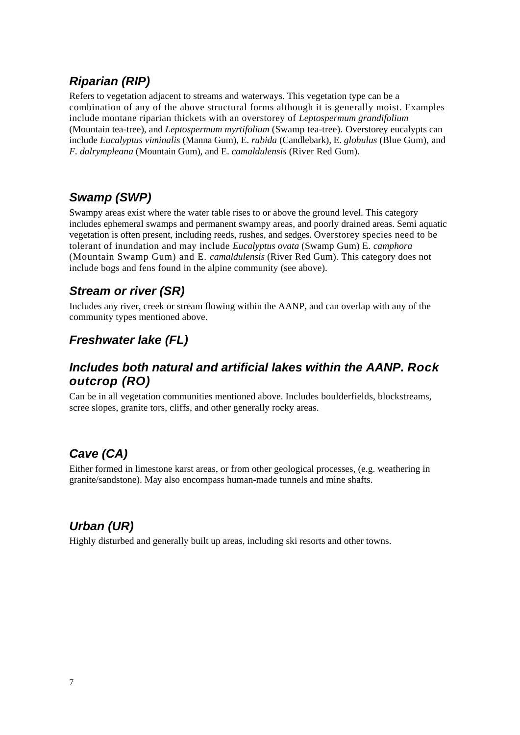### *Riparian (RIP)*

Refers to vegetation adjacent to streams and waterways. This vegetation type can be a combination of any of the above structural forms although it is generally moist. Examples include montane riparian thickets with an overstorey of *Leptospermum grandifolium* (Mountain tea-tree), and *Leptospermum myrtifolium* (Swamp tea-tree). Overstorey eucalypts can include *Eucalyptus viminalis* (Manna Gum), E. *rubida* (Candlebark), E. *globulus* (Blue Gum), and *F. dalrympleana* (Mountain Gum), and E. *camaldulensis* (River Red Gum).

### *Swamp (SWP)*

Swampy areas exist where the water table rises to or above the ground level. This category includes ephemeral swamps and permanent swampy areas, and poorly drained areas. Semi aquatic vegetation is often present, including reeds, rushes, and sedges. Overstorey species need to be tolerant of inundation and may include *Eucalyptus ovata* (Swamp Gum) E. *camphora* (Mountain Swamp Gum) and E. *camaldulensis* (River Red Gum). This category does not include bogs and fens found in the alpine community (see above).

### *Stream or river (SR)*

Includes any river, creek or stream flowing within the AANP, and can overlap with any of the community types mentioned above.

### *Freshwater lake (FL)*

### *Includes both natural and artificial lakes within the AANP. Rock outcrop (RO)*

Can be in all vegetation communities mentioned above. Includes boulderfields, blockstreams, scree slopes, granite tors, cliffs, and other generally rocky areas.

### *Cave (CA)*

Either formed in limestone karst areas, or from other geological processes, (e.g. weathering in granite/sandstone). May also encompass human-made tunnels and mine shafts.

### *Urban (UR)*

Highly disturbed and generally built up areas, including ski resorts and other towns.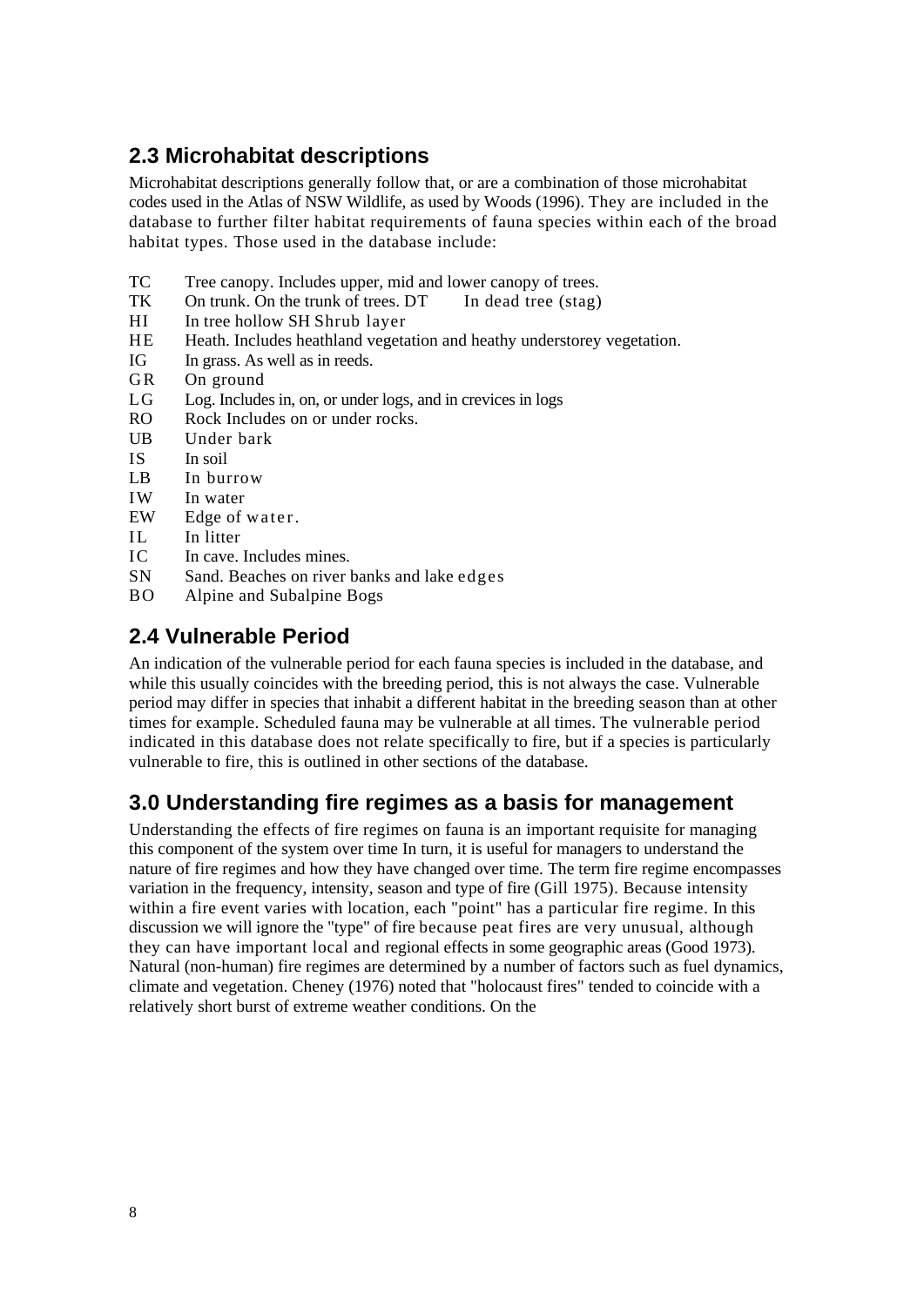## 2.3 Microhabitat descriptions

Microhabitat descriptions generally follow that, or are a combination of those microhabitat codes used in the Atlas of NSW Wildlife, as used by Woods (1996). They are included in the database to further filter habitat requirements of fauna species within each of the broad habitat types. Those used in the database include:

TC Tree canopy. Includes upper, mid and lower canopy of trees.
TK On trunk. On the trunk of trees. DT In dead tree (stag)
HI In tree hollow SH Shrub layer
HE Heath. Includes heathland vegetation and heathy understorey vegetation.
IG In grass. As well as in reeds.
GR On ground
LG Log. Includes in, on, or under logs, and in crevices in logs
RO Rock Includes on or under rocks.
UB Under bark
IS In soil
LB In burrow
IW In water
EW Edge of water.
IL In litter
IC In cave. Includes mines.
SN Sand. Beaches on river banks and lake edges
BO Alpine and Subalpine Bogs

## 2.4 Vulnerable Period

An indication of the vulnerable period for each fauna species is included in the database, and while this usually coincides with the breeding period, this is not always the case. Vulnerable period may differ in species that inhabit a different habitat in the breeding season than at other times for example. Scheduled fauna may be vulnerable at all times. The vulnerable period indicated in this database does not relate specifically to fire, but if a species is particularly vulnerable to fire, this is outlined in other sections of the database.

## 3.0 Understanding fire regimes as a basis for management

Understanding the effects of fire regimes on fauna is an important requisite for managing this component of the system over time In turn, it is useful for managers to understand the nature of fire regimes and how they have changed over time. The term fire regime encompasses variation in the frequency, intensity, season and type of fire (Gill 1975). Because intensity within a fire event varies with location, each "point" has a particular fire regime. In this discussion we will ignore the "type" of fire because peat fires are very unusual, although they can have important local and regional effects in some geographic areas (Good 1973). Natural (non-human) fire regimes are determined by a number of factors such as fuel dynamics, climate and vegetation. Cheney (1976) noted that "holocaust fires" tended to coincide with a relatively short burst of extreme weather conditions. On the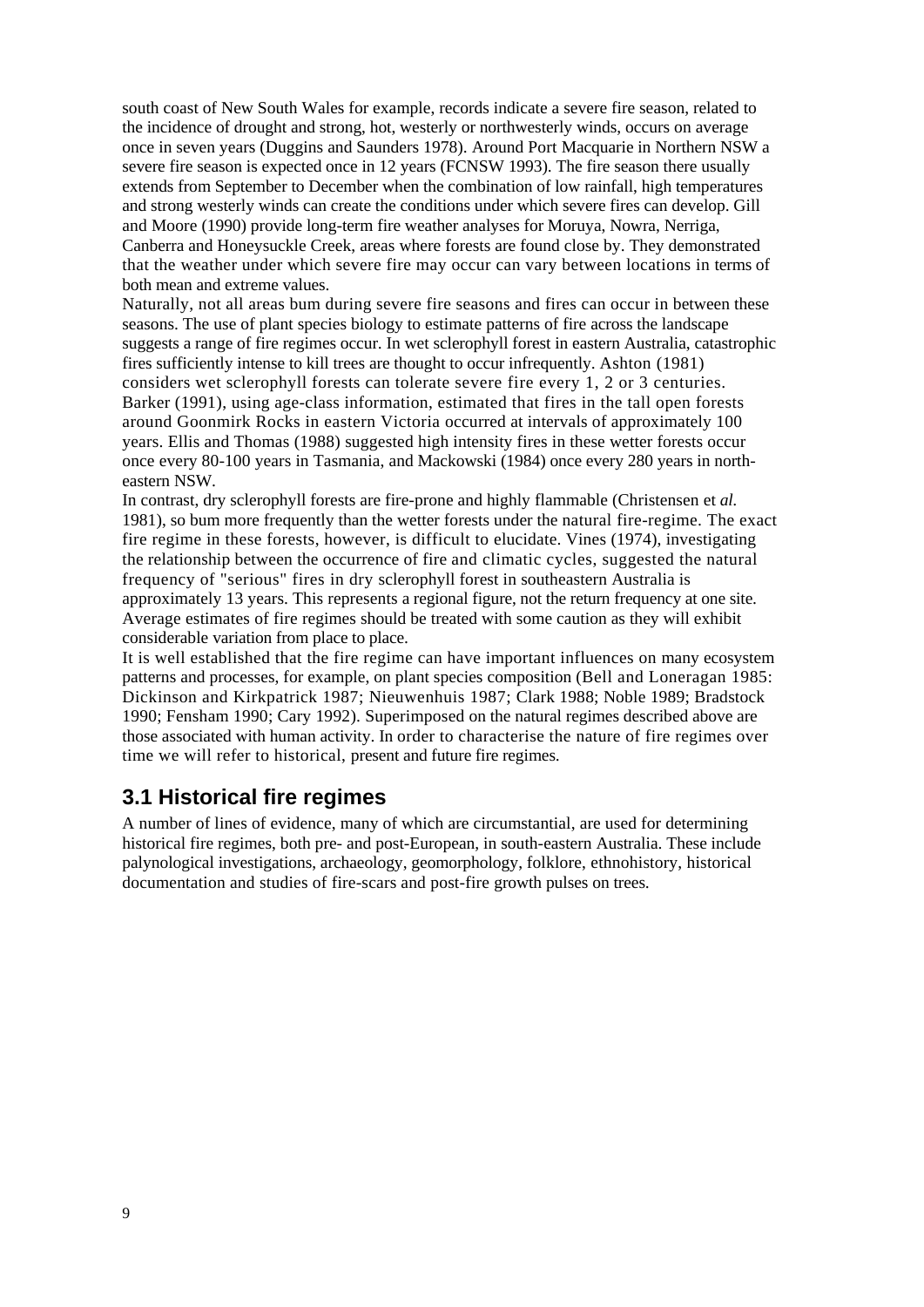south coast of New South Wales for example, records indicate a severe fire season, related to the incidence of drought and strong, hot, westerly or northwesterly winds, occurs on average once in seven years (Duggins and Saunders 1978). Around Port Macquarie in Northern NSW a severe fire season is expected once in 12 years (FCNSW 1993). The fire season there usually extends from September to December when the combination of low rainfall, high temperatures and strong westerly winds can create the conditions under which severe fires can develop. Gill and Moore (1990) provide long-term fire weather analyses for Moruya, Nowra, Nerriga, Canberra and Honeysuckle Creek, areas where forests are found close by. They demonstrated that the weather under which severe fire may occur can vary between locations in terms of both mean and extreme values.

Naturally, not all areas bum during severe fire seasons and fires can occur in between these seasons. The use of plant species biology to estimate patterns of fire across the landscape suggests a range of fire regimes occur. In wet sclerophyll forest in eastern Australia, catastrophic fires sufficiently intense to kill trees are thought to occur infrequently. Ashton (1981) considers wet sclerophyll forests can tolerate severe fire every 1, 2 or 3 centuries. Barker (1991), using age-class information, estimated that fires in the tall open forests around Goonmirk Rocks in eastern Victoria occurred at intervals of approximately 100 years. Ellis and Thomas (1988) suggested high intensity fires in these wetter forests occur once every 80-100 years in Tasmania, and Mackowski (1984) once every 280 years in north-eastern NSW.

In contrast, dry sclerophyll forests are fire-prone and highly flammable (Christensen et *al.* 1981), so bum more frequently than the wetter forests under the natural fire-regime. The exact fire regime in these forests, however, is difficult to elucidate. Vines (1974), investigating the relationship between the occurrence of fire and climatic cycles, suggested the natural frequency of "serious" fires in dry sclerophyll forest in southeastern Australia is approximately 13 years. This represents a regional figure, not the return frequency at one site. Average estimates of fire regimes should be treated with some caution as they will exhibit considerable variation from place to place.

It is well established that the fire regime can have important influences on many ecosystem patterns and processes, for example, on plant species composition (Bell and Loneragan 1985: Dickinson and Kirkpatrick 1987; Nieuwenhuis 1987; Clark 1988; Noble 1989; Bradstock 1990; Fensham 1990; Cary 1992). Superimposed on the natural regimes described above are those associated with human activity. In order to characterise the nature of fire regimes over time we will refer to historical, present and future fire regimes.

## 3.1 Historical fire regimes

A number of lines of evidence, many of which are circumstantial, are used for determining historical fire regimes, both pre- and post-European, in south-eastern Australia. These include palynological investigations, archaeology, geomorphology, folklore, ethnohistory, historical documentation and studies of fire-scars and post-fire growth pulses on trees.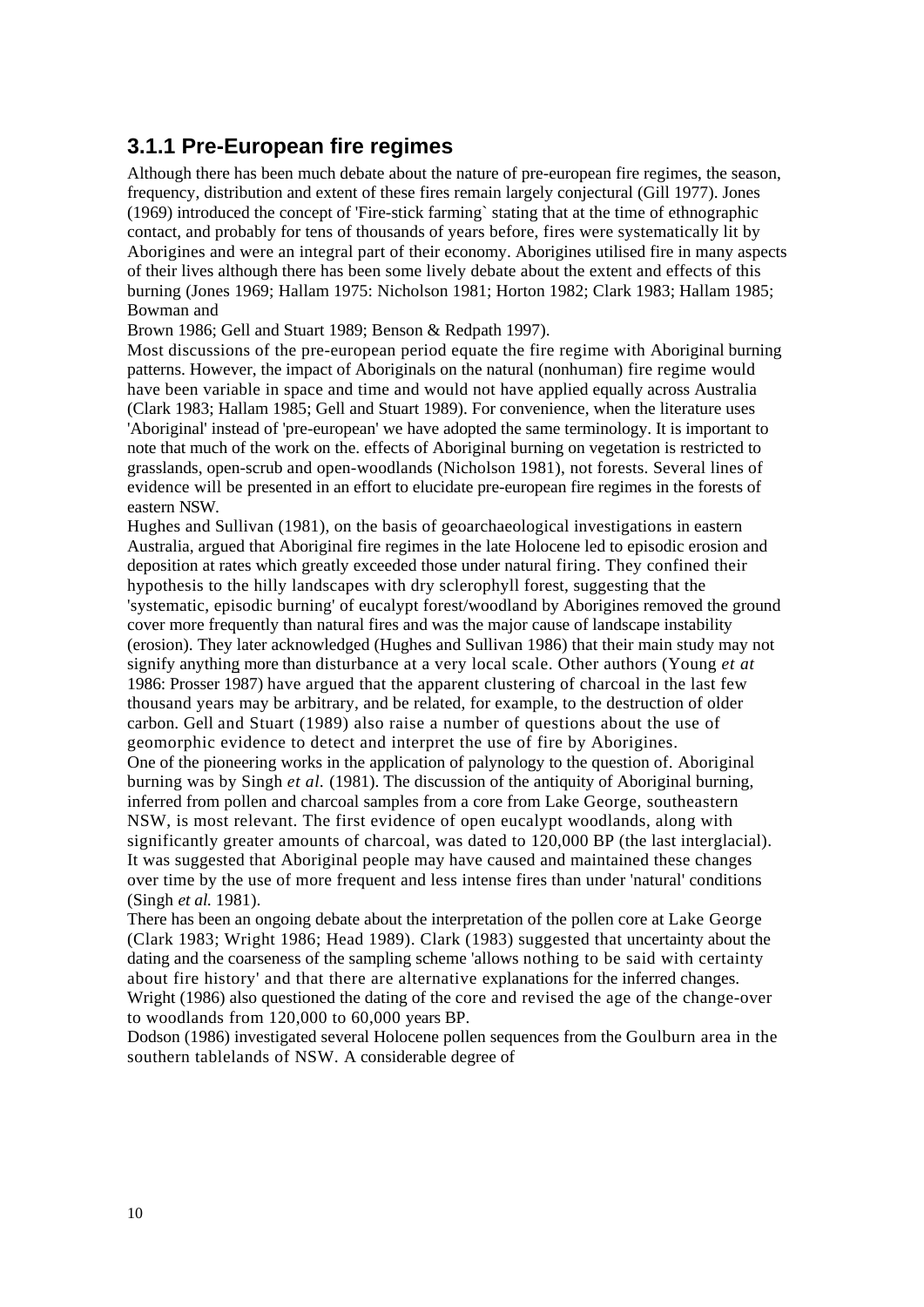### 3.1.1 Pre-European fire regimes

Although there has been much debate about the nature of pre-european fire regimes, the season, frequency, distribution and extent of these fires remain largely conjectural (Gill 1977). Jones (1969) introduced the concept of 'Fire-stick farming` stating that at the time of ethnographic contact, and probably for tens of thousands of years before, fires were systematically lit by Aborigines and were an integral part of their economy. Aborigines utilised fire in many aspects of their lives although there has been some lively debate about the extent and effects of this burning (Jones 1969; Hallam 1975: Nicholson 1981; Horton 1982; Clark 1983; Hallam 1985; Bowman and Brown 1986; Gell and Stuart 1989; Benson & Redpath 1997).

Most discussions of the pre-european period equate the fire regime with Aboriginal burning patterns. However, the impact of Aboriginals on the natural (nonhuman) fire regime would have been variable in space and time and would not have applied equally across Australia (Clark 1983; Hallam 1985; Gell and Stuart 1989). For convenience, when the literature uses 'Aboriginal' instead of 'pre-european' we have adopted the same terminology. It is important to note that much of the work on the. effects of Aboriginal burning on vegetation is restricted to grasslands, open-scrub and open-woodlands (Nicholson 1981), not forests. Several lines of evidence will be presented in an effort to elucidate pre-european fire regimes in the forests of eastern NSW.

Hughes and Sullivan (1981), on the basis of geoarchaeological investigations in eastern Australia, argued that Aboriginal fire regimes in the late Holocene led to episodic erosion and deposition at rates which greatly exceeded those under natural firing. They confined their hypothesis to the hilly landscapes with dry sclerophyll forest, suggesting that the 'systematic, episodic burning' of eucalypt forest/woodland by Aborigines removed the ground cover more frequently than natural fires and was the major cause of landscape instability (erosion). They later acknowledged (Hughes and Sullivan 1986) that their main study may not signify anything more than disturbance at a very local scale. Other authors (Young *et at* 1986: Prosser 1987) have argued that the apparent clustering of charcoal in the last few thousand years may be arbitrary, and be related, for example, to the destruction of older carbon. Gell and Stuart (1989) also raise a number of questions about the use of geomorphic evidence to detect and interpret the use of fire by Aborigines.

One of the pioneering works in the application of palynology to the question of. Aboriginal burning was by Singh *et al.* (1981). The discussion of the antiquity of Aboriginal burning, inferred from pollen and charcoal samples from a core from Lake George, southeastern NSW, is most relevant. The first evidence of open eucalypt woodlands, along with significantly greater amounts of charcoal, was dated to 120,000 BP (the last interglacial). It was suggested that Aboriginal people may have caused and maintained these changes over time by the use of more frequent and less intense fires than under 'natural' conditions (Singh *et al.* 1981).

There has been an ongoing debate about the interpretation of the pollen core at Lake George (Clark 1983; Wright 1986; Head 1989). Clark (1983) suggested that uncertainty about the dating and the coarseness of the sampling scheme 'allows nothing to be said with certainty about fire history' and that there are alternative explanations for the inferred changes. Wright (1986) also questioned the dating of the core and revised the age of the change-over to woodlands from 120,000 to 60,000 years BP.

Dodson (1986) investigated several Holocene pollen sequences from the Goulburn area in the southern tablelands of NSW. A considerable degree of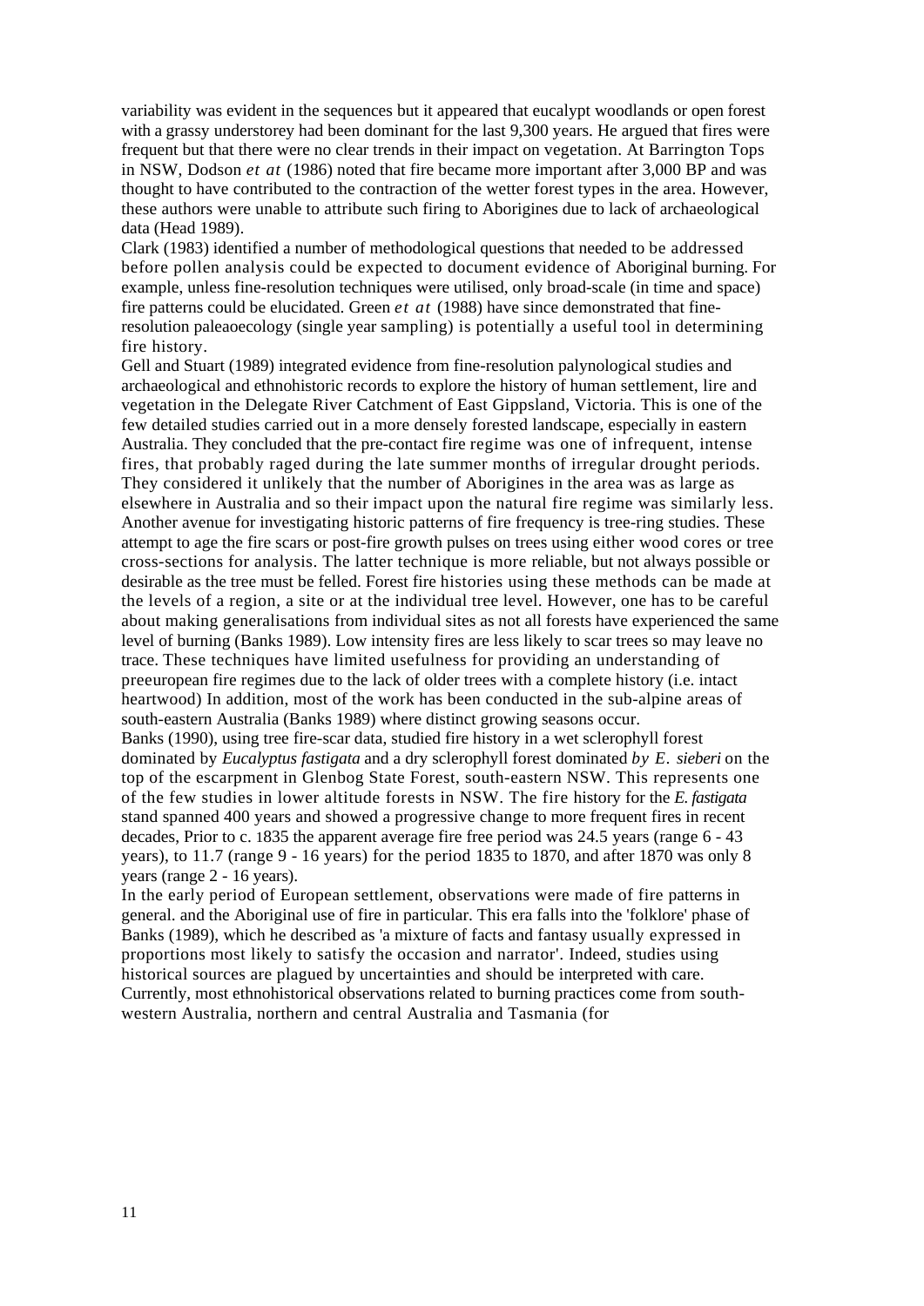variability was evident in the sequences but it appeared that eucalypt woodlands or open forest with a grassy understorey had been dominant for the last 9,300 years. He argued that fires were frequent but that there were no clear trends in their impact on vegetation. At Barrington Tops in NSW, Dodson *et at* (1986) noted that fire became more important after 3,000 BP and was thought to have contributed to the contraction of the wetter forest types in the area. However, these authors were unable to attribute such firing to Aborigines due to lack of archaeological data (Head 1989).

Clark (1983) identified a number of methodological questions that needed to be addressed before pollen analysis could be expected to document evidence of Aboriginal burning. For example, unless fine-resolution techniques were utilised, only broad-scale (in time and space) fire patterns could be elucidated. Green *et at* (1988) have since demonstrated that fine-resolution paleaoecology (single year sampling) is potentially a useful tool in determining fire history.

Gell and Stuart (1989) integrated evidence from fine-resolution palynological studies and archaeological and ethnohistoric records to explore the history of human settlement, lire and vegetation in the Delegate River Catchment of East Gippsland, Victoria. This is one of the few detailed studies carried out in a more densely forested landscape, especially in eastern Australia. They concluded that the pre-contact fire regime was one of infrequent, intense fires, that probably raged during the late summer months of irregular drought periods. They considered it unlikely that the number of Aborigines in the area was as large as elsewhere in Australia and so their impact upon the natural fire regime was similarly less.

Another avenue for investigating historic patterns of fire frequency is tree-ring studies. These attempt to age the fire scars or post-fire growth pulses on trees using either wood cores or tree cross-sections for analysis. The latter technique is more reliable, but not always possible or desirable as the tree must be felled. Forest fire histories using these methods can be made at the levels of a region, a site or at the individual tree level. However, one has to be careful about making generalisations from individual sites as not all forests have experienced the same level of burning (Banks 1989). Low intensity fires are less likely to scar trees so may leave no trace. These techniques have limited usefulness for providing an understanding of preeuropean fire regimes due to the lack of older trees with a complete history (i.e. intact heartwood) In addition, most of the work has been conducted in the sub-alpine areas of south-eastern Australia (Banks 1989) where distinct growing seasons occur.

Banks (1990), using tree fire-scar data, studied fire history in a wet sclerophyll forest dominated by *Eucalyptus fastigata* and a dry sclerophyll forest dominated *by E. sieberi* on the top of the escarpment in Glenbog State Forest, south-eastern NSW. This represents one of the few studies in lower altitude forests in NSW. The fire history for the *E. fastigata* stand spanned 400 years and showed a progressive change to more frequent fires in recent decades, Prior to c. 1835 the apparent average fire free period was 24.5 years (range 6 - 43 years), to 11.7 (range 9 - 16 years) for the period 1835 to 1870, and after 1870 was only 8 years (range 2 - 16 years).

In the early period of European settlement, observations were made of fire patterns in general. and the Aboriginal use of fire in particular. This era falls into the 'folklore' phase of Banks (1989), which he described as 'a mixture of facts and fantasy usually expressed in proportions most likely to satisfy the occasion and narrator'. Indeed, studies using historical sources are plagued by uncertainties and should be interpreted with care. Currently, most ethnohistorical observations related to burning practices come from south-western Australia, northern and central Australia and Tasmania (for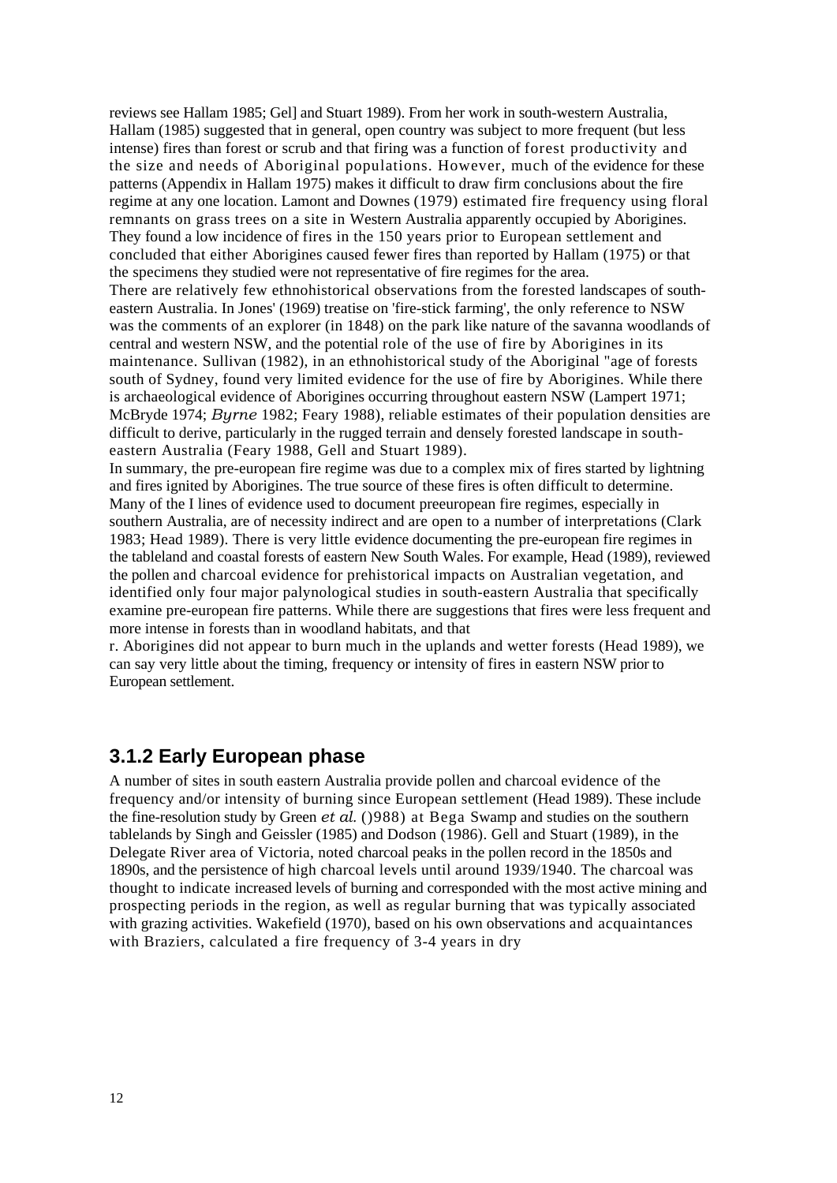reviews see Hallam 1985; Gel] and Stuart 1989). From her work in south-western Australia, Hallam (1985) suggested that in general, open country was subject to more frequent (but less intense) fires than forest or scrub and that firing was a function of forest productivity and the size and needs of Aboriginal populations. However, much of the evidence for these patterns (Appendix in Hallam 1975) makes it difficult to draw firm conclusions about the fire regime at any one location. Lamont and Downes (1979) estimated fire frequency using floral remnants on grass trees on a site in Western Australia apparently occupied by Aborigines. They found a low incidence of fires in the 150 years prior to European settlement and concluded that either Aborigines caused fewer fires than reported by Hallam (1975) or that the specimens they studied were not representative of fire regimes for the area.

There are relatively few ethnohistorical observations from the forested landscapes of south-eastern Australia. In Jones' (1969) treatise on 'fire-stick farming', the only reference to NSW was the comments of an explorer (in 1848) on the park like nature of the savanna woodlands of central and western NSW, and the potential role of the use of fire by Aborigines in its maintenance. Sullivan (1982), in an ethnohistorical study of the Aboriginal "age of forests south of Sydney, found very limited evidence for the use of fire by Aborigines. While there is archaeological evidence of Aborigines occurring throughout eastern NSW (Lampert 1971; McBryde 1974; *Byrne* 1982; Feary 1988), reliable estimates of their population densities are difficult to derive, particularly in the rugged terrain and densely forested landscape in south-eastern Australia (Feary 1988, Gell and Stuart 1989).

In summary, the pre-european fire regime was due to a complex mix of fires started by lightning and fires ignited by Aborigines. The true source of these fires is often difficult to determine. Many of the I lines of evidence used to document preeuropean fire regimes, especially in southern Australia, are of necessity indirect and are open to a number of interpretations (Clark 1983; Head 1989). There is very little evidence documenting the pre-european fire regimes in the tableland and coastal forests of eastern New South Wales. For example, Head (1989), reviewed the pollen and charcoal evidence for prehistorical impacts on Australian vegetation, and identified only four major palynological studies in south-eastern Australia that specifically examine pre-european fire patterns. While there are suggestions that fires were less frequent and more intense in forests than in woodland habitats, and that

r. Aborigines did not appear to burn much in the uplands and wetter forests (Head 1989), we can say very little about the timing, frequency or intensity of fires in eastern NSW prior to European settlement.

### 3.1.2 Early European phase

A number of sites in south eastern Australia provide pollen and charcoal evidence of the frequency and/or intensity of burning since European settlement (Head 1989). These include the fine-resolution study by Green *et al.* ()988) at Bega Swamp and studies on the southern tablelands by Singh and Geissler (1985) and Dodson (1986). Gell and Stuart (1989), in the Delegate River area of Victoria, noted charcoal peaks in the pollen record in the 1850s and 1890s, and the persistence of high charcoal levels until around 1939/1940. The charcoal was thought to indicate increased levels of burning and corresponded with the most active mining and prospecting periods in the region, as well as regular burning that was typically associated with grazing activities. Wakefield (1970), based on his own observations and acquaintances with Braziers, calculated a fire frequency of 3-4 years in dry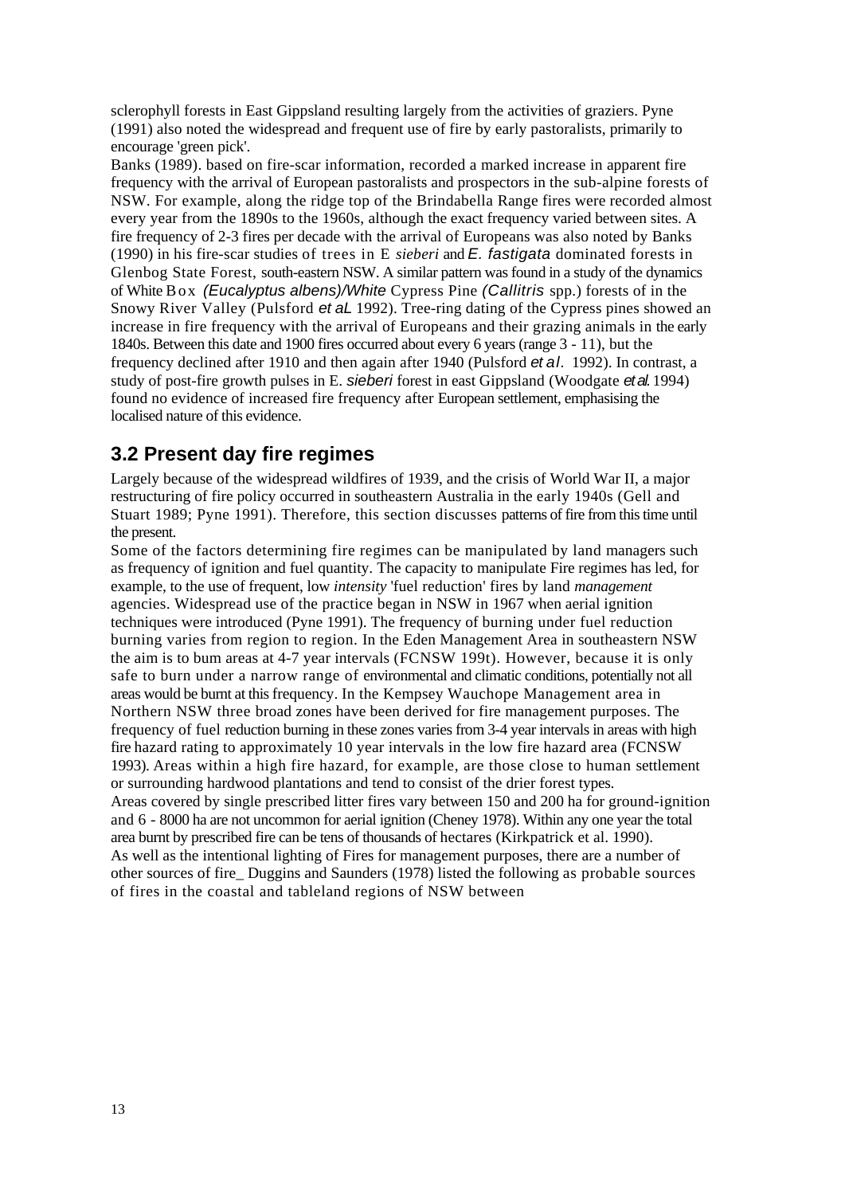sclerophyll forests in East Gippsland resulting largely from the activities of graziers. Pyne (1991) also noted the widespread and frequent use of fire by early pastoralists, primarily to encourage 'green pick'.

Banks (1989). based on fire-scar information, recorded a marked increase in apparent fire frequency with the arrival of European pastoralists and prospectors in the sub-alpine forests of NSW. For example, along the ridge top of the Brindabella Range fires were recorded almost every year from the 1890s to the 1960s, although the exact frequency varied between sites. A fire frequency of 2-3 fires per decade with the arrival of Europeans was also noted by Banks (1990) in his fire-scar studies of trees in E *sieberi* and *E. fastigata* dominated forests in Glenbog State Forest, south-eastern NSW. A similar pattern was found in a study of the dynamics of White Box *(Eucalyptus albens)/White* Cypress Pine *(Callitris* spp.) forests of in the Snowy River Valley (Pulsford *et aL* 1992). Tree-ring dating of the Cypress pines showed an increase in fire frequency with the arrival of Europeans and their grazing animals in the early 1840s. Between this date and 1900 fires occurred about every 6 years (range 3 - 11), but the frequency declined after 1910 and then again after 1940 (Pulsford *et al.* 1992). In contrast, a study of post-fire growth pulses in E. *sieberi* forest in east Gippsland (Woodgate *et al.* 1994) found no evidence of increased fire frequency after European settlement, emphasising the localised nature of this evidence.

## 3.2 Present day fire regimes

Largely because of the widespread wildfires of 1939, and the crisis of World War II, a major restructuring of fire policy occurred in southeastern Australia in the early 1940s (Gell and Stuart 1989; Pyne 1991). Therefore, this section discusses patterns of fire from this time until the present.

Some of the factors determining fire regimes can be manipulated by land managers such as frequency of ignition and fuel quantity. The capacity to manipulate Fire regimes has led, for example, to the use of frequent, low *intensity* 'fuel reduction' fires by land *management* agencies. Widespread use of the practice began in NSW in 1967 when aerial ignition techniques were introduced (Pyne 1991). The frequency of burning under fuel reduction burning varies from region to region. In the Eden Management Area in southeastern NSW the aim is to bum areas at 4-7 year intervals (FCNSW 199t). However, because it is only safe to burn under a narrow range of environmental and climatic conditions, potentially not all areas would be burnt at this frequency. In the Kempsey Wauchope Management area in Northern NSW three broad zones have been derived for fire management purposes. The frequency of fuel reduction burning in these zones varies from 3-4 year intervals in areas with high fire hazard rating to approximately 10 year intervals in the low fire hazard area (FCNSW 1993). Areas within a high fire hazard, for example, are those close to human settlement or surrounding hardwood plantations and tend to consist of the drier forest types.

Areas covered by single prescribed litter fires vary between 150 and 200 ha for ground-ignition and 6 - 8000 ha are not uncommon for aerial ignition (Cheney 1978). Within any one year the total area burnt by prescribed fire can be tens of thousands of hectares (Kirkpatrick et al. 1990).

As well as the intentional lighting of Fires for management purposes, there are a number of other sources of fire_ Duggins and Saunders (1978) listed the following as probable sources of fires in the coastal and tableland regions of NSW between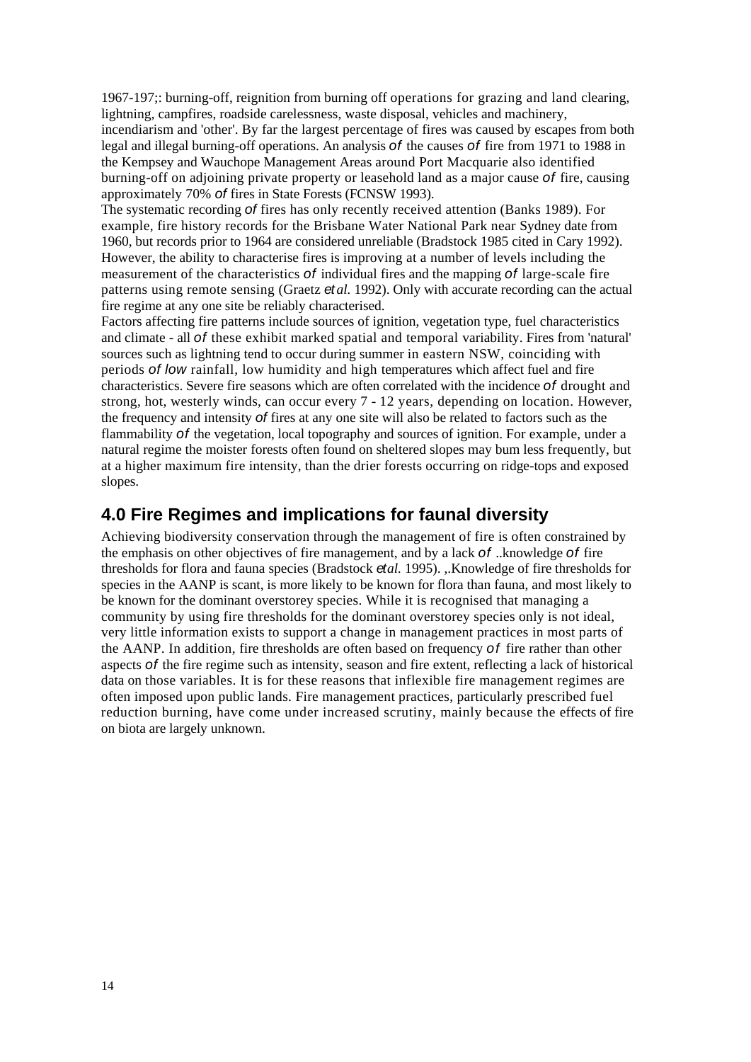1967-197;: burning-off, reignition from burning off operations for grazing and land clearing, lightning, campfires, roadside carelessness, waste disposal, vehicles and machinery, incendiarism and 'other'. By far the largest percentage of fires was caused by escapes from both legal and illegal burning-off operations. An analysis of the causes of fire from 1971 to 1988 in the Kempsey and Wauchope Management Areas around Port Macquarie also identified burning-off on adjoining private property or leasehold land as a major cause of fire, causing approximately 70% of fires in State Forests (FCNSW 1993).

The systematic recording of fires has only recently received attention (Banks 1989). For example, fire history records for the Brisbane Water National Park near Sydney date from 1960, but records prior to 1964 are considered unreliable (Bradstock 1985 cited in Cary 1992). However, the ability to characterise fires is improving at a number of levels including the measurement of the characteristics of individual fires and the mapping of large-scale fire patterns using remote sensing (Graetz *et al.* 1992). Only with accurate recording can the actual fire regime at any one site be reliably characterised.

Factors affecting fire patterns include sources of ignition, vegetation type, fuel characteristics and climate - all of these exhibit marked spatial and temporal variability. Fires from 'natural' sources such as lightning tend to occur during summer in eastern NSW, coinciding with periods of low rainfall, low humidity and high temperatures which affect fuel and fire characteristics. Severe fire seasons which are often correlated with the incidence of drought and strong, hot, westerly winds, can occur every 7 - 12 years, depending on location. However, the frequency and intensity of fires at any one site will also be related to factors such as the flammability of the vegetation, local topography and sources of ignition. For example, under a natural regime the moister forests often found on sheltered slopes may bum less frequently, but at a higher maximum fire intensity, than the drier forests occurring on ridge-tops and exposed slopes.

## 4.0 Fire Regimes and implications for faunal diversity

Achieving biodiversity conservation through the management of fire is often constrained by the emphasis on other objectives of fire management, and by a lack of ..knowledge of fire thresholds for flora and fauna species (Bradstock *etal.* 1995). ,.Knowledge of fire thresholds for species in the AANP is scant, is more likely to be known for flora than fauna, and most likely to be known for the dominant overstorey species. While it is recognised that managing a community by using fire thresholds for the dominant overstorey species only is not ideal, very little information exists to support a change in management practices in most parts of the AANP. In addition, fire thresholds are often based on frequency of fire rather than other aspects of the fire regime such as intensity, season and fire extent, reflecting a lack of historical data on those variables. It is for these reasons that inflexible fire management regimes are often imposed upon public lands. Fire management practices, particularly prescribed fuel reduction burning, have come under increased scrutiny, mainly because the effects of fire on biota are largely unknown.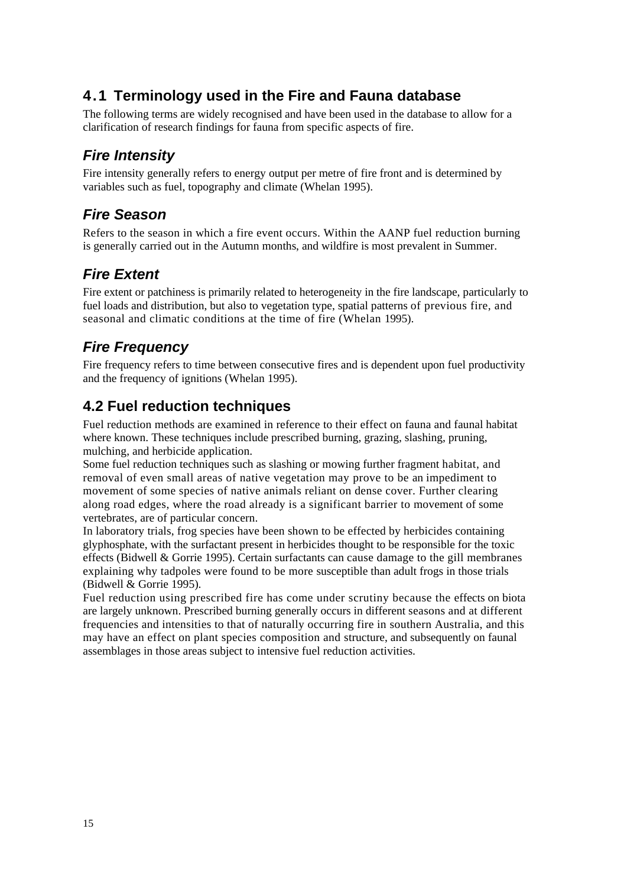## 4.1 Terminology used in the Fire and Fauna database

The following terms are widely recognised and have been used in the database to allow for a clarification of research findings for fauna from specific aspects of fire.

### *Fire Intensity*

Fire intensity generally refers to energy output per metre of fire front and is determined by variables such as fuel, topography and climate (Whelan 1995).

### *Fire Season*

Refers to the season in which a fire event occurs. Within the AANP fuel reduction burning is generally carried out in the Autumn months, and wildfire is most prevalent in Summer.

### *Fire Extent*

Fire extent or patchiness is primarily related to heterogeneity in the fire landscape, particularly to fuel loads and distribution, but also to vegetation type, spatial patterns of previous fire, and seasonal and climatic conditions at the time of fire (Whelan 1995).

### *Fire Frequency*

Fire frequency refers to time between consecutive fires and is dependent upon fuel productivity and the frequency of ignitions (Whelan 1995).

## 4.2 Fuel reduction techniques

Fuel reduction methods are examined in reference to their effect on fauna and faunal habitat where known. These techniques include prescribed burning, grazing, slashing, pruning, mulching, and herbicide application.

Some fuel reduction techniques such as slashing or mowing further fragment habitat, and removal of even small areas of native vegetation may prove to be an impediment to movement of some species of native animals reliant on dense cover. Further clearing along road edges, where the road already is a significant barrier to movement of some vertebrates, are of particular concern.

In laboratory trials, frog species have been shown to be effected by herbicides containing glyphosphate, with the surfactant present in herbicides thought to be responsible for the toxic effects (Bidwell & Gorrie 1995). Certain surfactants can cause damage to the gill membranes explaining why tadpoles were found to be more susceptible than adult frogs in those trials (Bidwell & Gorrie 1995).

Fuel reduction using prescribed fire has come under scrutiny because the effects on biota are largely unknown. Prescribed burning generally occurs in different seasons and at different frequencies and intensities to that of naturally occurring fire in southern Australia, and this may have an effect on plant species composition and structure, and subsequently on faunal assemblages in those areas subject to intensive fuel reduction activities.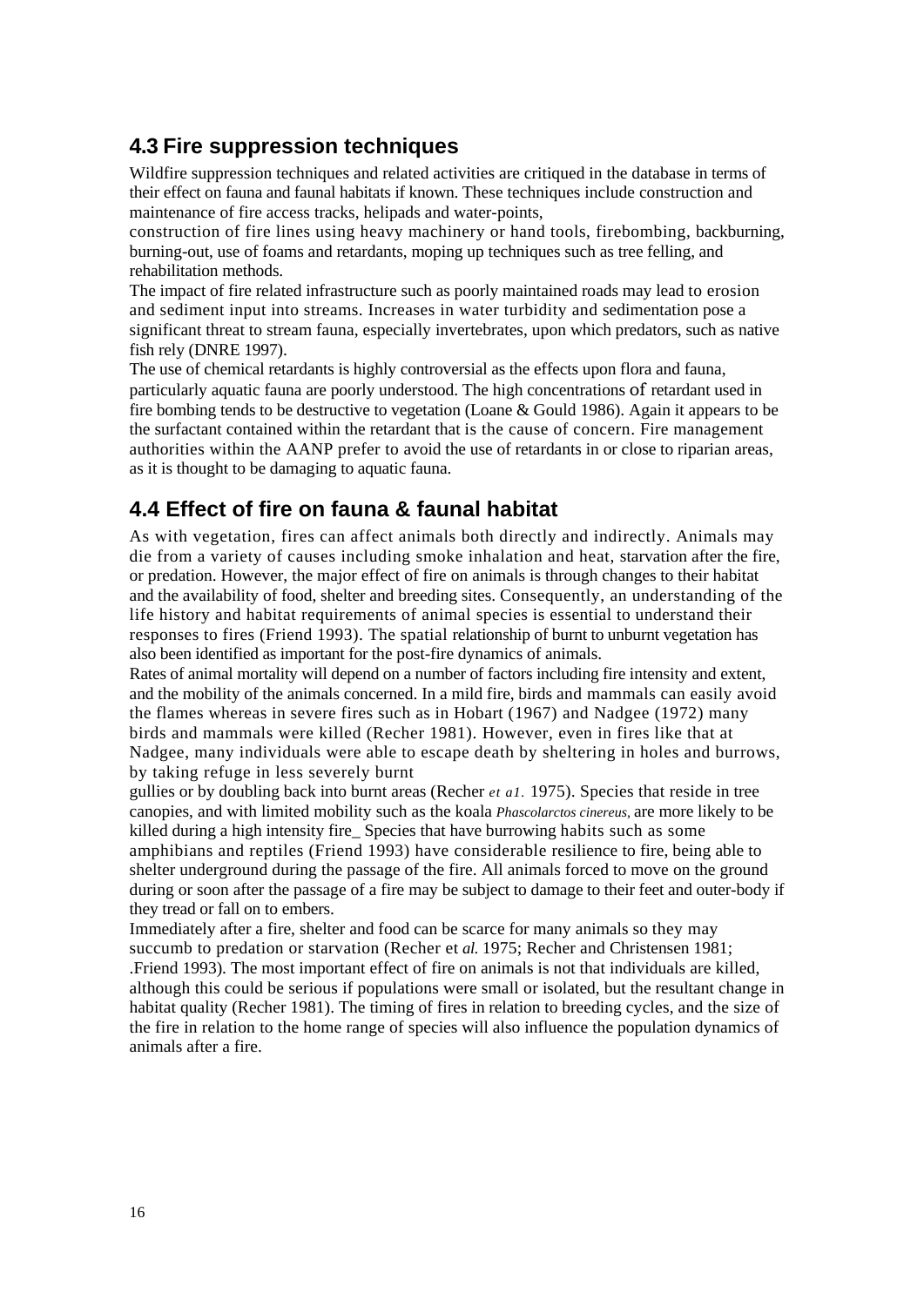## 4.3 Fire suppression techniques

Wildfire suppression techniques and related activities are critiqued in the database in terms of their effect on fauna and faunal habitats if known. These techniques include construction and maintenance of fire access tracks, helipads and water-points, construction of fire lines using heavy machinery or hand tools, firebombing, backburning, burning-out, use of foams and retardants, moping up techniques such as tree felling, and rehabilitation methods.

The impact of fire related infrastructure such as poorly maintained roads may lead to erosion and sediment input into streams. Increases in water turbidity and sedimentation pose a significant threat to stream fauna, especially invertebrates, upon which predators, such as native fish rely (DNRE 1997).

The use of chemical retardants is highly controversial as the effects upon flora and fauna, particularly aquatic fauna are poorly understood. The high concentrations of retardant used in fire bombing tends to be destructive to vegetation (Loane & Gould 1986). Again it appears to be the surfactant contained within the retardant that is the cause of concern. Fire management authorities within the AANP prefer to avoid the use of retardants in or close to riparian areas, as it is thought to be damaging to aquatic fauna.

## 4.4 Effect of fire on fauna & faunal habitat

As with vegetation, fires can affect animals both directly and indirectly. Animals may die from a variety of causes including smoke inhalation and heat, starvation after the fire, or predation. However, the major effect of fire on animals is through changes to their habitat and the availability of food, shelter and breeding sites. Consequently, an understanding of the life history and habitat requirements of animal species is essential to understand their responses to fires (Friend 1993). The spatial relationship of burnt to unburnt vegetation has also been identified as important for the post-fire dynamics of animals.

Rates of animal mortality will depend on a number of factors including fire intensity and extent, and the mobility of the animals concerned. In a mild fire, birds and mammals can easily avoid the flames whereas in severe fires such as in Hobart (1967) and Nadgee (1972) many birds and mammals were killed (Recher 1981). However, even in fires like that at Nadgee, many individuals were able to escape death by sheltering in holes and burrows, by taking refuge in less severely burnt gullies or by doubling back into burnt areas (Recher *et a1.* 1975). Species that reside in tree canopies, and with limited mobility such as the koala *Phascolarctos cinereus,* are more likely to be killed during a high intensity fire_ Species that have burrowing habits such as some amphibians and reptiles (Friend 1993) have considerable resilience to fire, being able to shelter underground during the passage of the fire. All animals forced to move on the ground during or soon after the passage of a fire may be subject to damage to their feet and outer-body if they tread or fall on to embers.

Immediately after a fire, shelter and food can be scarce for many animals so they may succumb to predation or starvation (Recher et *al.* 1975; Recher and Christensen 1981; .Friend 1993). The most important effect of fire on animals is not that individuals are killed, although this could be serious if populations were small or isolated, but the resultant change in habitat quality (Recher 1981). The timing of fires in relation to breeding cycles, and the size of the fire in relation to the home range of species will also influence the population dynamics of animals after a fire.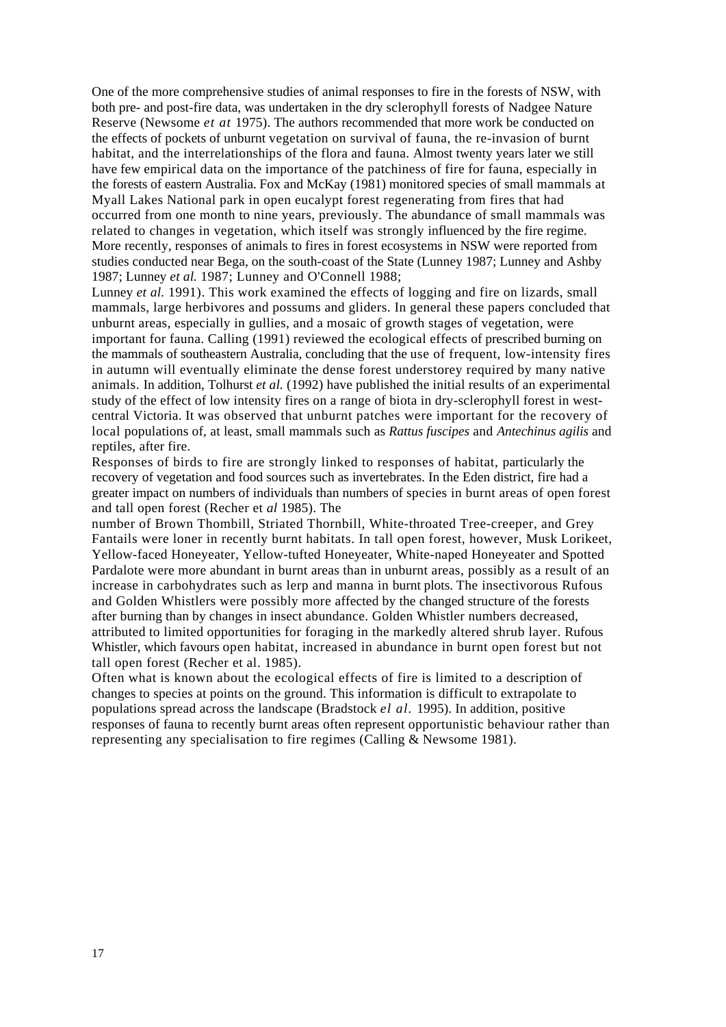One of the more comprehensive studies of animal responses to fire in the forests of NSW, with both pre- and post-fire data, was undertaken in the dry sclerophyll forests of Nadgee Nature Reserve (Newsome *et at* 1975). The authors recommended that more work be conducted on the effects of pockets of unburnt vegetation on survival of fauna, the re-invasion of burnt habitat, and the interrelationships of the flora and fauna. Almost twenty years later we still have few empirical data on the importance of the patchiness of fire for fauna, especially in the forests of eastern Australia. Fox and McKay (1981) monitored species of small mammals at Myall Lakes National park in open eucalypt forest regenerating from fires that had occurred from one month to nine years, previously. The abundance of small mammals was related to changes in vegetation, which itself was strongly influenced by the fire regime. More recently, responses of animals to fires in forest ecosystems in NSW were reported from studies conducted near Bega, on the south-coast of the State (Lunney 1987; Lunney and Ashby 1987; Lunney *et al.* 1987; Lunney and O'Connell 1988; Lunney *et al.* 1991). This work examined the effects of logging and fire on lizards, small mammals, large herbivores and possums and gliders. In general these papers concluded that unburnt areas, especially in gullies, and a mosaic of growth stages of vegetation, were important for fauna. Calling (1991) reviewed the ecological effects of prescribed burning on the mammals of southeastern Australia, concluding that the use of frequent, low-intensity fires in autumn will eventually eliminate the dense forest understorey required by many native animals. In addition, Tolhurst *et al.* (1992) have published the initial results of an experimental study of the effect of low intensity fires on a range of biota in dry-sclerophyll forest in west-central Victoria. It was observed that unburnt patches were important for the recovery of local populations of, at least, small mammals such as *Rattus fuscipes* and *Antechinus agilis* and reptiles, after fire.

Responses of birds to fire are strongly linked to responses of habitat, particularly the recovery of vegetation and food sources such as invertebrates. In the Eden district, fire had a greater impact on numbers of individuals than numbers of species in burnt areas of open forest and tall open forest (Recher et *al* 1985). The number of Brown Thombill, Striated Thornbill, White-throated Tree-creeper, and Grey Fantails were loner in recently burnt habitats. In tall open forest, however, Musk Lorikeet, Yellow-faced Honeyeater, Yellow-tufted Honeyeater, White-naped Honeyeater and Spotted Pardalote were more abundant in burnt areas than in unburnt areas, possibly as a result of an increase in carbohydrates such as lerp and manna in burnt plots. The insectivorous Rufous and Golden Whistlers were possibly more affected by the changed structure of the forests after burning than by changes in insect abundance. Golden Whistler numbers decreased, attributed to limited opportunities for foraging in the markedly altered shrub layer. Rufous Whistler, which favours open habitat, increased in abundance in burnt open forest but not tall open forest (Recher et al. 1985).

Often what is known about the ecological effects of fire is limited to a description of changes to species at points on the ground. This information is difficult to extrapolate to populations spread across the landscape (Bradstock *el al*. 1995). In addition, positive responses of fauna to recently burnt areas often represent opportunistic behaviour rather than representing any specialisation to fire regimes (Calling & Newsome 1981).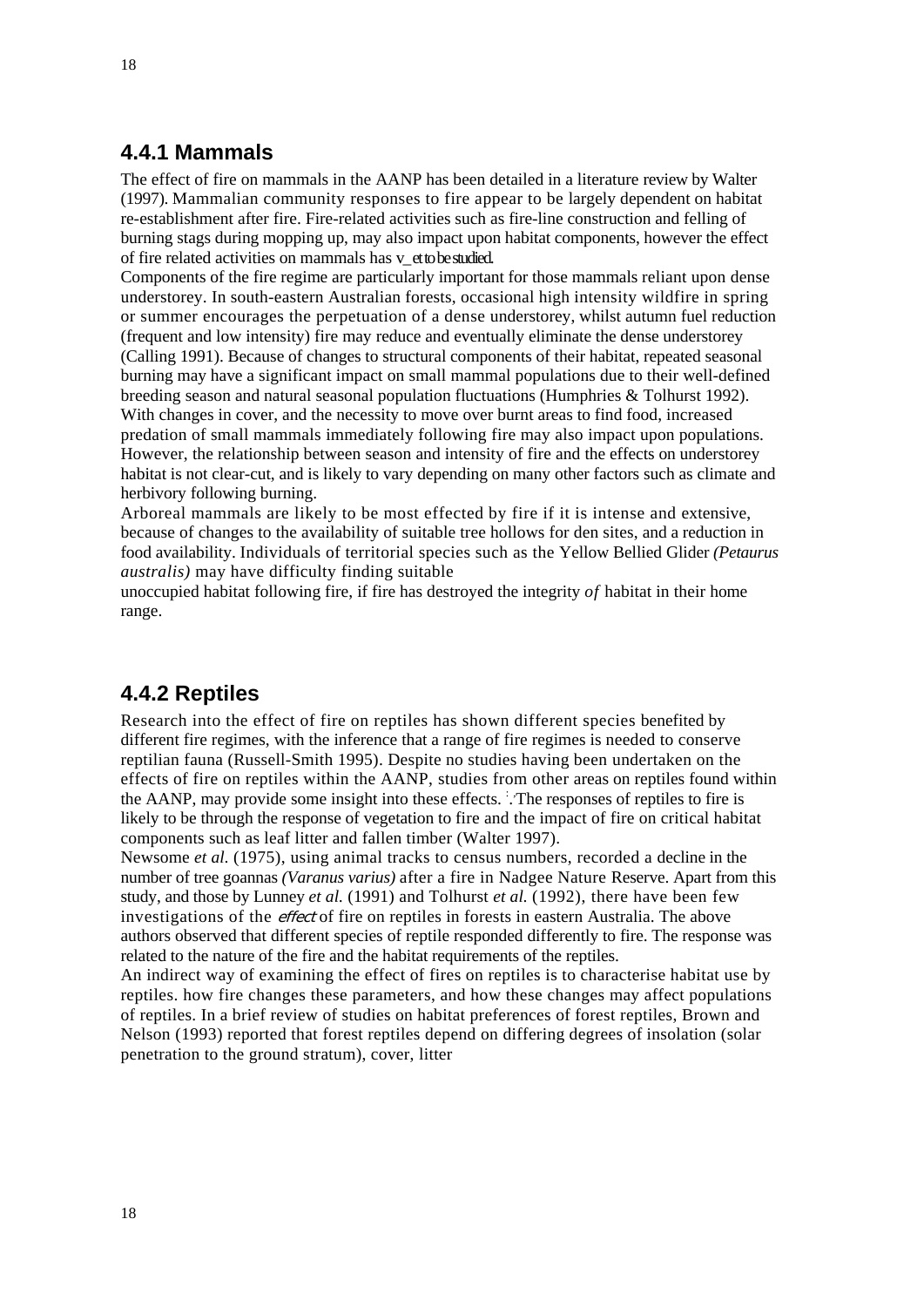## 4.4.1 Mammals

The effect of fire on mammals in the AANP has been detailed in a literature review by Walter (1997). Mammalian community responses to fire appear to be largely dependent on habitat re-establishment after fire. Fire-related activities such as fire-line construction and felling of burning stags during mopping up, may also impact upon habitat components, however the effect of fire related activities on mammals has v_et to be studied.

Components of the fire regime are particularly important for those mammals reliant upon dense understorey. In south-eastern Australian forests, occasional high intensity wildfire in spring or summer encourages the perpetuation of a dense understorey, whilst autumn fuel reduction (frequent and low intensity) fire may reduce and eventually eliminate the dense understorey (Calling 1991). Because of changes to structural components of their habitat, repeated seasonal burning may have a significant impact on small mammal populations due to their well-defined breeding season and natural seasonal population fluctuations (Humphries & Tolhurst 1992). With changes in cover, and the necessity to move over burnt areas to find food, increased predation of small mammals immediately following fire may also impact upon populations. However, the relationship between season and intensity of fire and the effects on understorey habitat is not clear-cut, and is likely to vary depending on many other factors such as climate and herbivory following burning.

Arboreal mammals are likely to be most effected by fire if it is intense and extensive, because of changes to the availability of suitable tree hollows for den sites, and a reduction in food availability. Individuals of territorial species such as the Yellow Bellied Glider *(Petaurus australis)* may have difficulty finding suitable unoccupied habitat following fire, if fire has destroyed the integrity *of* habitat in their home range.

## 4.4.2 Reptiles

Research into the effect of fire on reptiles has shown different species benefited by different fire regimes, with the inference that a range of fire regimes is needed to conserve reptilian fauna (Russell-Smith 1995). Despite no studies having been undertaken on the effects of fire on reptiles within the AANP, studies from other areas on reptiles found within the AANP, may provide some insight into these effects. The responses of reptiles to fire is likely to be through the response of vegetation to fire and the impact of fire on critical habitat components such as leaf litter and fallen timber (Walter 1997).

Newsome *et al.* (1975), using animal tracks to census numbers, recorded a decline in the number of tree goannas *(Varanus varius)* after a fire in Nadgee Nature Reserve. Apart from this study, and those by Lunney *et al.* (1991) and Tolhurst *et al.* (1992), there have been few investigations of the *effect* of fire on reptiles in forests in eastern Australia. The above authors observed that different species of reptile responded differently to fire. The response was related to the nature of the fire and the habitat requirements of the reptiles.

An indirect way of examining the effect of fires on reptiles is to characterise habitat use by reptiles. how fire changes these parameters, and how these changes may affect populations of reptiles. In a brief review of studies on habitat preferences of forest reptiles, Brown and Nelson (1993) reported that forest reptiles depend on differing degrees of insolation (solar penetration to the ground stratum), cover, litter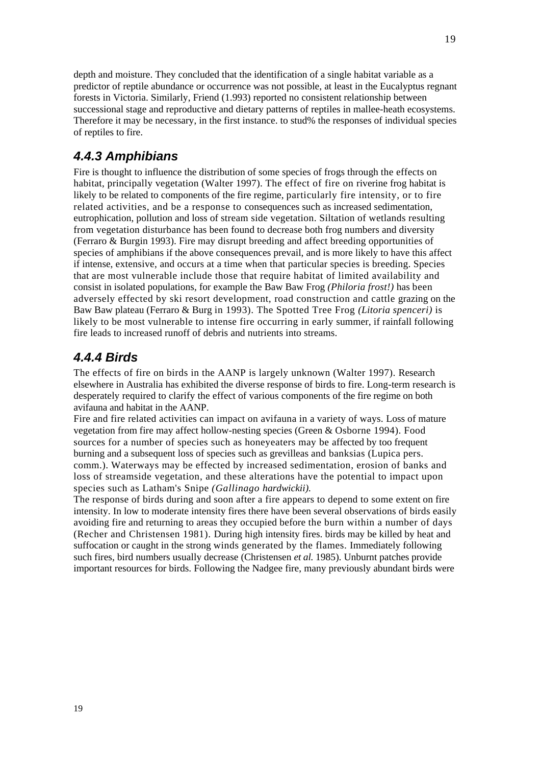depth and moisture. They concluded that the identification of a single habitat variable as a predictor of reptile abundance or occurrence was not possible, at least in the Eucalyptus regnant forests in Victoria. Similarly, Friend (1.993) reported no consistent relationship between successional stage and reproductive and dietary patterns of reptiles in mallee-heath ecosystems. Therefore it may be necessary, in the first instance. to stud% the responses of individual species of reptiles to fire.

## *4.4.3 Amphibians*

Fire is thought to influence the distribution of some species of frogs through the effects on habitat, principally vegetation (Walter 1997). The effect of fire on riverine frog habitat is likely to be related to components of the fire regime, particularly fire intensity, or to fire related activities, and be a response to consequences such as increased sedimentation, eutrophication, pollution and loss of stream side vegetation. Siltation of wetlands resulting from vegetation disturbance has been found to decrease both frog numbers and diversity (Ferraro & Burgin 1993). Fire may disrupt breeding and affect breeding opportunities of species of amphibians if the above consequences prevail, and is more likely to have this affect if intense, extensive, and occurs at a time when that particular species is breeding. Species that are most vulnerable include those that require habitat of limited availability and consist in isolated populations, for example the Baw Baw Frog *(Philoria frost!)* has been adversely effected by ski resort development, road construction and cattle grazing on the Baw Baw plateau (Ferraro & Burg in 1993). The Spotted Tree Frog *(Litoria spenceri)* is likely to be most vulnerable to intense fire occurring in early summer, if rainfall following fire leads to increased runoff of debris and nutrients into streams.

## *4.4.4 Birds*

The effects of fire on birds in the AANP is largely unknown (Walter 1997). Research elsewhere in Australia has exhibited the diverse response of birds to fire. Long-term research is desperately required to clarify the effect of various components of the fire regime on both avifauna and habitat in the AANP.

Fire and fire related activities can impact on avifauna in a variety of ways. Loss of mature vegetation from fire may affect hollow-nesting species (Green & Osborne 1994). Food sources for a number of species such as honeyeaters may be affected by too frequent burning and a subsequent loss of species such as grevilleas and banksias (Lupica pers. comm.). Waterways may be effected by increased sedimentation, erosion of banks and loss of streamside vegetation, and these alterations have the potential to impact upon species such as Latham's Snipe *(Gallinago hardwickii).*

The response of birds during and soon after a fire appears to depend to some extent on fire intensity. In low to moderate intensity fires there have been several observations of birds easily avoiding fire and returning to areas they occupied before the burn within a number of days (Recher and Christensen 1981). During high intensity fires. birds may be killed by heat and suffocation or caught in the strong winds generated by the flames. Immediately following such fires, bird numbers usually decrease (Christensen *et al.* 1985). Unburnt patches provide important resources for birds. Following the Nadgee fire, many previously abundant birds were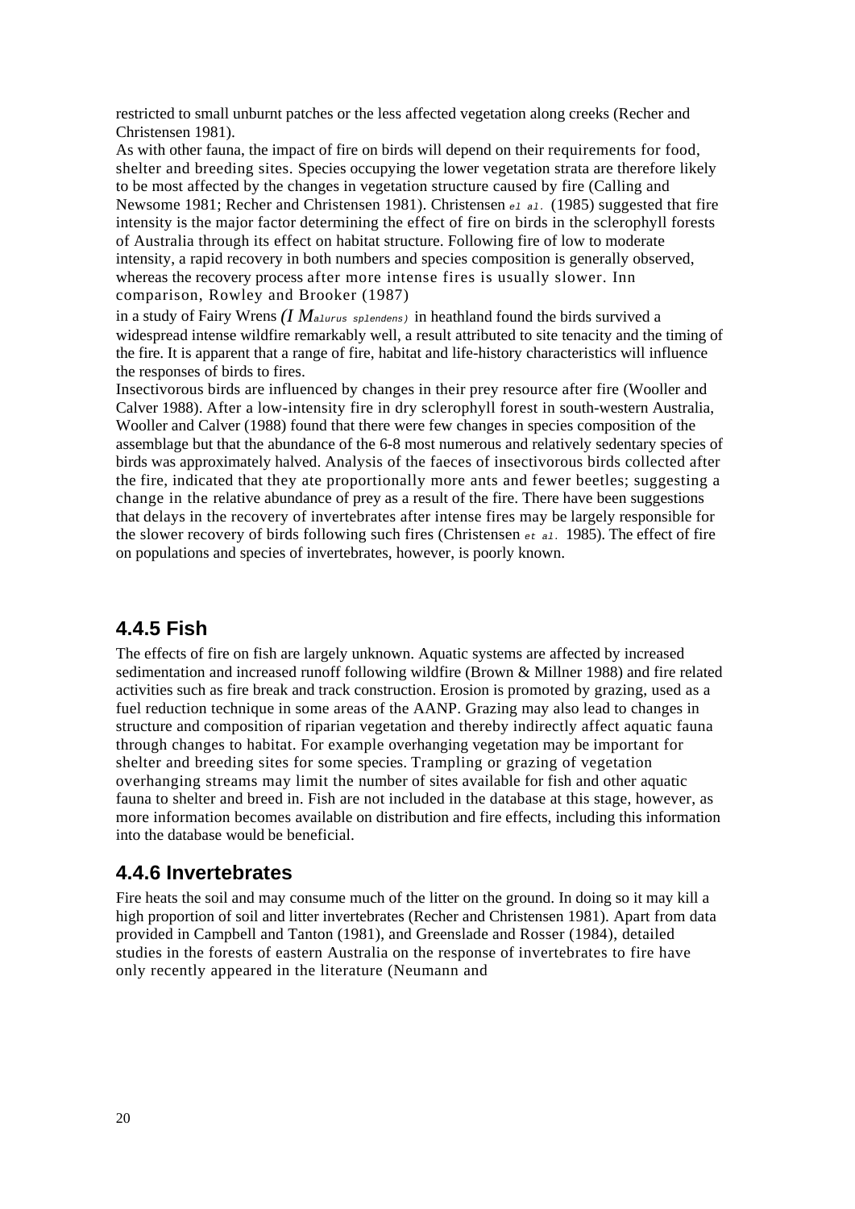restricted to small unburnt patches or the less affected vegetation along creeks (Recher and Christensen 1981).

As with other fauna, the impact of fire on birds will depend on their requirements for food, shelter and breeding sites. Species occupying the lower vegetation strata are therefore likely to be most affected by the changes in vegetation structure caused by fire (Calling and Newsome 1981; Recher and Christensen 1981). Christensen *el al.* (1985) suggested that fire intensity is the major factor determining the effect of fire on birds in the sclerophyll forests of Australia through its effect on habitat structure. Following fire of low to moderate intensity, a rapid recovery in both numbers and species composition is generally observed, whereas the recovery process after more intense fires is usually slower. Inn comparison, Rowley and Brooker (1987) in a study of Fairy Wrens *(I Malurus splendens)* in heathland found the birds survived a widespread intense wildfire remarkably well, a result attributed to site tenacity and the timing of the fire. It is apparent that a range of fire, habitat and life-history characteristics will influence the responses of birds to fires.

Insectivorous birds are influenced by changes in their prey resource after fire (Wooller and Calver 1988). After a low-intensity fire in dry sclerophyll forest in south-western Australia, Wooller and Calver (1988) found that there were few changes in species composition of the assemblage but that the abundance of the 6-8 most numerous and relatively sedentary species of birds was approximately halved. Analysis of the faeces of insectivorous birds collected after the fire, indicated that they ate proportionally more ants and fewer beetles; suggesting a change in the relative abundance of prey as a result of the fire. There have been suggestions that delays in the recovery of invertebrates after intense fires may be largely responsible for the slower recovery of birds following such fires (Christensen *et al.* 1985). The effect of fire on populations and species of invertebrates, however, is poorly known.

## 4.4.5 Fish

The effects of fire on fish are largely unknown. Aquatic systems are affected by increased sedimentation and increased runoff following wildfire (Brown & Millner 1988) and fire related activities such as fire break and track construction. Erosion is promoted by grazing, used as a fuel reduction technique in some areas of the AANP. Grazing may also lead to changes in structure and composition of riparian vegetation and thereby indirectly affect aquatic fauna through changes to habitat. For example overhanging vegetation may be important for shelter and breeding sites for some species. Trampling or grazing of vegetation overhanging streams may limit the number of sites available for fish and other aquatic fauna to shelter and breed in. Fish are not included in the database at this stage, however, as more information becomes available on distribution and fire effects, including this information into the database would be beneficial.

## 4.4.6 Invertebrates

Fire heats the soil and may consume much of the litter on the ground. In doing so it may kill a high proportion of soil and litter invertebrates (Recher and Christensen 1981). Apart from data provided in Campbell and Tanton (1981), and Greenslade and Rosser (1984), detailed studies in the forests of eastern Australia on the response of invertebrates to fire have only recently appeared in the literature (Neumann and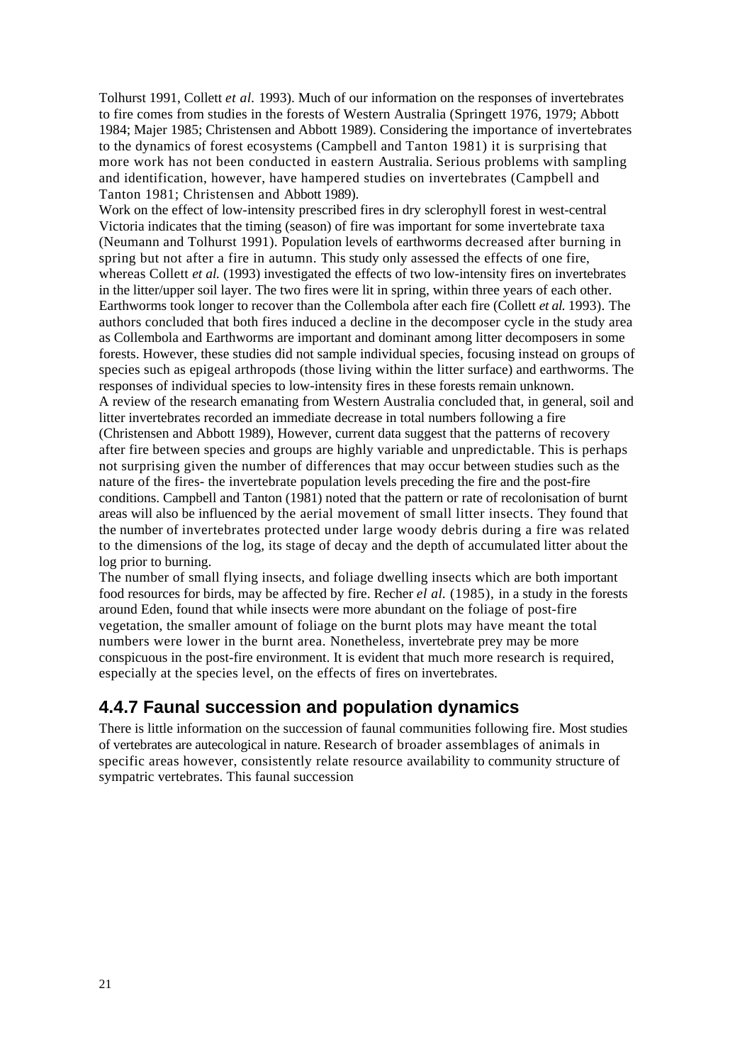Tolhurst 1991, Collett *et al.* 1993). Much of our information on the responses of invertebrates to fire comes from studies in the forests of Western Australia (Springett 1976, 1979; Abbott 1984; Majer 1985; Christensen and Abbott 1989). Considering the importance of invertebrates to the dynamics of forest ecosystems (Campbell and Tanton 1981) it is surprising that more work has not been conducted in eastern Australia. Serious problems with sampling and identification, however, have hampered studies on invertebrates (Campbell and Tanton 1981; Christensen and Abbott 1989).

Work on the effect of low-intensity prescribed fires in dry sclerophyll forest in west-central Victoria indicates that the timing (season) of fire was important for some invertebrate taxa (Neumann and Tolhurst 1991). Population levels of earthworms decreased after burning in spring but not after a fire in autumn. This study only assessed the effects of one fire, whereas Collett *et al.* (1993) investigated the effects of two low-intensity fires on invertebrates in the litter/upper soil layer. The two fires were lit in spring, within three years of each other. Earthworms took longer to recover than the Collembola after each fire (Collett *et al.* 1993). The authors concluded that both fires induced a decline in the decomposer cycle in the study area as Collembola and Earthworms are important and dominant among litter decomposers in some forests. However, these studies did not sample individual species, focusing instead on groups of species such as epigeal arthropods (those living within the litter surface) and earthworms. The responses of individual species to low-intensity fires in these forests remain unknown.

A review of the research emanating from Western Australia concluded that, in general, soil and litter invertebrates recorded an immediate decrease in total numbers following a fire (Christensen and Abbott 1989), However, current data suggest that the patterns of recovery after fire between species and groups are highly variable and unpredictable. This is perhaps not surprising given the number of differences that may occur between studies such as the nature of the fires- the invertebrate population levels preceding the fire and the post-fire conditions. Campbell and Tanton (1981) noted that the pattern or rate of recolonisation of burnt areas will also be influenced by the aerial movement of small litter insects. They found that the number of invertebrates protected under large woody debris during a fire was related to the dimensions of the log, its stage of decay and the depth of accumulated litter about the log prior to burning.

The number of small flying insects, and foliage dwelling insects which are both important food resources for birds, may be affected by fire. Recher *el al.* (1985), in a study in the forests around Eden, found that while insects were more abundant on the foliage of post-fire vegetation, the smaller amount of foliage on the burnt plots may have meant the total numbers were lower in the burnt area. Nonetheless, invertebrate prey may be more conspicuous in the post-fire environment. It is evident that much more research is required, especially at the species level, on the effects of fires on invertebrates.

## 4.4.7 Faunal succession and population dynamics

There is little information on the succession of faunal communities following fire. Most studies of vertebrates are autecological in nature. Research of broader assemblages of animals in specific areas however, consistently relate resource availability to community structure of sympatric vertebrates. This faunal succession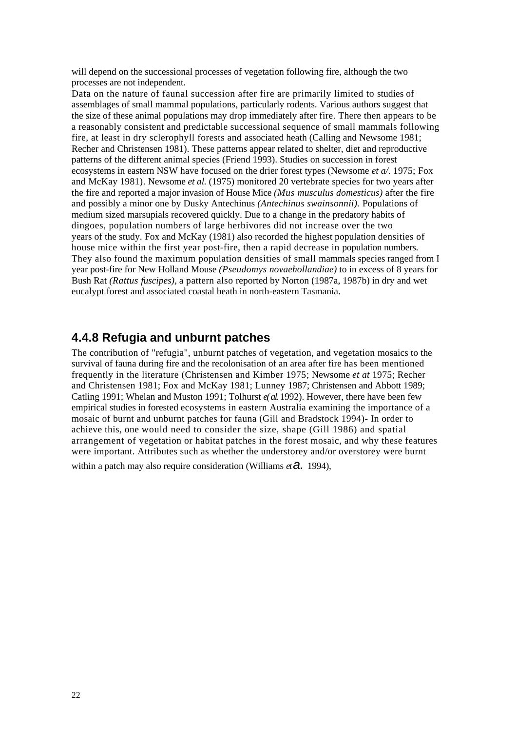will depend on the successional processes of vegetation following fire, although the two processes are not independent.

Data on the nature of faunal succession after fire are primarily limited to studies of assemblages of small mammal populations, particularly rodents. Various authors suggest that the size of these animal populations may drop immediately after fire. There then appears to be a reasonably consistent and predictable successional sequence of small mammals following fire, at least in dry sclerophyll forests and associated heath (Calling and Newsome 1981; Recher and Christensen 1981). These patterns appear related to shelter, diet and reproductive patterns of the different animal species (Friend 1993). Studies on succession in forest ecosystems in eastern NSW have focused on the drier forest types (Newsome *et a/.* 1975; Fox and McKay 1981). Newsome *et al.* (1975) monitored 20 vertebrate species for two years after the fire and reported a major invasion of House Mice *(Mus musculus domesticus)* after the fire and possibly a minor one by Dusky Antechinus *(Antechinus swainsonnii).* Populations of medium sized marsupials recovered quickly. Due to a change in the predatory habits of dingoes, population numbers of large herbivores did not increase over the two years of the study. Fox and McKay (1981) also recorded the highest population densities of house mice within the first year post-fire, then a rapid decrease in population numbers. They also found the maximum population densities of small mammals species ranged from I year post-fire for New Holland Mouse *(Pseudomys novaehollandiae)* to in excess of 8 years for Bush Rat *(Rattus fuscipes),* a pattern also reported by Norton (1987a, 1987b) in dry and wet eucalypt forest and associated coastal heath in north-eastern Tasmania.

## 4.4.8 Refugia and unburnt patches

The contribution of "refugia", unburnt patches of vegetation, and vegetation mosaics to the survival of fauna during fire and the recolonisation of an area after fire has been mentioned frequently in the literature (Christensen and Kimber 1975; Newsome *et at* 1975; Recher and Christensen 1981; Fox and McKay 1981; Lunney 1987; Christensen and Abbott 1989; Catling 1991; Whelan and Muston 1991; Tolhurst *e(al.* 1992). However, there have been few empirical studies in forested ecosystems in eastern Australia examining the importance of a mosaic of burnt and unburnt patches for fauna (Gill and Bradstock 1994)- In order to achieve this, one would need to consider the size, shape (Gill 1986) and spatial arrangement of vegetation or habitat patches in the forest mosaic, and why these features were important. Attributes such as whether the understorey and/or overstorey were burnt within a patch may also require consideration (Williams *et a.* 1994),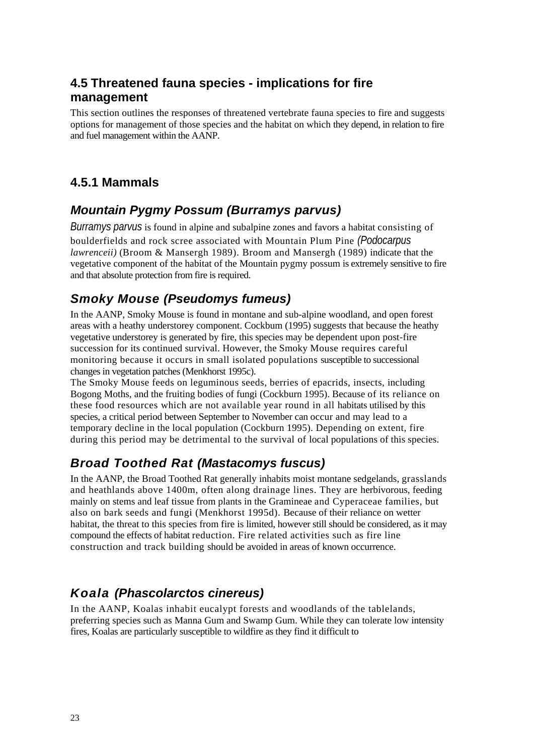## 4.5 Threatened fauna species - implications for fire management

This section outlines the responses of threatened vertebrate fauna species to fire and suggests options for management of those species and the habitat on which they depend, in relation to fire and fuel management within the AANP.

### 4.5.1 Mammals

#### *Mountain Pygmy Possum (Burramys parvus)*

*Burramys parvus* is found in alpine and subalpine zones and favors a habitat consisting of boulderfields and rock scree associated with Mountain Plum Pine *(Podocarpus lawrenceii)* (Broom & Mansergh 1989). Broom and Mansergh (1989) indicate that the vegetative component of the habitat of the Mountain pygmy possum is extremely sensitive to fire and that absolute protection from fire is required.

#### *Smoky Mouse (Pseudomys fumeus)*

In the AANP, Smoky Mouse is found in montane and sub-alpine woodland, and open forest areas with a heathy understorey component. Cockbum (1995) suggests that because the heathy vegetative understorey is generated by fire, this species may be dependent upon post-fire succession for its continued survival. However, the Smoky Mouse requires careful monitoring because it occurs in small isolated populations susceptible to successional changes in vegetation patches (Menkhorst 1995c).

The Smoky Mouse feeds on leguminous seeds, berries of epacrids, insects, including Bogong Moths, and the fruiting bodies of fungi (Cockburn 1995). Because of its reliance on these food resources which are not available year round in all habitats utilised by this species, a critical period between September to November can occur and may lead to a temporary decline in the local population (Cockburn 1995). Depending on extent, fire during this period may be detrimental to the survival of local populations of this species.

#### *Broad Toothed Rat (Mastacomys fuscus)*

In the AANP, the Broad Toothed Rat generally inhabits moist montane sedgelands, grasslands and heathlands above 1400m, often along drainage lines. They are herbivorous, feeding mainly on stems and leaf tissue from plants in the Gramineae and Cyperaceae families, but also on bark seeds and fungi (Menkhorst 1995d). Because of their reliance on wetter habitat, the threat to this species from fire is limited, however still should be considered, as it may compound the effects of habitat reduction. Fire related activities such as fire line construction and track building should be avoided in areas of known occurrence.

#### *Koala (Phascolarctos cinereus)*

In the AANP, Koalas inhabit eucalypt forests and woodlands of the tablelands, preferring species such as Manna Gum and Swamp Gum. While they can tolerate low intensity fires, Koalas are particularly susceptible to wildfire as they find it difficult to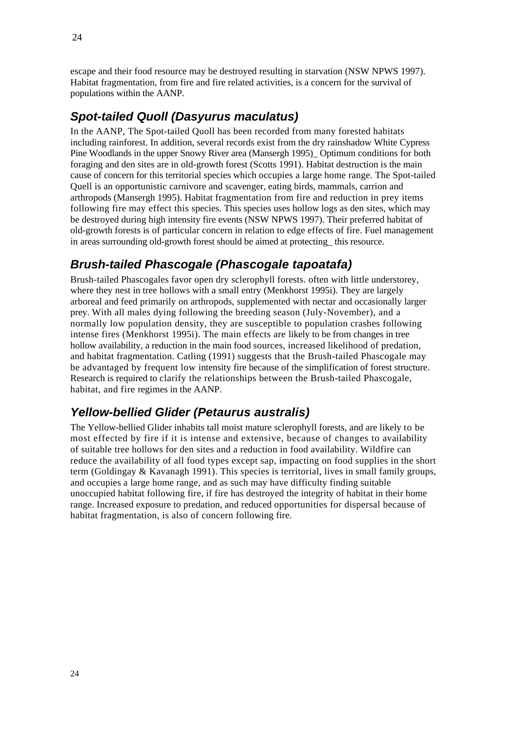escape and their food resource may be destroyed resulting in starvation (NSW NPWS 1997). Habitat fragmentation, from fire and fire related activities, is a concern for the survival of populations within the AANP.

## *Spot-tailed Quoll (Dasyurus maculatus)*

In the AANP, The Spot-tailed Quoll has been recorded from many forested habitats including rainforest. In addition, several records exist from the dry rainshadow White Cypress Pine Woodlands in the upper Snowy River area (Mansergh 1995)_ Optimum conditions for both foraging and den sites are in old-growth forest (Scotts 1991). Habitat destruction is the main cause of concern for this territorial species which occupies a large home range. The Spot-tailed Quell is an opportunistic carnivore and scavenger, eating birds, mammals, carrion and arthropods (Mansergh 1995). Habitat fragmentation from fire and reduction in prey items following fire may effect this species. This species uses hollow logs as den sites, which may be destroyed during high intensity fire events (NSW NPWS 1997). Their preferred habitat of old-growth forests is of particular concern in relation to edge effects of fire. Fuel management in areas surrounding old-growth forest should be aimed at protecting_ this resource.

## *Brush-tailed Phascogale (Phascogale tapoatafa)*

Brush-tailed Phascogales favor open dry sclerophyll forests. often with little understorey, where they nest in tree hollows with a small entry (Menkhorst 1995i). They are largely arboreal and feed primarily on arthropods, supplemented with nectar and occasionally larger prey. With all males dying following the breeding season (July-November), and a normally low population density, they are susceptible to population crashes following intense fires (Menkhorst 1995i). The main effects are likely to be from changes in tree hollow availability, a reduction in the main food sources, increased likelihood of predation, and habitat fragmentation. Catling (1991) suggests that the Brush-tailed Phascogale may be advantaged by frequent low intensity fire because of the simplification of forest structure. Research is required to clarify the relationships between the Brush-tailed Phascogale, habitat, and fire regimes in the AANP.

## *Yellow-bellied Glider (Petaurus australis)*

The Yellow-bellied Glider inhabits tall moist mature sclerophyll forests, and are likely to be most effected by fire if it is intense and extensive, because of changes to availability of suitable tree hollows for den sites and a reduction in food availability. Wildfire can reduce the availability of all food types except sap, impacting on food supplies in the short term (Goldingay & Kavanagh 1991). This species is territorial, lives in small family groups, and occupies a large home range, and as such may have difficulty finding suitable unoccupied habitat following fire, if fire has destroyed the integrity of habitat in their home range. Increased exposure to predation, and reduced opportunities for dispersal because of habitat fragmentation, is also of concern following fire.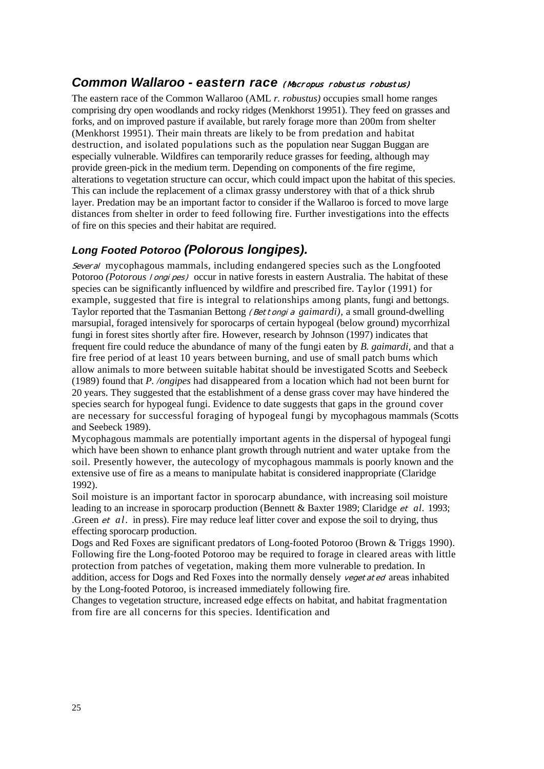## ***Common Wallaroo - eastern race*** *(Macropus robustus robustus)*

The eastern race of the Common Wallaroo (AML *r. robustus)* occupies small home ranges comprising dry open woodlands and rocky ridges (Menkhorst 19951). They feed on grasses and forks, and on improved pasture if available, but rarely forage more than 200m from shelter (Menkhorst 19951). Their main threats are likely to be from predation and habitat destruction, and isolated populations such as the population near Suggan Buggan are especially vulnerable. Wildfires can temporarily reduce grasses for feeding, although may provide green-pick in the medium term. Depending on components of the fire regime, alterations to vegetation structure can occur, which could impact upon the habitat of this species. This can include the replacement of a climax grassy understorey with that of a thick shrub layer. Predation may be an important factor to consider if the Wallaroo is forced to move large distances from shelter in order to feed following fire. Further investigations into the effects of fire on this species and their habitat are required.

## ***Long Footed Potoroo (Polorous longipes).***

*Several* mycophagous mammals, including endangered species such as the Longfooted Potoroo *(Potorous longipes)* occur in native forests in eastern Australia. The habitat of these species can be significantly influenced by wildfire and prescribed fire. Taylor (1991) for example, suggested that fire is integral to relationships among plants, fungi and bettongs. Taylor reported that the Tasmanian Bettong *(Bettongia gaimardi),* a small ground-dwelling marsupial, foraged intensively for sporocarps of certain hypogeal (below ground) mycorrhizal fungi in forest sites shortly after fire. However, research by Johnson (1997) indicates that frequent fire could reduce the abundance of many of the fungi eaten by *B. gaimardi,* and that a fire free period of at least 10 years between burning, and use of small patch bums which allow animals to more between suitable habitat should be investigated Scotts and Seebeck (1989) found that *P. /ongipes* had disappeared from a location which had not been burnt for 20 years. They suggested that the establishment of a dense grass cover may have hindered the species search for hypogeal fungi. Evidence to date suggests that gaps in the ground cover are necessary for successful foraging of hypogeal fungi by mycophagous mammals (Scotts and Seebeck 1989).

Mycophagous mammals are potentially important agents in the dispersal of hypogeal fungi which have been shown to enhance plant growth through nutrient and water uptake from the soil. Presently however, the autecology of mycophagous mammals is poorly known and the extensive use of fire as a means to manipulate habitat is considered inappropriate (Claridge 1992).

Soil moisture is an important factor in sporocarp abundance, with increasing soil moisture leading to an increase in sporocarp production (Bennett & Baxter 1989; Claridge *et al.* 1993; .Green *et al.* in press). Fire may reduce leaf litter cover and expose the soil to drying, thus effecting sporocarp production.

Dogs and Red Foxes are significant predators of Long-footed Potoroo (Brown & Triggs 1990). Following fire the Long-footed Potoroo may be required to forage in cleared areas with little protection from patches of vegetation, making them more vulnerable to predation. In addition, access for Dogs and Red Foxes into the normally densely *vegetated* areas inhabited by the Long-footed Potoroo, is increased immediately following fire.

Changes to vegetation structure, increased edge effects on habitat, and habitat fragmentation from fire are all concerns for this species. Identification and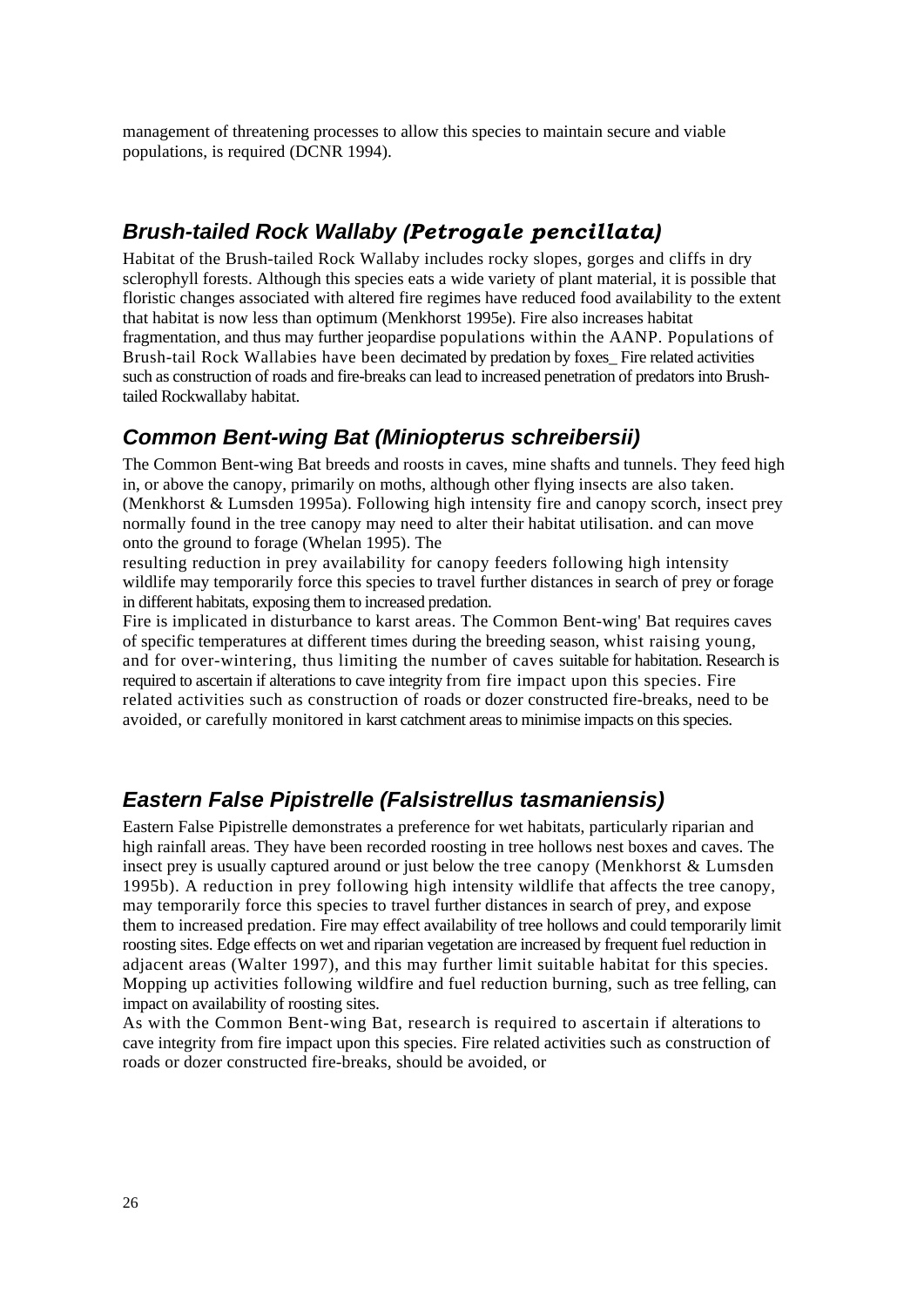management of threatening processes to allow this species to maintain secure and viable populations, is required (DCNR 1994).

## *Brush-tailed Rock Wallaby (Petrogale pencillata)*

Habitat of the Brush-tailed Rock Wallaby includes rocky slopes, gorges and cliffs in dry sclerophyll forests. Although this species eats a wide variety of plant material, it is possible that floristic changes associated with altered fire regimes have reduced food availability to the extent that habitat is now less than optimum (Menkhorst 1995e). Fire also increases habitat fragmentation, and thus may further jeopardise populations within the AANP. Populations of Brush-tail Rock Wallabies have been decimated by predation by foxes_ Fire related activities such as construction of roads and fire-breaks can lead to increased penetration of predators into Brush-tailed Rockwallaby habitat.

## *Common Bent-wing Bat (Miniopterus schreibersii)*

The Common Bent-wing Bat breeds and roosts in caves, mine shafts and tunnels. They feed high in, or above the canopy, primarily on moths, although other flying insects are also taken. (Menkhorst & Lumsden 1995a). Following high intensity fire and canopy scorch, insect prey normally found in the tree canopy may need to alter their habitat utilisation. and can move onto the ground to forage (Whelan 1995). The
resulting reduction in prey availability for canopy feeders following high intensity wildlife may temporarily force this species to travel further distances in search of prey or forage in different habitats, exposing them to increased predation.
Fire is implicated in disturbance to karst areas. The Common Bent-wing' Bat requires caves of specific temperatures at different times during the breeding season, whist raising young, and for over-wintering, thus limiting the number of caves suitable for habitation. Research is required to ascertain if alterations to cave integrity from fire impact upon this species. Fire related activities such as construction of roads or dozer constructed fire-breaks, need to be avoided, or carefully monitored in karst catchment areas to minimise impacts on this species.

## *Eastern False Pipistrelle (Falsistrellus tasmaniensis)*

Eastern False Pipistrelle demonstrates a preference for wet habitats, particularly riparian and high rainfall areas. They have been recorded roosting in tree hollows nest boxes and caves. The insect prey is usually captured around or just below the tree canopy (Menkhorst & Lumsden 1995b). A reduction in prey following high intensity wildlife that affects the tree canopy, may temporarily force this species to travel further distances in search of prey, and expose them to increased predation. Fire may effect availability of tree hollows and could temporarily limit roosting sites. Edge effects on wet and riparian vegetation are increased by frequent fuel reduction in adjacent areas (Walter 1997), and this may further limit suitable habitat for this species. Mopping up activities following wildfire and fuel reduction burning, such as tree felling, can impact on availability of roosting sites.
As with the Common Bent-wing Bat, research is required to ascertain if alterations to cave integrity from fire impact upon this species. Fire related activities such as construction of roads or dozer constructed fire-breaks, should be avoided, or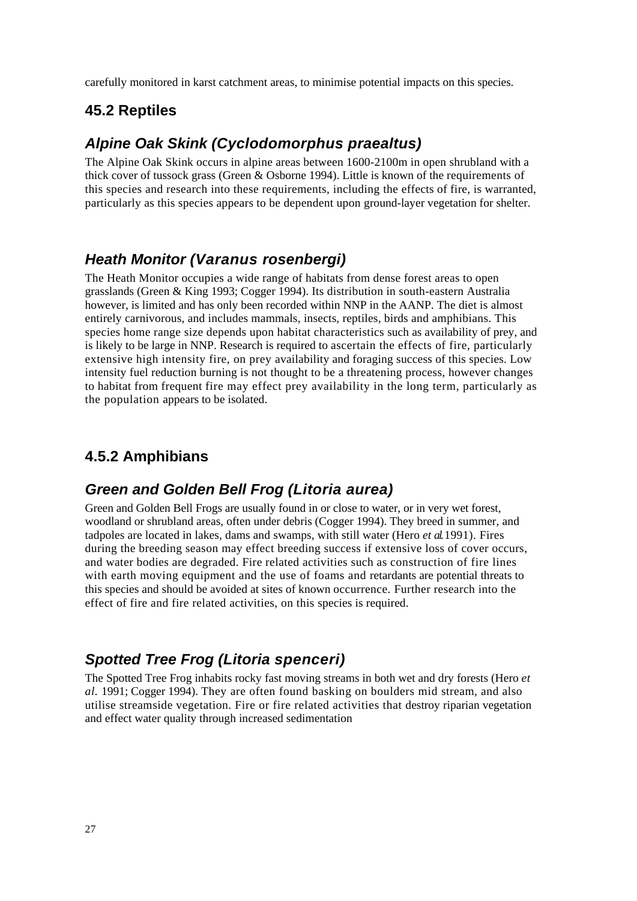carefully monitored in karst catchment areas, to minimise potential impacts on this species.

## 45.2 Reptiles

### *Alpine Oak Skink (Cyclodomorphus praealtus)*

The Alpine Oak Skink occurs in alpine areas between 1600-2100m in open shrubland with a thick cover of tussock grass (Green & Osborne 1994). Little is known of the requirements of this species and research into these requirements, including the effects of fire, is warranted, particularly as this species appears to be dependent upon ground-layer vegetation for shelter.

### *Heath Monitor (Varanus rosenbergi)*

The Heath Monitor occupies a wide range of habitats from dense forest areas to open grasslands (Green & King 1993; Cogger 1994). Its distribution in south-eastern Australia however, is limited and has only been recorded within NNP in the AANP. The diet is almost entirely carnivorous, and includes mammals, insects, reptiles, birds and amphibians. This species home range size depends upon habitat characteristics such as availability of prey, and is likely to be large in NNP. Research is required to ascertain the effects of fire, particularly extensive high intensity fire, on prey availability and foraging success of this species. Low intensity fuel reduction burning is not thought to be a threatening process, however changes to habitat from frequent fire may effect prey availability in the long term, particularly as the population appears to be isolated.

## 4.5.2 Amphibians

### *Green and Golden Bell Frog (Litoria aurea)*

Green and Golden Bell Frogs are usually found in or close to water, or in very wet forest, woodland or shrubland areas, often under debris (Cogger 1994). They breed in summer, and tadpoles are located in lakes, dams and swamps, with still water (Hero *et al.* 1991). Fires during the breeding season may effect breeding success if extensive loss of cover occurs, and water bodies are degraded. Fire related activities such as construction of fire lines with earth moving equipment and the use of foams and retardants are potential threats to this species and should be avoided at sites of known occurrence. Further research into the effect of fire and fire related activities, on this species is required.

### *Spotted Tree Frog (Litoria spenceri)*

The Spotted Tree Frog inhabits rocky fast moving streams in both wet and dry forests (Hero *et al.* 1991; Cogger 1994). They are often found basking on boulders mid stream, and also utilise streamside vegetation. Fire or fire related activities that destroy riparian vegetation and effect water quality through increased sedimentation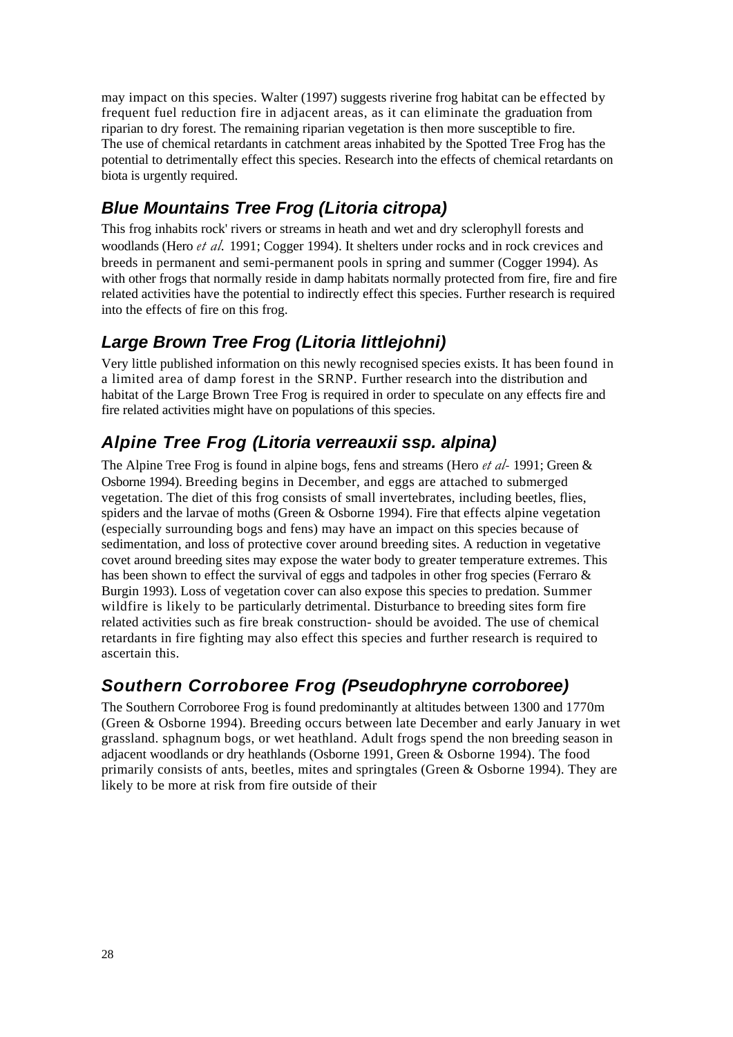may impact on this species. Walter (1997) suggests riverine frog habitat can be effected by frequent fuel reduction fire in adjacent areas, as it can eliminate the graduation from riparian to dry forest. The remaining riparian vegetation is then more susceptible to fire. The use of chemical retardants in catchment areas inhabited by the Spotted Tree Frog has the potential to detrimentally effect this species. Research into the effects of chemical retardants on biota is urgently required.

## *Blue Mountains Tree Frog (Litoria citropa)*

This frog inhabits rock' rivers or streams in heath and wet and dry sclerophyll forests and woodlands (Hero *et al.* 1991; Cogger 1994). It shelters under rocks and in rock crevices and breeds in permanent and semi-permanent pools in spring and summer (Cogger 1994). As with other frogs that normally reside in damp habitats normally protected from fire, fire and fire related activities have the potential to indirectly effect this species. Further research is required into the effects of fire on this frog.

## *Large Brown Tree Frog (Litoria littlejohni)*

Very little published information on this newly recognised species exists. It has been found in a limited area of damp forest in the SRNP. Further research into the distribution and habitat of the Large Brown Tree Frog is required in order to speculate on any effects fire and fire related activities might have on populations of this species.

## *Alpine Tree Frog (Litoria verreauxii ssp. alpina)*

The Alpine Tree Frog is found in alpine bogs, fens and streams (Hero *et al-* 1991; Green & Osborne 1994). Breeding begins in December, and eggs are attached to submerged vegetation. The diet of this frog consists of small invertebrates, including beetles, flies, spiders and the larvae of moths (Green & Osborne 1994). Fire that effects alpine vegetation (especially surrounding bogs and fens) may have an impact on this species because of sedimentation, and loss of protective cover around breeding sites. A reduction in vegetative covet around breeding sites may expose the water body to greater temperature extremes. This has been shown to effect the survival of eggs and tadpoles in other frog species (Ferraro & Burgin 1993). Loss of vegetation cover can also expose this species to predation. Summer wildfire is likely to be particularly detrimental. Disturbance to breeding sites form fire related activities such as fire break construction- should be avoided. The use of chemical retardants in fire fighting may also effect this species and further research is required to ascertain this.

## *Southern Corroboree Frog (Pseudophryne corroboree)*

The Southern Corroboree Frog is found predominantly at altitudes between 1300 and 1770m (Green & Osborne 1994). Breeding occurs between late December and early January in wet grassland. sphagnum bogs, or wet heathland. Adult frogs spend the non breeding season in adjacent woodlands or dry heathlands (Osborne 1991, Green & Osborne 1994). The food primarily consists of ants, beetles, mites and springtales (Green & Osborne 1994). They are likely to be more at risk from fire outside of their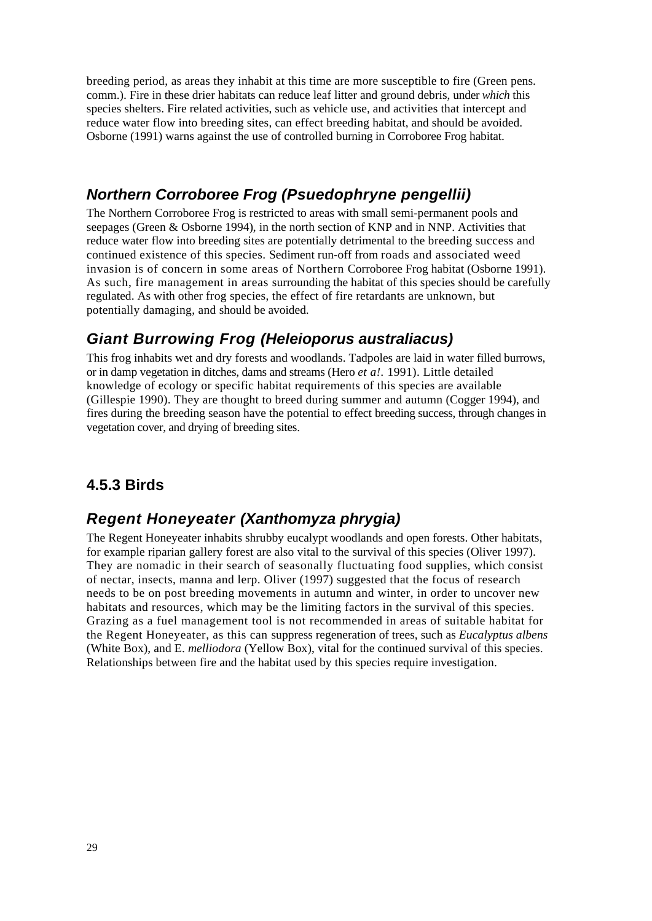breeding period, as areas they inhabit at this time are more susceptible to fire (Green pens. comm.). Fire in these drier habitats can reduce leaf litter and ground debris, under *which* this species shelters. Fire related activities, such as vehicle use, and activities that intercept and reduce water flow into breeding sites, can effect breeding habitat, and should be avoided. Osborne (1991) warns against the use of controlled burning in Corroboree Frog habitat.

## *Northern Corroboree Frog (Psuedophryne pengellii)*

The Northern Corroboree Frog is restricted to areas with small semi-permanent pools and seepages (Green & Osborne 1994), in the north section of KNP and in NNP. Activities that reduce water flow into breeding sites are potentially detrimental to the breeding success and continued existence of this species. Sediment run-off from roads and associated weed invasion is of concern in some areas of Northern Corroboree Frog habitat (Osborne 1991). As such, fire management in areas surrounding the habitat of this species should be carefully regulated. As with other frog species, the effect of fire retardants are unknown, but potentially damaging, and should be avoided.

## *Giant Burrowing Frog (Heleioporus australiacus)*

This frog inhabits wet and dry forests and woodlands. Tadpoles are laid in water filled burrows, or in damp vegetation in ditches, dams and streams (Hero *et a!.* 1991). Little detailed knowledge of ecology or specific habitat requirements of this species are available (Gillespie 1990). They are thought to breed during summer and autumn (Cogger 1994), and fires during the breeding season have the potential to effect breeding success, through changes in vegetation cover, and drying of breeding sites.

### 4.5.3 Birds

## *Regent Honeyeater (Xanthomyza phrygia)*

The Regent Honeyeater inhabits shrubby eucalypt woodlands and open forests. Other habitats, for example riparian gallery forest are also vital to the survival of this species (Oliver 1997). They are nomadic in their search of seasonally fluctuating food supplies, which consist of nectar, insects, manna and lerp. Oliver (1997) suggested that the focus of research needs to be on post breeding movements in autumn and winter, in order to uncover new habitats and resources, which may be the limiting factors in the survival of this species. Grazing as a fuel management tool is not recommended in areas of suitable habitat for the Regent Honeyeater, as this can suppress regeneration of trees, such as *Eucalyptus albens* (White Box), and E. *melliodora* (Yellow Box), vital for the continued survival of this species. Relationships between fire and the habitat used by this species require investigation.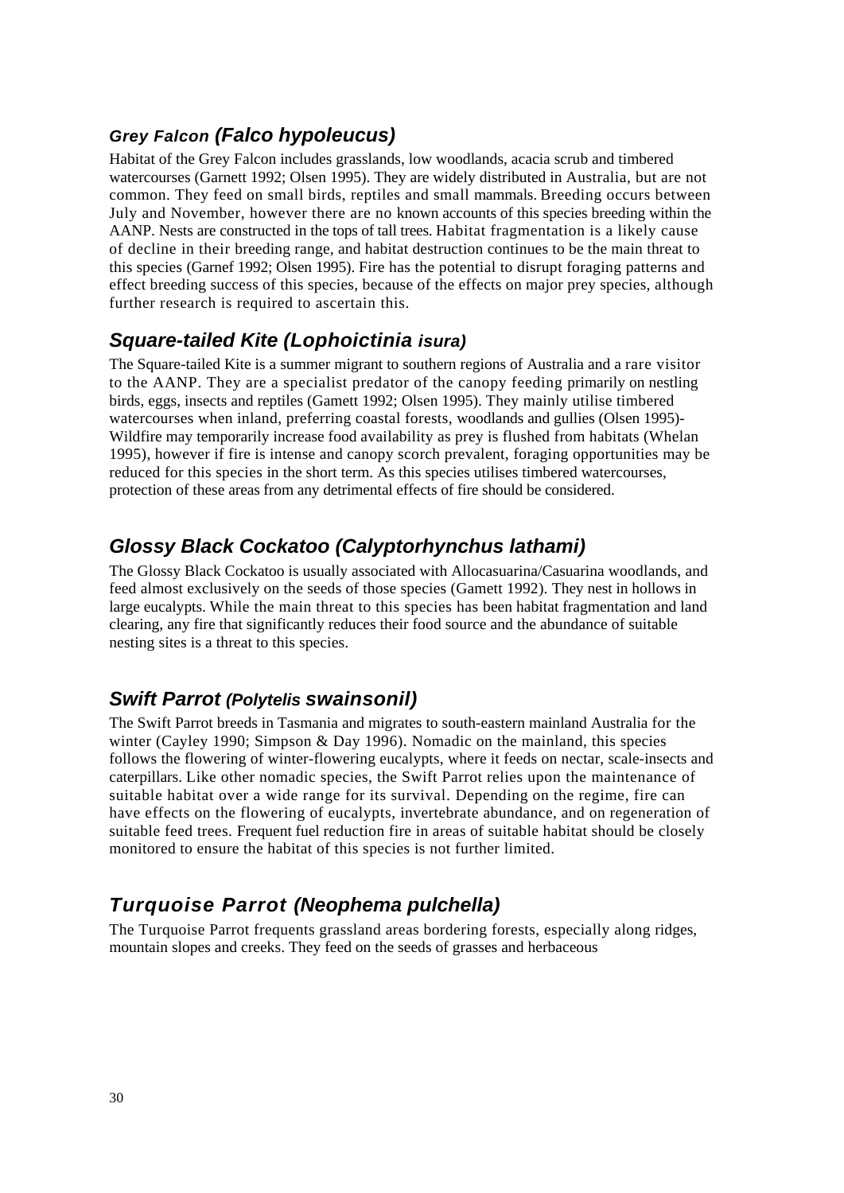## *Grey Falcon (Falco hypoleucus)*

Habitat of the Grey Falcon includes grasslands, low woodlands, acacia scrub and timbered watercourses (Garnett 1992; Olsen 1995). They are widely distributed in Australia, but are not common. They feed on small birds, reptiles and small mammals. Breeding occurs between July and November, however there are no known accounts of this species breeding within the AANP. Nests are constructed in the tops of tall trees. Habitat fragmentation is a likely cause of decline in their breeding range, and habitat destruction continues to be the main threat to this species (Garnef 1992; Olsen 1995). Fire has the potential to disrupt foraging patterns and effect breeding success of this species, because of the effects on major prey species, although further research is required to ascertain this.

## *Square-tailed Kite (Lophoictinia isura)*

The Square-tailed Kite is a summer migrant to southern regions of Australia and a rare visitor to the AANP. They are a specialist predator of the canopy feeding primarily on nestling birds, eggs, insects and reptiles (Gamett 1992; Olsen 1995). They mainly utilise timbered watercourses when inland, preferring coastal forests, woodlands and gullies (Olsen 1995)- Wildfire may temporarily increase food availability as prey is flushed from habitats (Whelan 1995), however if fire is intense and canopy scorch prevalent, foraging opportunities may be reduced for this species in the short term. As this species utilises timbered watercourses, protection of these areas from any detrimental effects of fire should be considered.

## *Glossy Black Cockatoo (Calyptorhynchus lathami)*

The Glossy Black Cockatoo is usually associated with Allocasuarina/Casuarina woodlands, and feed almost exclusively on the seeds of those species (Gamett 1992). They nest in hollows in large eucalypts. While the main threat to this species has been habitat fragmentation and land clearing, any fire that significantly reduces their food source and the abundance of suitable nesting sites is a threat to this species.

## *Swift Parrot (Polytelis swainsonil)*

The Swift Parrot breeds in Tasmania and migrates to south-eastern mainland Australia for the winter (Cayley 1990; Simpson & Day 1996). Nomadic on the mainland, this species follows the flowering of winter-flowering eucalypts, where it feeds on nectar, scale-insects and caterpillars. Like other nomadic species, the Swift Parrot relies upon the maintenance of suitable habitat over a wide range for its survival. Depending on the regime, fire can have effects on the flowering of eucalypts, invertebrate abundance, and on regeneration of suitable feed trees. Frequent fuel reduction fire in areas of suitable habitat should be closely monitored to ensure the habitat of this species is not further limited.

## *Turquoise Parrot (Neophema pulchella)*

The Turquoise Parrot frequents grassland areas bordering forests, especially along ridges, mountain slopes and creeks. They feed on the seeds of grasses and herbaceous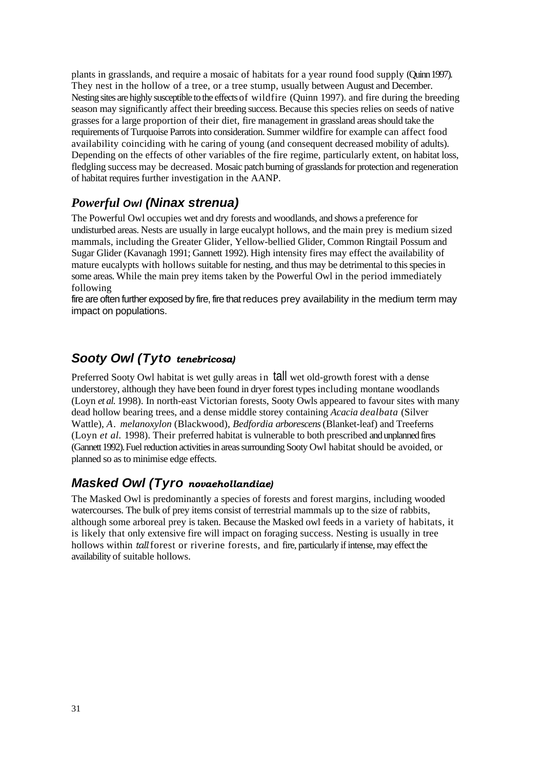plants in grasslands, and require a mosaic of habitats for a year round food supply (Quinn 1997). They nest in the hollow of a tree, or a tree stump, usually between August and December. Nesting sites are highly susceptible to the effects of wildfire (Quinn 1997). and fire during the breeding season may significantly affect their breeding success. Because this species relies on seeds of native grasses for a large proportion of their diet, fire management in grassland areas should take the requirements of Turquoise Parrots into consideration. Summer wildfire for example can affect food availability coinciding with he caring of young (and consequent decreased mobility of adults). Depending on the effects of other variables of the fire regime, particularly extent, on habitat loss, fledgling success may be decreased. Mosaic patch burning of grasslands for protection and regeneration of habitat requires further investigation in the AANP.

## *Powerful Owl (Ninax strenua)*

The Powerful Owl occupies wet and dry forests and woodlands, and shows a preference for undisturbed areas. Nests are usually in large eucalypt hollows, and the main prey is medium sized mammals, including the Greater Glider, Yellow-bellied Glider, Common Ringtail Possum and Sugar Glider (Kavanagh 1991; Gannett 1992). High intensity fires may effect the availability of mature eucalypts with hollows suitable for nesting, and thus may be detrimental to this species in some areas. While the main prey items taken by the Powerful Owl in the period immediately following fire are often further exposed by fire, fire that reduces prey availability in the medium term may impact on populations.

## *Sooty Owl (Tyto tenebricosa)*

Preferred Sooty Owl habitat is wet gully areas in tall wet old-growth forest with a dense understorey, although they have been found in dryer forest types including montane woodlands (Loyn *et al.* 1998). In north-east Victorian forests, Sooty Owls appeared to favour sites with many dead hollow bearing trees, and a dense middle storey containing *Acacia dealbata* (Silver Wattle), *A. melanoxylon* (Blackwood), *Bedfordia arborescens* (Blanket-leaf) and Treeferns (Loyn *et al.* 1998). Their preferred habitat is vulnerable to both prescribed and unplanned fires (Gannett 1992). Fuel reduction activities in areas surrounding Sooty Owl habitat should be avoided, or planned so as to minimise edge effects.

## *Masked Owl (Tyro novaehollandiae)*

The Masked Owl is predominantly a species of forests and forest margins, including wooded watercourses. The bulk of prey items consist of terrestrial mammals up to the size of rabbits, although some arboreal prey is taken. Because the Masked owl feeds in a variety of habitats, it is likely that only extensive fire will impact on foraging success. Nesting is usually in tree hollows within *tall* forest or riverine forests, and fire, particularly if intense, may effect the availability of suitable hollows.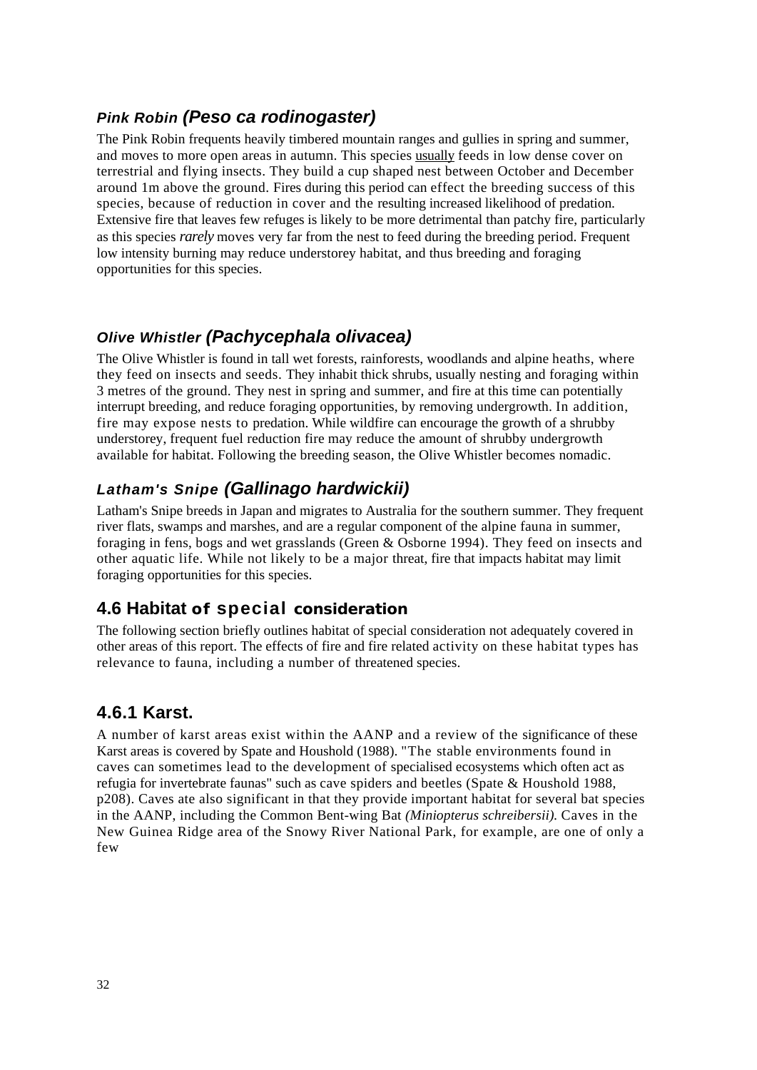### *Pink Robin (Peso ca rodinogaster)*

The Pink Robin frequents heavily timbered mountain ranges and gullies in spring and summer, and moves to more open areas in autumn. This species usually feeds in low dense cover on terrestrial and flying insects. They build a cup shaped nest between October and December around 1m above the ground. Fires during this period can effect the breeding success of this species, because of reduction in cover and the resulting increased likelihood of predation. Extensive fire that leaves few refuges is likely to be more detrimental than patchy fire, particularly as this species *rarely* moves very far from the nest to feed during the breeding period. Frequent low intensity burning may reduce understorey habitat, and thus breeding and foraging opportunities for this species.

### *Olive Whistler (Pachycephala olivacea)*

The Olive Whistler is found in tall wet forests, rainforests, woodlands and alpine heaths, where they feed on insects and seeds. They inhabit thick shrubs, usually nesting and foraging within 3 metres of the ground. They nest in spring and summer, and fire at this time can potentially interrupt breeding, and reduce foraging opportunities, by removing undergrowth. In addition, fire may expose nests to predation. While wildfire can encourage the growth of a shrubby understorey, frequent fuel reduction fire may reduce the amount of shrubby undergrowth available for habitat. Following the breeding season, the Olive Whistler becomes nomadic.

### *Latham's Snipe (Gallinago hardwickii)*

Latham's Snipe breeds in Japan and migrates to Australia for the southern summer. They frequent river flats, swamps and marshes, and are a regular component of the alpine fauna in summer, foraging in fens, bogs and wet grasslands (Green & Osborne 1994). They feed on insects and other aquatic life. While not likely to be a major threat, fire that impacts habitat may limit foraging opportunities for this species.

## 4.6 Habitat of special consideration

The following section briefly outlines habitat of special consideration not adequately covered in other areas of this report. The effects of fire and fire related activity on these habitat types has relevance to fauna, including a number of threatened species.

### 4.6.1 Karst.

A number of karst areas exist within the AANP and a review of the significance of these Karst areas is covered by Spate and Houshold (1988). "The stable environments found in caves can sometimes lead to the development of specialised ecosystems which often act as refugia for invertebrate faunas" such as cave spiders and beetles (Spate & Houshold 1988, p208). Caves ate also significant in that they provide important habitat for several bat species in the AANP, including the Common Bent-wing Bat *(Miniopterus schreibersii).* Caves in the New Guinea Ridge area of the Snowy River National Park, for example, are one of only a few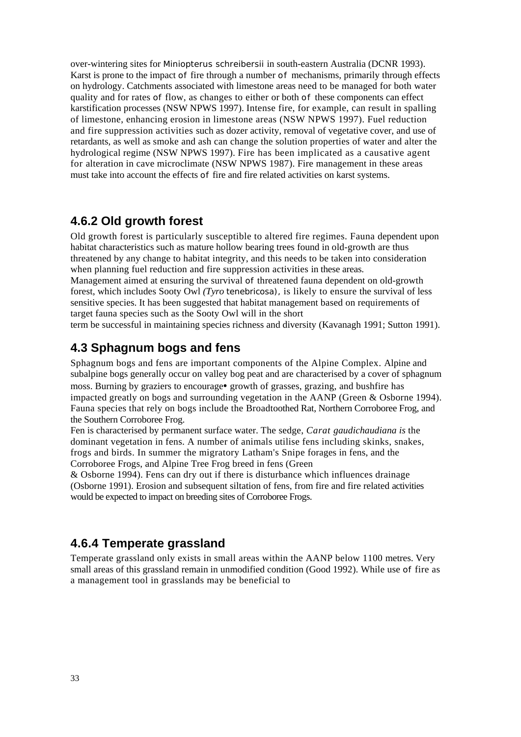over-wintering sites for *Miniopterus schreibersii* in south-eastern Australia (DCNR 1993). Karst is prone to the impact of fire through a number of mechanisms, primarily through effects on hydrology. Catchments associated with limestone areas need to be managed for both water quality and for rates of flow, as changes to either or both of these components can effect karstification processes (NSW NPWS 1997). Intense fire, for example, can result in spalling of limestone, enhancing erosion in limestone areas (NSW NPWS 1997). Fuel reduction and fire suppression activities such as dozer activity, removal of vegetative cover, and use of retardants, as well as smoke and ash can change the solution properties of water and alter the hydrological regime (NSW NPWS 1997). Fire has been implicated as a causative agent for alteration in cave microclimate (NSW NPWS 1987). Fire management in these areas must take into account the effects of fire and fire related activities on karst systems.

## 4.6.2 Old growth forest

Old growth forest is particularly susceptible to altered fire regimes. Fauna dependent upon habitat characteristics such as mature hollow bearing trees found in old-growth are thus threatened by any change to habitat integrity, and this needs to be taken into consideration when planning fuel reduction and fire suppression activities in these areas.
Management aimed at ensuring the survival of threatened fauna dependent on old-growth forest, which includes Sooty Owl *(Tyro tenebricosa)*, is likely to ensure the survival of less sensitive species. It has been suggested that habitat management based on requirements of target fauna species such as the Sooty Owl will in the short
term be successful in maintaining species richness and diversity (Kavanagh 1991; Sutton 1991).

## 4.3 Sphagnum bogs and fens

Sphagnum bogs and fens are important components of the Alpine Complex. Alpine and subalpine bogs generally occur on valley bog peat and are characterised by a cover of sphagnum moss. Burning by graziers to encourage• growth of grasses, grazing, and bushfire has impacted greatly on bogs and surrounding vegetation in the AANP (Green & Osborne 1994). Fauna species that rely on bogs include the Broadtoothed Rat, Northern Corroboree Frog, and the Southern Corroboree Frog.
Fen is characterised by permanent surface water. The sedge, *Carat gaudichaudiana is* the dominant vegetation in fens. A number of animals utilise fens including skinks, snakes, frogs and birds. In summer the migratory Latham's Snipe forages in fens, and the Corroboree Frogs, and Alpine Tree Frog breed in fens (Green
& Osborne 1994). Fens can dry out if there is disturbance which influences drainage (Osborne 1991). Erosion and subsequent siltation of fens, from fire and fire related activities would be expected to impact on breeding sites of Corroboree Frogs.

## 4.6.4 Temperate grassland

Temperate grassland only exists in small areas within the AANP below 1100 metres. Very small areas of this grassland remain in unmodified condition (Good 1992). While use of fire as a management tool in grasslands may be beneficial to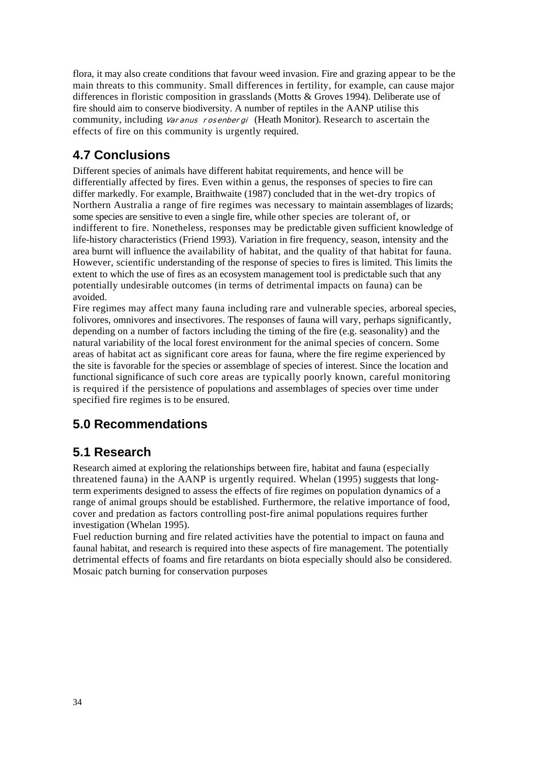flora, it may also create conditions that favour weed invasion. Fire and grazing appear to be the main threats to this community. Small differences in fertility, for example, can cause major differences in floristic composition in grasslands (Motts & Groves 1994). Deliberate use of fire should aim to conserve biodiversity. A number of reptiles in the AANP utilise this community, including *Varanus rosenbergi* (Heath Monitor). Research to ascertain the effects of fire on this community is urgently required.

## 4.7 Conclusions

Different species of animals have different habitat requirements, and hence will be differentially affected by fires. Even within a genus, the responses of species to fire can differ markedly. For example, Braithwaite (1987) concluded that in the wet-dry tropics of Northern Australia a range of fire regimes was necessary to maintain assemblages of lizards; some species are sensitive to even a single fire, while other species are tolerant of, or indifferent to fire. Nonetheless, responses may be predictable given sufficient knowledge of life-history characteristics (Friend 1993). Variation in fire frequency, season, intensity and the area burnt will influence the availability of habitat, and the quality of that habitat for fauna. However, scientific understanding of the response of species to fires is limited. This limits the extent to which the use of fires as an ecosystem management tool is predictable such that any potentially undesirable outcomes (in terms of detrimental impacts on fauna) can be avoided.

Fire regimes may affect many fauna including rare and vulnerable species, arboreal species, folivores, omnivores and insectivores. The responses of fauna will vary, perhaps significantly, depending on a number of factors including the timing of the fire (e.g. seasonality) and the natural variability of the local forest environment for the animal species of concern. Some areas of habitat act as significant core areas for fauna, where the fire regime experienced by the site is favorable for the species or assemblage of species of interest. Since the location and functional significance of such core areas are typically poorly known, careful monitoring is required if the persistence of populations and assemblages of species over time under specified fire regimes is to be ensured.

# 5.0 Recommendations

## 5.1 Research

Research aimed at exploring the relationships between fire, habitat and fauna (especially threatened fauna) in the AANP is urgently required. Whelan (1995) suggests that long-term experiments designed to assess the effects of fire regimes on population dynamics of a range of animal groups should be established. Furthermore, the relative importance of food, cover and predation as factors controlling post-fire animal populations requires further investigation (Whelan 1995).

Fuel reduction burning and fire related activities have the potential to impact on fauna and faunal habitat, and research is required into these aspects of fire management. The potentially detrimental effects of foams and fire retardants on biota especially should also be considered. Mosaic patch burning for conservation purposes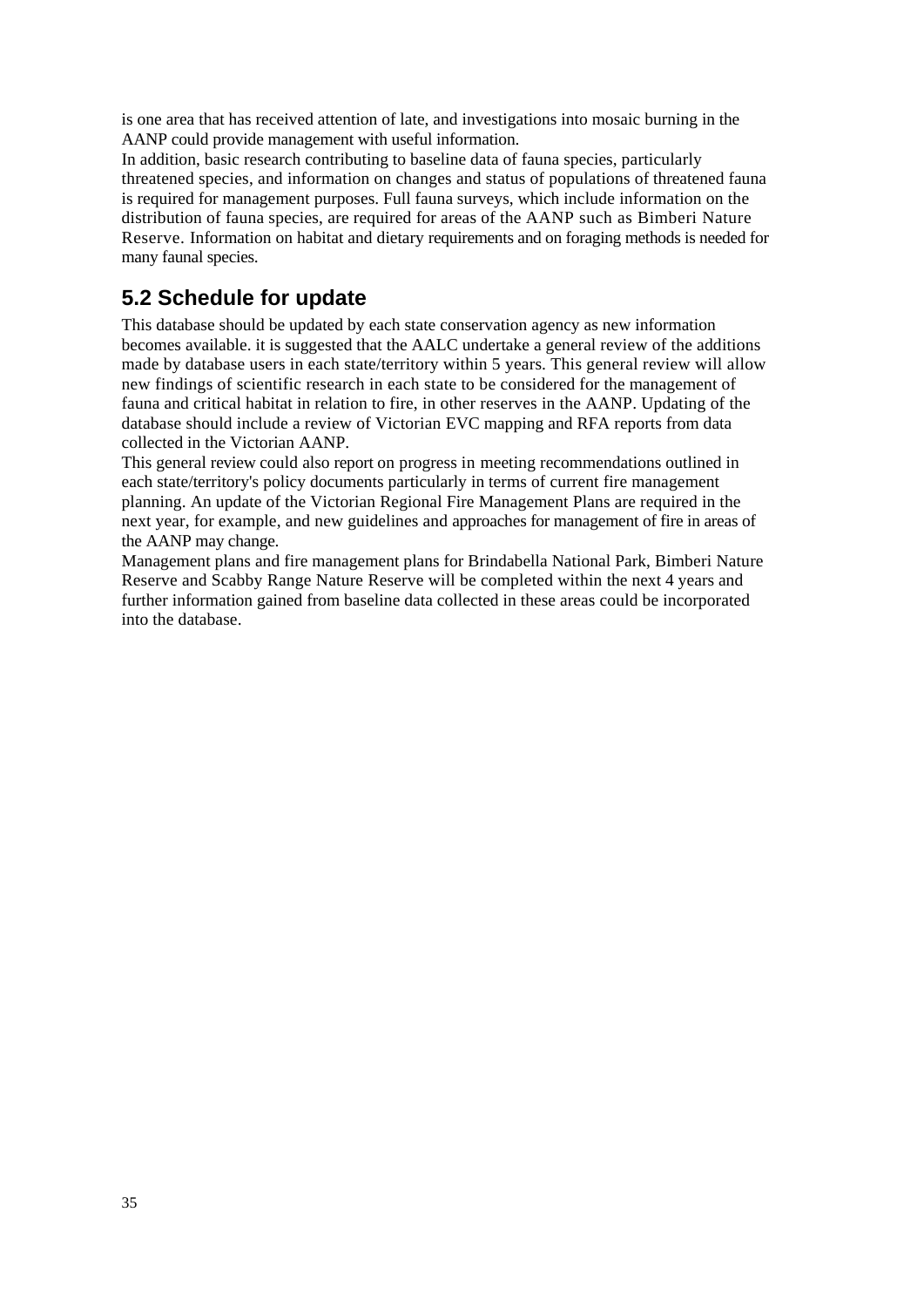is one area that has received attention of late, and investigations into mosaic burning in the AANP could provide management with useful information.

In addition, basic research contributing to baseline data of fauna species, particularly threatened species, and information on changes and status of populations of threatened fauna is required for management purposes. Full fauna surveys, which include information on the distribution of fauna species, are required for areas of the AANP such as Bimberi Nature Reserve. Information on habitat and dietary requirements and on foraging methods is needed for many faunal species.

## 5.2 Schedule for update

This database should be updated by each state conservation agency as new information becomes available. it is suggested that the AALC undertake a general review of the additions made by database users in each state/territory within 5 years. This general review will allow new findings of scientific research in each state to be considered for the management of fauna and critical habitat in relation to fire, in other reserves in the AANP. Updating of the database should include a review of Victorian EVC mapping and RFA reports from data collected in the Victorian AANP.

This general review could also report on progress in meeting recommendations outlined in each state/territory's policy documents particularly in terms of current fire management planning. An update of the Victorian Regional Fire Management Plans are required in the next year, for example, and new guidelines and approaches for management of fire in areas of the AANP may change.

Management plans and fire management plans for Brindabella National Park, Bimberi Nature Reserve and Scabby Range Nature Reserve will be completed within the next 4 years and further information gained from baseline data collected in these areas could be incorporated into the database.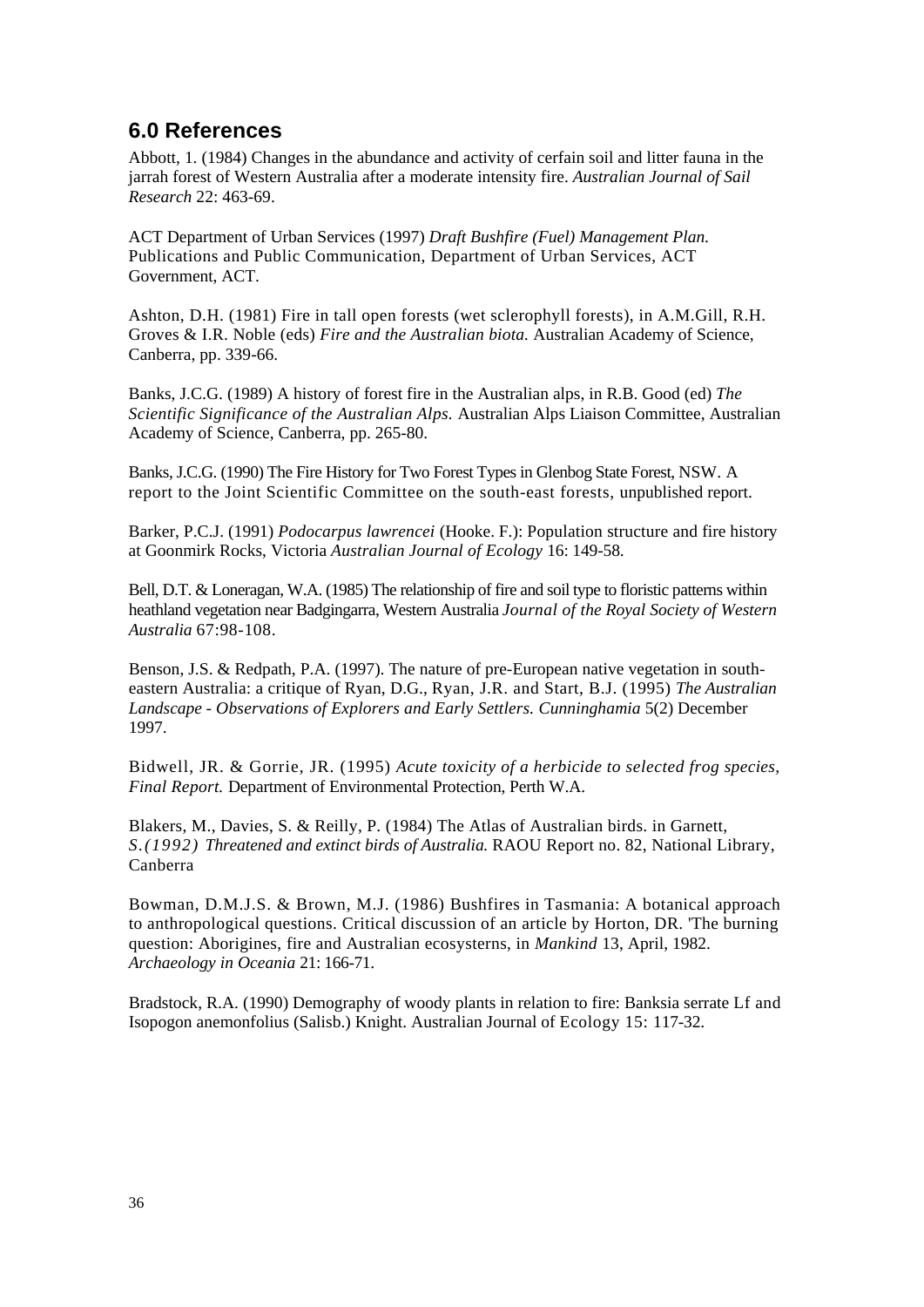## 6.0 References

Abbott, 1. (1984) Changes in the abundance and activity of cerfain soil and litter fauna in the jarrah forest of Western Australia after a moderate intensity fire. *Australian Journal of Sail Research* 22: 463-69.

ACT Department of Urban Services (1997) *Draft Bushfire (Fuel) Management Plan.* Publications and Public Communication, Department of Urban Services, ACT Government, ACT.

Ashton, D.H. (1981) Fire in tall open forests (wet sclerophyll forests), in A.M.Gill, R.H. Groves & I.R. Noble (eds) *Fire and the Australian biota.* Australian Academy of Science, Canberra, pp. 339-66.

Banks, J.C.G. (1989) A history of forest fire in the Australian alps, in R.B. Good (ed) *The Scientific Significance of the Australian Alps.* Australian Alps Liaison Committee, Australian Academy of Science, Canberra, pp. 265-80.

Banks, J.C.G. (1990) The Fire History for Two Forest Types in Glenbog State Forest, NSW. A report to the Joint Scientific Committee on the south-east forests, unpublished report.

Barker, P.C.J. (1991) *Podocarpus lawrencei* (Hooke. F.): Population structure and fire history at Goonmirk Rocks, Victoria *Australian Journal of Ecology* 16: 149-58.

Bell, D.T. & Loneragan, W.A. (1985) The relationship of fire and soil type to floristic patterns within heathland vegetation near Badgingarra, Western Australia *Journal of the Royal Society of Western Australia* 67:98-108.

Benson, J.S. & Redpath, P.A. (1997). The nature of pre-European native vegetation in south-eastern Australia: a critique of Ryan, D.G., Ryan, J.R. and Start, B.J. (1995) *The Australian Landscape - Observations of Explorers and Early Settlers. Cunninghamia* 5(2) December 1997.

Bidwell, JR. & Gorrie, JR. (1995) *Acute toxicity of a herbicide to selected frog species, Final Report.* Department of Environmental Protection, Perth W.A.

Blakers, M., Davies, S. & Reilly, P. (1984) The Atlas of Australian birds. in Garnett, S. *(1992) Threatened and extinct birds of Australia.* RAOU Report no. 82, National Library, Canberra

Bowman, D.M.J.S. & Brown, M.J. (1986) Bushfires in Tasmania: A botanical approach to anthropological questions. Critical discussion of an article by Horton, DR. 'The burning question: Aborigines, fire and Australian ecosysterns, in *Mankind* 13, April, 1982. *Archaeology in Oceania* 21: 166-71.

Bradstock, R.A. (1990) Demography of woody plants in relation to fire: Banksia serrate Lf and Isopogon anemonfolius (Salisb.) Knight. Australian Journal of Ecology 15: 117-32.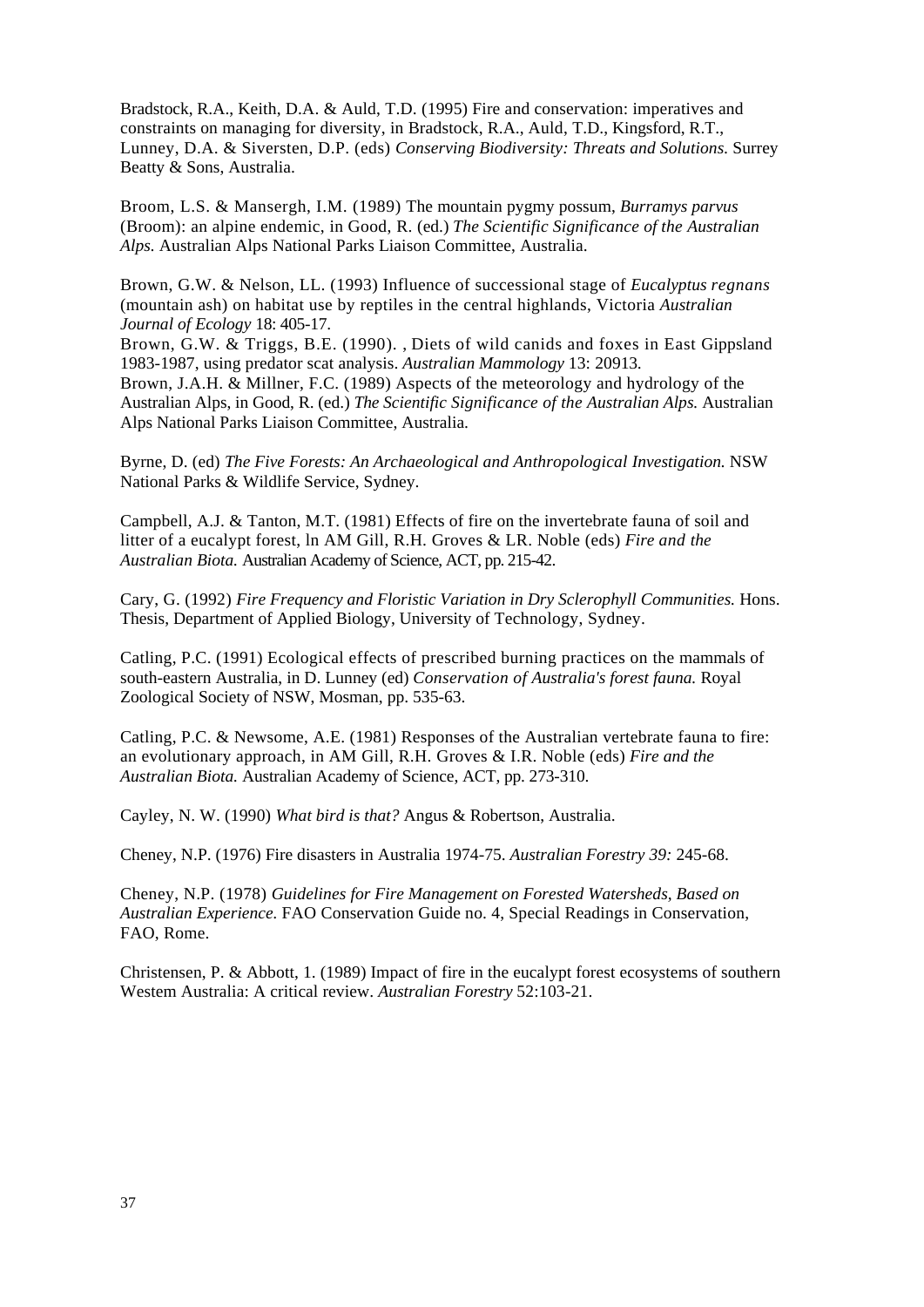Bradstock, R.A., Keith, D.A. & Auld, T.D. (1995) Fire and conservation: imperatives and constraints on managing for diversity, in Bradstock, R.A., Auld, T.D., Kingsford, R.T., Lunney, D.A. & Siversten, D.P. (eds) *Conserving Biodiversity: Threats and Solutions.* Surrey Beatty & Sons, Australia.

Broom, L.S. & Mansergh, I.M. (1989) The mountain pygmy possum, *Burramys parvus* (Broom): an alpine endemic, in Good, R. (ed.) *The Scientific Significance of the Australian Alps.* Australian Alps National Parks Liaison Committee, Australia.

Brown, G.W. & Nelson, LL. (1993) Influence of successional stage of *Eucalyptus regnans* (mountain ash) on habitat use by reptiles in the central highlands, Victoria *Australian Journal of Ecology* 18: 405-17.
Brown, G.W. & Triggs, B.E. (1990). , Diets of wild canids and foxes in East Gippsland 1983-1987, using predator scat analysis. *Australian Mammology* 13: 20913.
Brown, J.A.H. & Millner, F.C. (1989) Aspects of the meteorology and hydrology of the Australian Alps, in Good, R. (ed.) *The Scientific Significance of the Australian Alps.* Australian Alps National Parks Liaison Committee, Australia.

Byrne, D. (ed) *The Five Forests: An Archaeological and Anthropological Investigation.* NSW National Parks & Wildlife Service, Sydney.

Campbell, A.J. & Tanton, M.T. (1981) Effects of fire on the invertebrate fauna of soil and litter of a eucalypt forest, ln AM Gill, R.H. Groves & LR. Noble (eds) *Fire and the Australian Biota.* Australian Academy of Science, ACT, pp. 215-42.

Cary, G. (1992) *Fire Frequency and Floristic Variation in Dry Sclerophyll Communities.* Hons. Thesis, Department of Applied Biology, University of Technology, Sydney.

Catling, P.C. (1991) Ecological effects of prescribed burning practices on the mammals of south-eastern Australia, in D. Lunney (ed) *Conservation of Australia's forest fauna.* Royal Zoological Society of NSW, Mosman, pp. 535-63.

Catling, P.C. & Newsome, A.E. (1981) Responses of the Australian vertebrate fauna to fire: an evolutionary approach, in AM Gill, R.H. Groves & I.R. Noble (eds) *Fire and the Australian Biota.* Australian Academy of Science, ACT, pp. 273-310.

Cayley, N. W. (1990) *What bird is that?* Angus & Robertson, Australia.

Cheney, N.P. (1976) Fire disasters in Australia 1974-75. *Australian Forestry 39:* 245-68.

Cheney, N.P. (1978) *Guidelines for Fire Management on Forested Watersheds, Based on Australian Experience.* FAO Conservation Guide no. 4, Special Readings in Conservation, FAO, Rome.

Christensen, P. & Abbott, 1. (1989) Impact of fire in the eucalypt forest ecosystems of southern Westem Australia: A critical review. *Australian Forestry* 52:103-21.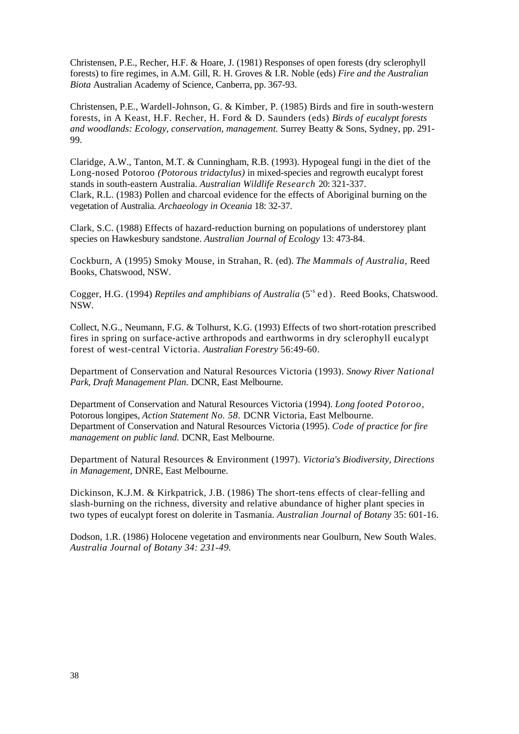Christensen, P.E., Recher, H.F. & Hoare, J. (1981) Responses of open forests (dry sclerophyll forests) to fire regimes, in A.M. Gill, R. H. Groves & I.R. Noble (eds) *Fire and the Australian Biota* Australian Academy of Science, Canberra, pp. 367-93.

Christensen, P.E., Wardell-Johnson, G. & Kimber, P. (1985) Birds and fire in south-western forests, in A Keast, H.F. Recher, H. Ford & D. Saunders (eds) *Birds of eucalypt forests and woodlands: Ecology, conservation, management.* Surrey Beatty & Sons, Sydney, pp. 291-99.

Claridge, A.W., Tanton, M.T. & Cunningham, R.B. (1993). Hypogeal fungi in the diet of the Long-nosed Potoroo *(Potorous tridactylus)* in mixed-species and regrowth eucalypt forest stands in south-eastern Australia. *Australian Wildlife Research* 20: 321-337.
Clark, R.L. (1983) Pollen and charcoal evidence for the effects of Aboriginal burning on the vegetation of Australia. *Archaeology in Oceania* 18: 32-37.

Clark, S.C. (1988) Effects of hazard-reduction burning on populations of understorey plant species on Hawkesbury sandstone. *Australian Journal of Ecology* 13: 473-84.

Cockburn, A (1995) Smoky Mouse, in Strahan, R. (ed). *The Mammals of Australia,* Reed Books, Chatswood, NSW.

Cogger, H.G. (1994) *Reptiles and amphibians of Australia* (5`s ed). Reed Books, Chatswood. NSW.

Collect, N.G., Neumann, F.G. & Tolhurst, K.G. (1993) Effects of two short-rotation prescribed fires in spring on surface-active arthropods and earthworms in dry sclerophyll eucalypt forest of west-central Victoria. *Australian Forestry* 56:49-60.

Department of Conservation and Natural Resources Victoria (1993). *Snowy River National Park, Draft Management Plan.* DCNR, East Melbourne.

Department of Conservation and Natural Resources Victoria (1994). *Long footed Potoroo,* Potorous longipes, *Action Statement No. 58.* DCNR Victoria, East Melbourne.
Department of Conservation and Natural Resources Victoria (1995). *Code of practice for fire management on public land.* DCNR, East Melbourne.

Department of Natural Resources & Environment (1997). *Victoria's Biodiversity, Directions in Management,* DNRE, East Melbourne.

Dickinson, K.J.M. & Kirkpatrick, J.B. (1986) The short-tens effects of clear-felling and slash-burning on the richness, diversity and relative abundance of higher plant species in two types of eucalypt forest on dolerite in Tasmania. *Australian Journal of Botany* 35: 601-16.

Dodson, 1.R. (1986) Holocene vegetation and environments near Goulburn, New South Wales. *Australia Journal of Botany 34: 231-49.*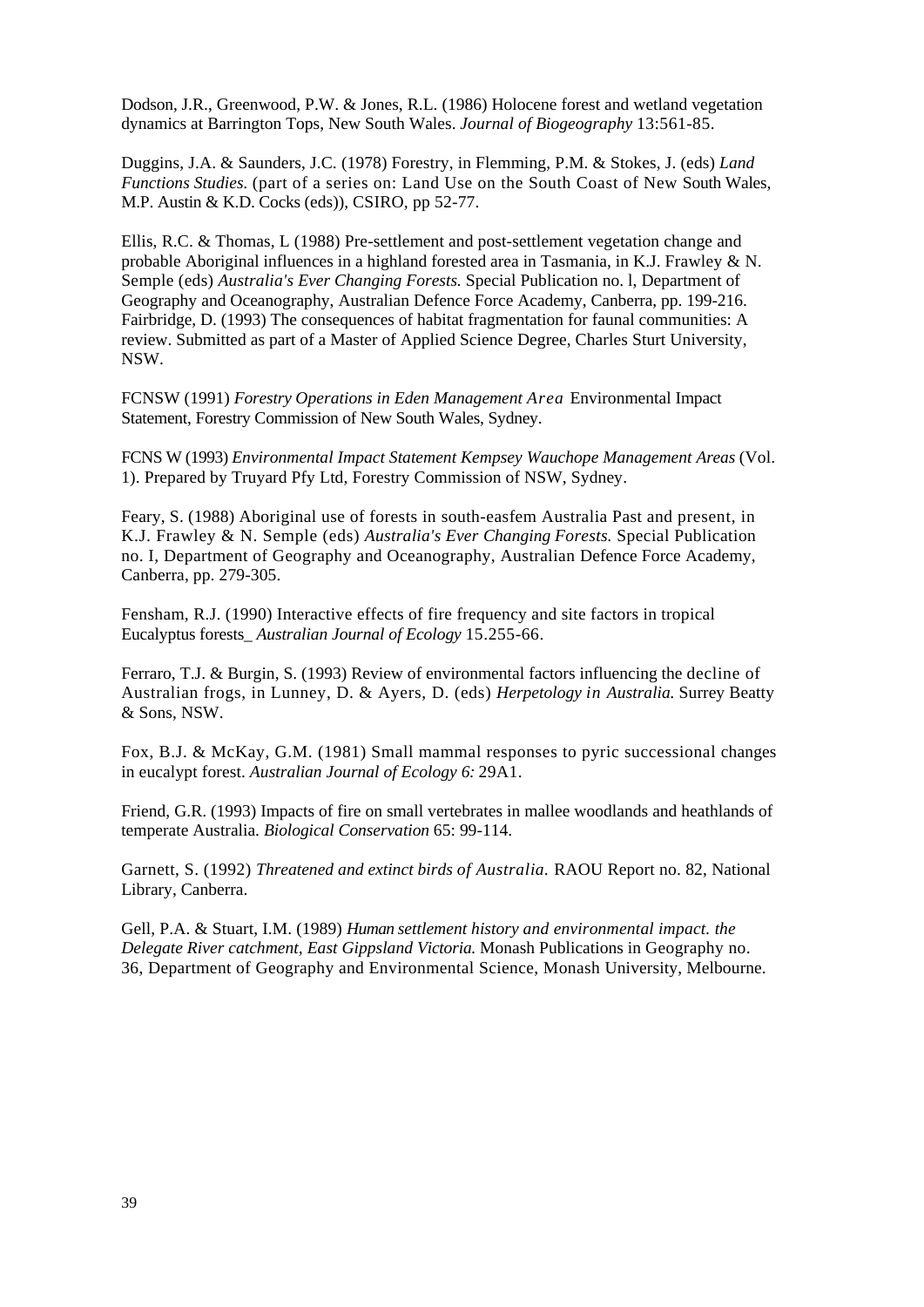Dodson, J.R., Greenwood, P.W. & Jones, R.L. (1986) Holocene forest and wetland vegetation dynamics at Barrington Tops, New South Wales. *Journal of Biogeography* 13:561-85.

Duggins, J.A. & Saunders, J.C. (1978) Forestry, in Flemming, P.M. & Stokes, J. (eds) *Land Functions Studies.* (part of a series on: Land Use on the South Coast of New South Wales, M.P. Austin & K.D. Cocks (eds)), CSIRO, pp 52-77.

Ellis, R.C. & Thomas, L (1988) Pre-settlement and post-settlement vegetation change and probable Aboriginal influences in a highland forested area in Tasmania, in K.J. Frawley & N. Semple (eds) *Australia's Ever Changing Forests.* Special Publication no. l, Department of Geography and Oceanography, Australian Defence Force Academy, Canberra, pp. 199-216.
Fairbridge, D. (1993) The consequences of habitat fragmentation for faunal communities: A review. Submitted as part of a Master of Applied Science Degree, Charles Sturt University, NSW.

FCNSW (1991) *Forestry Operations in Eden Management Area* Environmental Impact Statement, Forestry Commission of New South Wales, Sydney.

FCNS W (1993) *Environmental Impact Statement Kempsey Wauchope Management Areas* (Vol. 1). Prepared by Truyard Pfy Ltd, Forestry Commission of NSW, Sydney.

Feary, S. (1988) Aboriginal use of forests in south-easfem Australia Past and present, in K.J. Frawley & N. Semple (eds) *Australia's Ever Changing Forests.* Special Publication no. I, Department of Geography and Oceanography, Australian Defence Force Academy, Canberra, pp. 279-305.

Fensham, R.J. (1990) Interactive effects of fire frequency and site factors in tropical Eucalyptus forests_ *Australian Journal of Ecology* 15.255-66.

Ferraro, T.J. & Burgin, S. (1993) Review of environmental factors influencing the decline of Australian frogs, in Lunney, D. & Ayers, D. (eds) *Herpetology in Australia.* Surrey Beatty & Sons, NSW.

Fox, B.J. & McKay, G.M. (1981) Small mammal responses to pyric successional changes in eucalypt forest. *Australian Journal of Ecology 6:* 29A1.

Friend, G.R. (1993) Impacts of fire on small vertebrates in mallee woodlands and heathlands of temperate Australia. *Biological Conservation* 65: 99-114.

Garnett, S. (1992) *Threatened and extinct birds of Australia.* RAOU Report no. 82, National Library, Canberra.

Gell, P.A. & Stuart, I.M. (1989) *Human settlement history and environmental impact. the Delegate River catchment, East Gippsland Victoria.* Monash Publications in Geography no. 36, Department of Geography and Environmental Science, Monash University, Melbourne.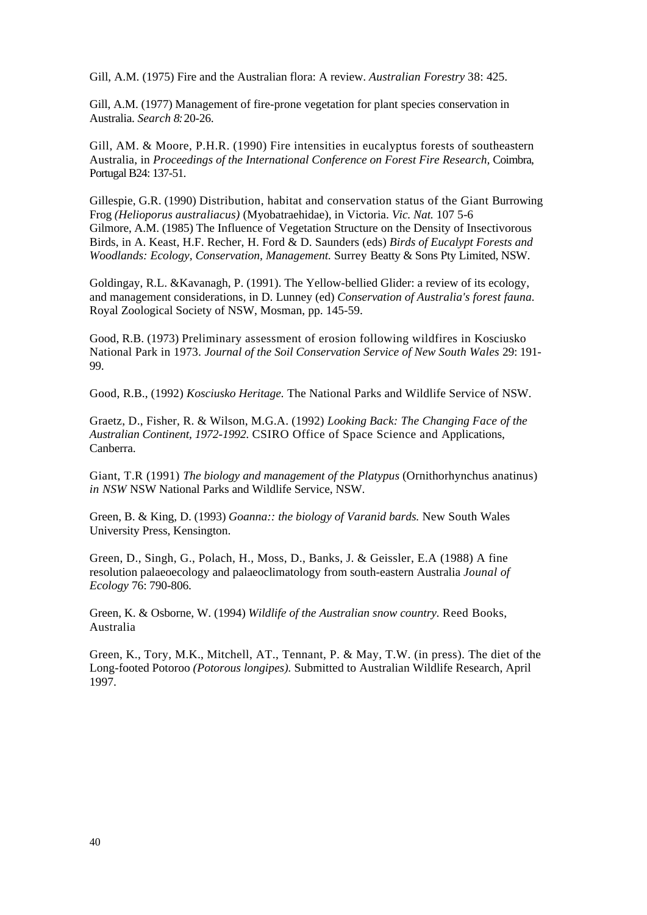Gill, A.M. (1975) Fire and the Australian flora: A review. *Australian Forestry* 38: 425.

Gill, A.M. (1977) Management of fire-prone vegetation for plant species conservation in Australia. *Search 8:* 20-26.

Gill, AM. & Moore, P.H.R. (1990) Fire intensities in eucalyptus forests of southeastern Australia, in *Proceedings of the International Conference on Forest Fire Research,* Coimbra, Portugal B24: 137-51.

Gillespie, G.R. (1990) Distribution, habitat and conservation status of the Giant Burrowing Frog *(Helioporus australiacus)* (Myobatraehidae), in Victoria. *Vic. Nat.* 107 5-6
Gilmore, A.M. (1985) The Influence of Vegetation Structure on the Density of Insectivorous Birds, in A. Keast, H.F. Recher, H. Ford & D. Saunders (eds) *Birds of Eucalypt Forests and Woodlands: Ecology, Conservation, Management.* Surrey Beatty & Sons Pty Limited, NSW.

Goldingay, R.L. &Kavanagh, P. (1991). The Yellow-bellied Glider: a review of its ecology, and management considerations, in D. Lunney (ed) *Conservation of Australia's forest fauna.* Royal Zoological Society of NSW, Mosman, pp. 145-59.

Good, R.B. (1973) Preliminary assessment of erosion following wildfires in Kosciusko National Park in 1973. *Journal of the Soil Conservation Service of New South Wales* 29: 191-99.

Good, R.B., (1992) *Kosciusko Heritage.* The National Parks and Wildlife Service of NSW.

Graetz, D., Fisher, R. & Wilson, M.G.A. (1992) *Looking Back: The Changing Face of the Australian Continent, 1972-1992.* CSIRO Office of Space Science and Applications, Canberra.

Giant, T.R (1991) *The biology and management of the Platypus* (Ornithorhynchus anatinus) *in NSW* NSW National Parks and Wildlife Service, NSW.

Green, B. & King, D. (1993) *Goanna:: the biology of Varanid bards.* New South Wales University Press, Kensington.

Green, D., Singh, G., Polach, H., Moss, D., Banks, J. & Geissler, E.A (1988) A fine resolution palaeoecology and palaeoclimatology from south-eastern Australia *Jounal of Ecology* 76: 790-806.

Green, K. & Osborne, W. (1994) *Wildlife of the Australian snow country.* Reed Books, Australia

Green, K., Tory, M.K., Mitchell, AT., Tennant, P. & May, T.W. (in press). The diet of the Long-footed Potoroo *(Potorous longipes).* Submitted to Australian Wildlife Research, April 1997.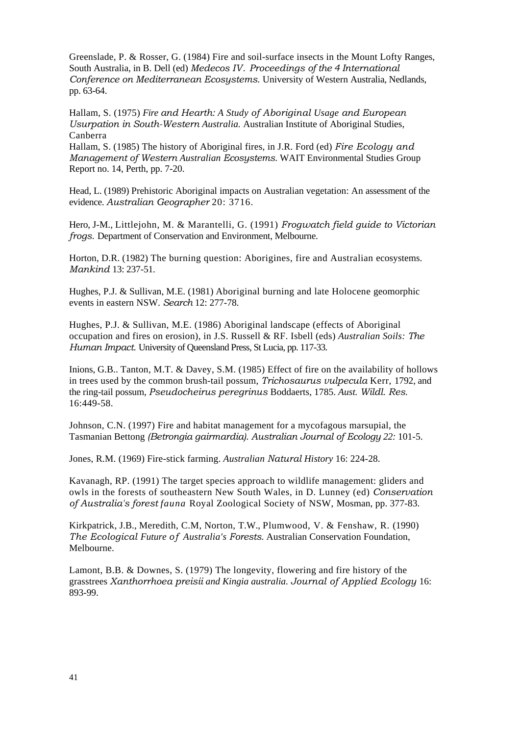Greenslade, P. & Rosser, G. (1984) Fire and soil-surface insects in the Mount Lofty Ranges, South Australia, in B. Dell (ed) *Medecos IV. Proceedings of the 4 International Conference on Mediterranean Ecosystems.* University of Western Australia, Nedlands, pp. 63-64.

Hallam, S. (1975) *Fire and Hearth: A Study of Aboriginal Usage and European Usurpation in South-Western Australia.* Australian Institute of Aboriginal Studies, Canberra

Hallam, S. (1985) The history of Aboriginal fires, in J.R. Ford (ed) *Fire Ecology and Management of Western Australian Ecosystems.* WAIT Environmental Studies Group Report no. 14, Perth, pp. 7-20.

Head, L. (1989) Prehistoric Aboriginal impacts on Australian vegetation: An assessment of the evidence. *Australian Geographer* 20: 3716.

Hero, J-M., Littlejohn, M. & Marantelli, G. (1991) *Frogwatch field guide to Victorian frogs.* Department of Conservation and Environment, Melbourne.

Horton, D.R. (1982) The burning question: Aborigines, fire and Australian ecosystems. *Mankind* 13: 237-51.

Hughes, P.J. & Sullivan, M.E. (1981) Aboriginal burning and late Holocene geomorphic events in eastern NSW. *Search* 12: 277-78.

Hughes, P.J. & Sullivan, M.E. (1986) Aboriginal landscape (effects of Aboriginal occupation and fires on erosion), in J.S. Russell & RF. Isbell (eds) *Australian Soils: The Human Impact.* University of Queensland Press, St Lucia, pp. 117-33.

Inions, G.B.. Tanton, M.T. & Davey, S.M. (1985) Effect of fire on the availability of hollows in trees used by the common brush-tail possum, *Trichosaurus vulpecula* Kerr, 1792, and the ring-tail possum, *Pseudocheirus peregrinus* Boddaerts, 1785. *Aust. Wildl. Res.* 16:449-58.

Johnson, C.N. (1997) Fire and habitat management for a mycofagous marsupial, the Tasmanian Bettong *(Betrongia gairmardia). Australian Journal of Ecology 22:* 101-5.

Jones, R.M. (1969) Fire-stick farming. *Australian Natural History* 16: 224-28.

Kavanagh, RP. (1991) The target species approach to wildlife management: gliders and owls in the forests of southeastern New South Wales, in D. Lunney (ed) *Conservation of Australia's forest fauna* Royal Zoological Society of NSW, Mosman, pp. 377-83.

Kirkpatrick, J.B., Meredith, C.M, Norton, T.W., Plumwood, V. & Fenshaw, R. (1990) *The Ecological Future of Australia's Forests.* Australian Conservation Foundation, Melbourne.

Lamont, B.B. & Downes, S. (1979) The longevity, flowering and fire history of the grasstrees *Xanthorrhoea preisii and Kingia australia. Journal of Applied Ecology* 16: 893-99.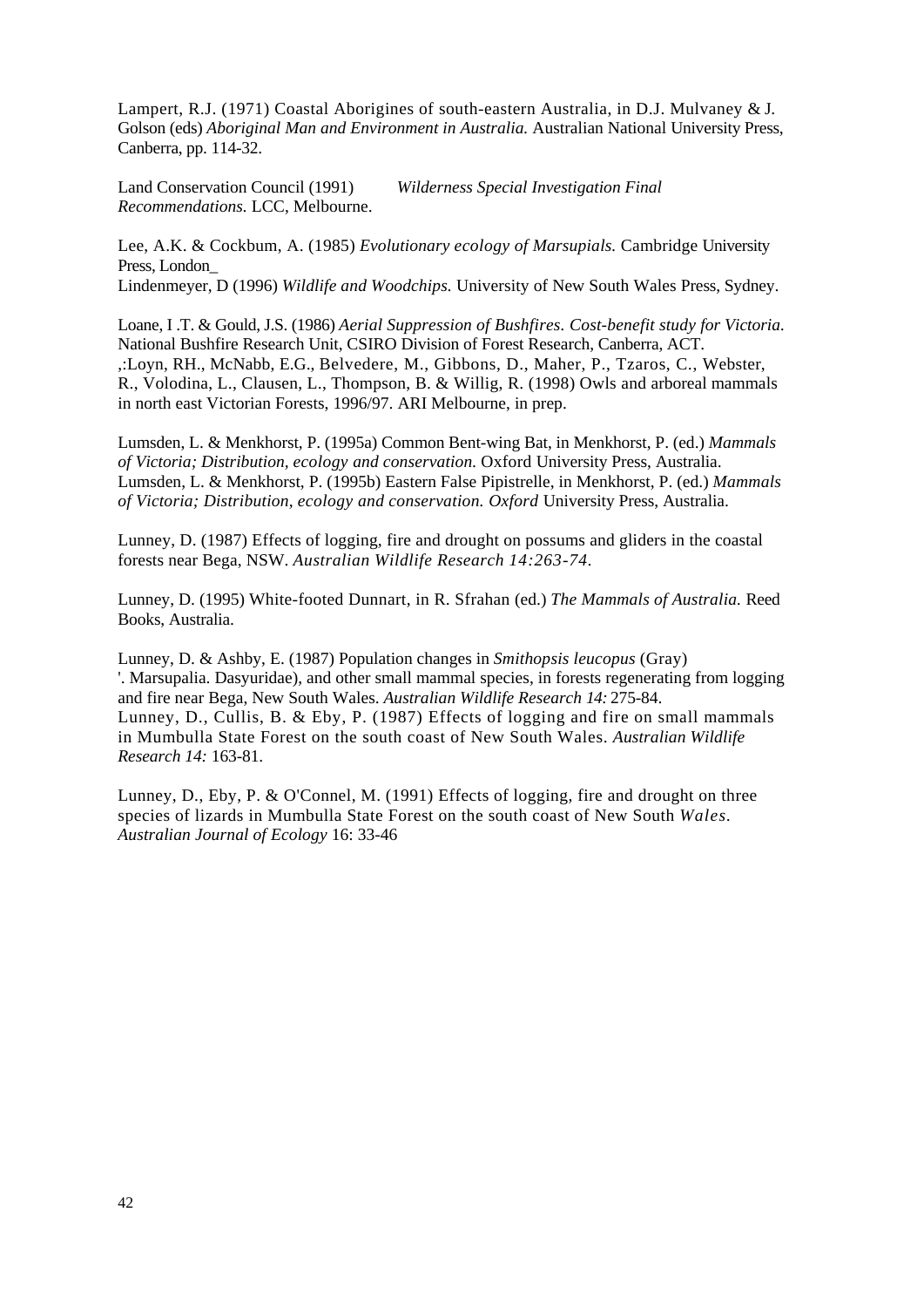Lampert, R.J. (1971) Coastal Aborigines of south-eastern Australia, in D.J. Mulvaney & J. Golson (eds) *Aboriginal Man and Environment in Australia.* Australian National University Press, Canberra, pp. 114-32.

Land Conservation Council (1991) *Wilderness Special Investigation Final Recommendations.* LCC, Melbourne.

Lee, A.K. & Cockbum, A. (1985) *Evolutionary ecology of Marsupials.* Cambridge University Press, London_
Lindenmeyer, D (1996) *Wildlife and Woodchips.* University of New South Wales Press, Sydney.

Loane, I .T. & Gould, J.S. (1986) *Aerial Suppression of Bushfires. Cost-benefit study for Victoria.* National Bushfire Research Unit, CSIRO Division of Forest Research, Canberra, ACT.
,:Loyn, RH., McNabb, E.G., Belvedere, M., Gibbons, D., Maher, P., Tzaros, C., Webster, R., Volodina, L., Clausen, L., Thompson, B. & Willig, R. (1998) Owls and arboreal mammals in north east Victorian Forests, 1996/97. ARI Melbourne, in prep.

Lumsden, L. & Menkhorst, P. (1995a) Common Bent-wing Bat, in Menkhorst, P. (ed.) *Mammals of Victoria; Distribution, ecology and conservation.* Oxford University Press, Australia.
Lumsden, L. & Menkhorst, P. (1995b) Eastern False Pipistrelle, in Menkhorst, P. (ed.) *Mammals of Victoria; Distribution, ecology and conservation. Oxford* University Press, Australia.

Lunney, D. (1987) Effects of logging, fire and drought on possums and gliders in the coastal forests near Bega, NSW. *Australian Wildlife Research 14:263-74.*

Lunney, D. (1995) White-footed Dunnart, in R. Sfrahan (ed.) *The Mammals of Australia.* Reed Books, Australia.

Lunney, D. & Ashby, E. (1987) Population changes in *Smithopsis leucopus* (Gray)
'. Marsupalia. Dasyuridae), and other small mammal species, in forests regenerating from logging and fire near Bega, New South Wales. *Australian Wildlife Research 14:* 275-84.
Lunney, D., Cullis, B. & Eby, P. (1987) Effects of logging and fire on small mammals in Mumbulla State Forest on the south coast of New South Wales. *Australian Wildlife Research 14:* 163-81.

Lunney, D., Eby, P. & O'Connel, M. (1991) Effects of logging, fire and drought on three species of lizards in Mumbulla State Forest on the south coast of New South *Wales. Australian Journal of Ecology* 16: 33-46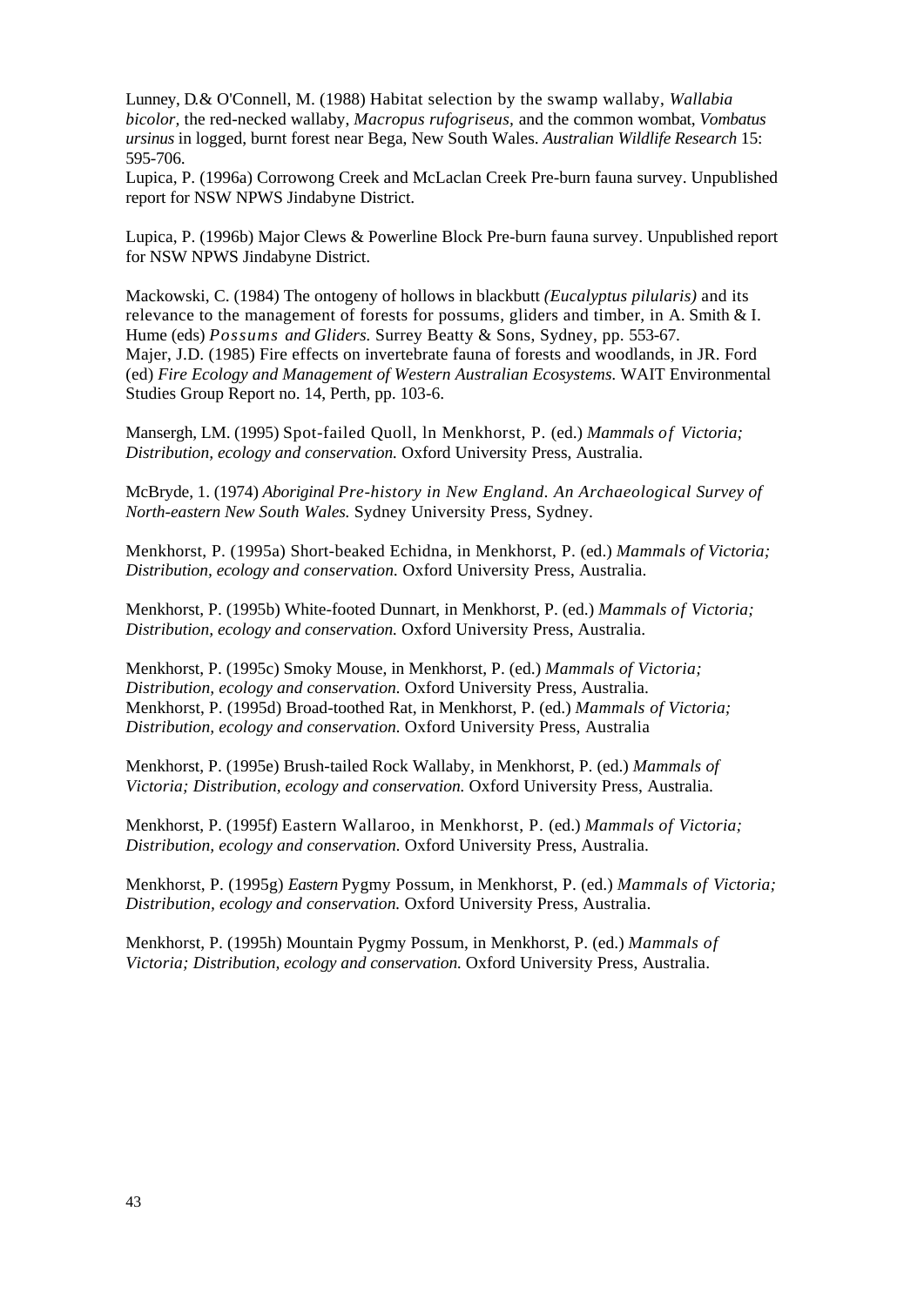Lunney, D.& O'Connell, M. (1988) Habitat selection by the swamp wallaby, *Wallabia bicolor,* the red-necked wallaby, *Macropus rufogriseus,* and the common wombat, *Vombatus ursinus* in logged, burnt forest near Bega, New South Wales. *Australian Wildlife Research* 15: 595-706.

Lupica, P. (1996a) Corrowong Creek and McLaclan Creek Pre-burn fauna survey. Unpublished report for NSW NPWS Jindabyne District.

Lupica, P. (1996b) Major Clews & Powerline Block Pre-burn fauna survey. Unpublished report for NSW NPWS Jindabyne District.

Mackowski, C. (1984) The ontogeny of hollows in blackbutt *(Eucalyptus pilularis)* and its relevance to the management of forests for possums, gliders and timber, in A. Smith & I. Hume (eds) *Possums and Gliders.* Surrey Beatty & Sons, Sydney, pp. 553-67.

Majer, J.D. (1985) Fire effects on invertebrate fauna of forests and woodlands, in JR. Ford (ed) *Fire Ecology and Management of Western Australian Ecosystems.* WAIT Environmental Studies Group Report no. 14, Perth, pp. 103-6.

Mansergh, LM. (1995) Spot-failed Quoll, ln Menkhorst, P. (ed.) *Mammals of Victoria; Distribution, ecology and conservation.* Oxford University Press, Australia.

McBryde, 1. (1974) *Aboriginal Pre-history in New England. An Archaeological Survey of North-eastern New South Wales.* Sydney University Press, Sydney.

Menkhorst, P. (1995a) Short-beaked Echidna, in Menkhorst, P. (ed.) *Mammals of Victoria; Distribution, ecology and conservation.* Oxford University Press, Australia.

Menkhorst, P. (1995b) White-footed Dunnart, in Menkhorst, P. (ed.) *Mammals of Victoria; Distribution, ecology and conservation.* Oxford University Press, Australia.

Menkhorst, P. (1995c) Smoky Mouse, in Menkhorst, P. (ed.) *Mammals of Victoria; Distribution, ecology and conservation.* Oxford University Press, Australia.

Menkhorst, P. (1995d) Broad-toothed Rat, in Menkhorst, P. (ed.) *Mammals of Victoria; Distribution, ecology and conservation.* Oxford University Press, Australia

Menkhorst, P. (1995e) Brush-tailed Rock Wallaby, in Menkhorst, P. (ed.) *Mammals of Victoria; Distribution, ecology and conservation.* Oxford University Press, Australia.

Menkhorst, P. (1995f) Eastern Wallaroo, in Menkhorst, P. (ed.) *Mammals of Victoria; Distribution, ecology and conservation.* Oxford University Press, Australia.

Menkhorst, P. (1995g) *Eastern* Pygmy Possum, in Menkhorst, P. (ed.) *Mammals of Victoria; Distribution, ecology and conservation.* Oxford University Press, Australia.

Menkhorst, P. (1995h) Mountain Pygmy Possum, in Menkhorst, P. (ed.) *Mammals of Victoria; Distribution, ecology and conservation.* Oxford University Press, Australia.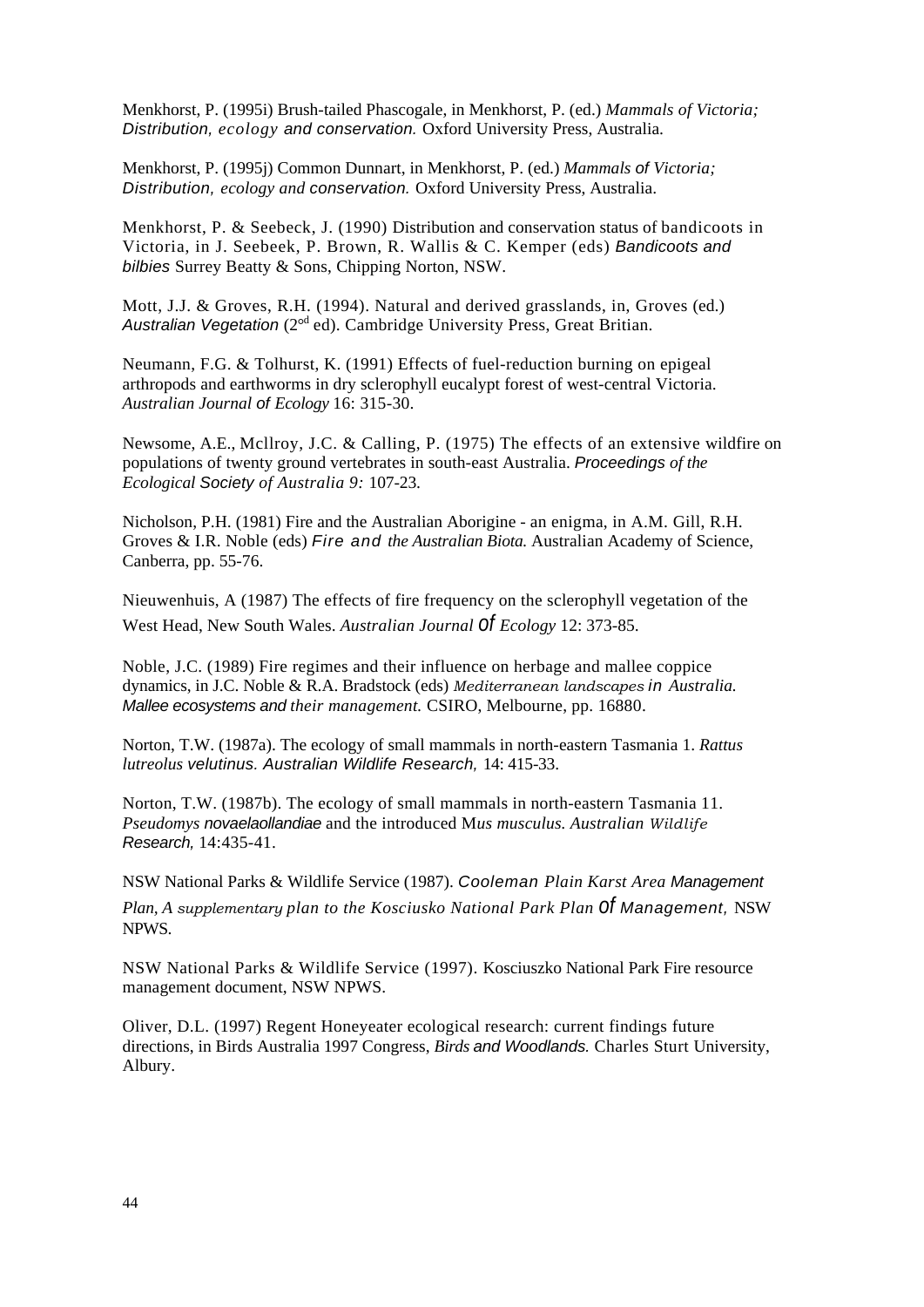Menkhorst, P. (1995i) Brush-tailed Phascogale, in Menkhorst, P. (ed.) *Mammals of Victoria; Distribution, ecology and conservation.* Oxford University Press, Australia.

Menkhorst, P. (1995j) Common Dunnart, in Menkhorst, P. (ed.) *Mammals of Victoria; Distribution, ecology and conservation.* Oxford University Press, Australia.

Menkhorst, P. & Seebeck, J. (1990) Distribution and conservation status of bandicoots in Victoria, in J. Seebeek, P. Brown, R. Wallis & C. Kemper (eds) *Bandicoots and bilbies* Surrey Beatty & Sons, Chipping Norton, NSW.

Mott, J.J. & Groves, R.H. (1994). Natural and derived grasslands, in, Groves (ed.) *Australian Vegetation* (2[od] ed). Cambridge University Press, Great Britian.

Neumann, F.G. & Tolhurst, K. (1991) Effects of fuel-reduction burning on epigeal arthropods and earthworms in dry sclerophyll eucalypt forest of west-central Victoria. *Australian Journal of Ecology* 16: 315-30.

Newsome, A.E., Mcllroy, J.C. & Calling, P. (1975) The effects of an extensive wildfire on populations of twenty ground vertebrates in south-east Australia. *Proceedings of the Ecological Society of Australia 9:* 107-23.

Nicholson, P.H. (1981) Fire and the Australian Aborigine - an enigma, in A.M. Gill, R.H. Groves & I.R. Noble (eds) *Fire and the Australian Biota.* Australian Academy of Science, Canberra, pp. 55-76.

Nieuwenhuis, A (1987) The effects of fire frequency on the sclerophyll vegetation of the West Head, New South Wales. *Australian Journal of Ecology* 12: 373-85.

Noble, J.C. (1989) Fire regimes and their influence on herbage and mallee coppice dynamics, in J.C. Noble & R.A. Bradstock (eds) *Mediterranean landscapes in Australia. Mallee ecosystems and their management.* CSIRO, Melbourne, pp. 16880.

Norton, T.W. (1987a). The ecology of small mammals in north-eastern Tasmania 1. *Rattus lutreolus velutinus. Australian Wildlife Research,* 14: 415-33.

Norton, T.W. (1987b). The ecology of small mammals in north-eastern Tasmania 11. *Pseudomys novaelaollandiae* and the introduced M*us musculus. Australian Wildlife Research,* 14:435-41.

NSW National Parks & Wildlife Service (1987). *Cooleman Plain Karst Area Management Plan, A supplementary plan to the Kosciusko National Park Plan of Management,* NSW NPWS.

NSW National Parks & Wildlife Service (1997). Kosciuszko National Park Fire resource management document, NSW NPWS.

Oliver, D.L. (1997) Regent Honeyeater ecological research: current findings future directions, in Birds Australia 1997 Congress, *Birds and Woodlands.* Charles Sturt University, Albury.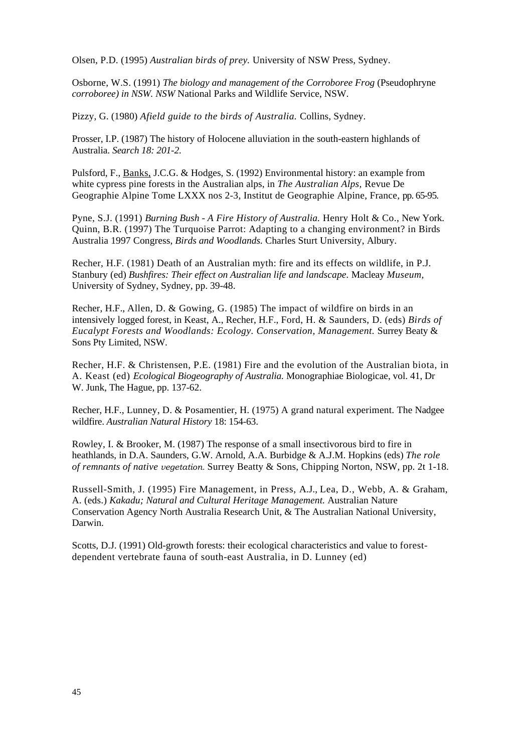Olsen, P.D. (1995) *Australian birds of prey.* University of NSW Press, Sydney.

Osborne, W.S. (1991) *The biology and management of the Corroboree Frog* (Pseudophryne *corroboree) in NSW. NSW* National Parks and Wildlife Service, NSW.

Pizzy, G. (1980) *Afield guide to the birds of Australia.* Collins, Sydney.

Prosser, I.P. (1987) The history of Holocene alluviation in the south-eastern highlands of Australia. *Search 18: 201-2.*

Pulsford, F., Banks, J.C.G. & Hodges, S. (1992) Environmental history: an example from white cypress pine forests in the Australian alps, in *The Australian Alps,* Revue De Geographie Alpine Tome LXXX nos 2-3, Institut de Geographie Alpine, France, pp. 65-95.

Pyne, S.J. (1991) *Burning Bush - A Fire History of Australia.* Henry Holt & Co., New York.
Quinn, B.R. (1997) The Turquoise Parrot: Adapting to a changing environment? in Birds Australia 1997 Congress, *Birds and Woodlands.* Charles Sturt University, Albury.

Recher, H.F. (1981) Death of an Australian myth: fire and its effects on wildlife, in P.J. Stanbury (ed) *Bushfires: Their effect on Australian life and landscape.* Macleay *Museum,* University of Sydney, Sydney, pp. 39-48.

Recher, H.F., Allen, D. & Gowing, G. (1985) The impact of wildfire on birds in an intensively logged forest, in Keast, A., Recher, H.F., Ford, H. & Saunders, D. (eds) *Birds of Eucalypt Forests and Woodlands: Ecology. Conservation, Management.* Surrey Beaty & Sons Pty Limited, NSW.

Recher, H.F. & Christensen, P.E. (1981) Fire and the evolution of the Australian biota, in A. Keast (ed) *Ecological Biogeography of Australia.* Monographiae Biologicae, vol. 41, Dr W. Junk, The Hague, pp. 137-62.

Recher, H.F., Lunney, D. & Posamentier, H. (1975) A grand natural experiment. The Nadgee wildfire. *Australian Natural History* 18: 154-63.

Rowley, I. & Brooker, M. (1987) The response of a small insectivorous bird to fire in heathlands, in D.A. Saunders, G.W. Arnold, A.A. Burbidge & A.J.M. Hopkins (eds) *The role of remnants of native vegetation.* Surrey Beatty & Sons, Chipping Norton, NSW, pp. 2t 1-18.

Russell-Smith, J. (1995) Fire Management, in Press, A.J., Lea, D., Webb, A. & Graham, A. (eds.) *Kakadu; Natural and Cultural Heritage Management.* Australian Nature Conservation Agency North Australia Research Unit, & The Australian National University, Darwin.

Scotts, D.J. (1991) Old-growth forests: their ecological characteristics and value to forest-dependent vertebrate fauna of south-east Australia, in D. Lunney (ed)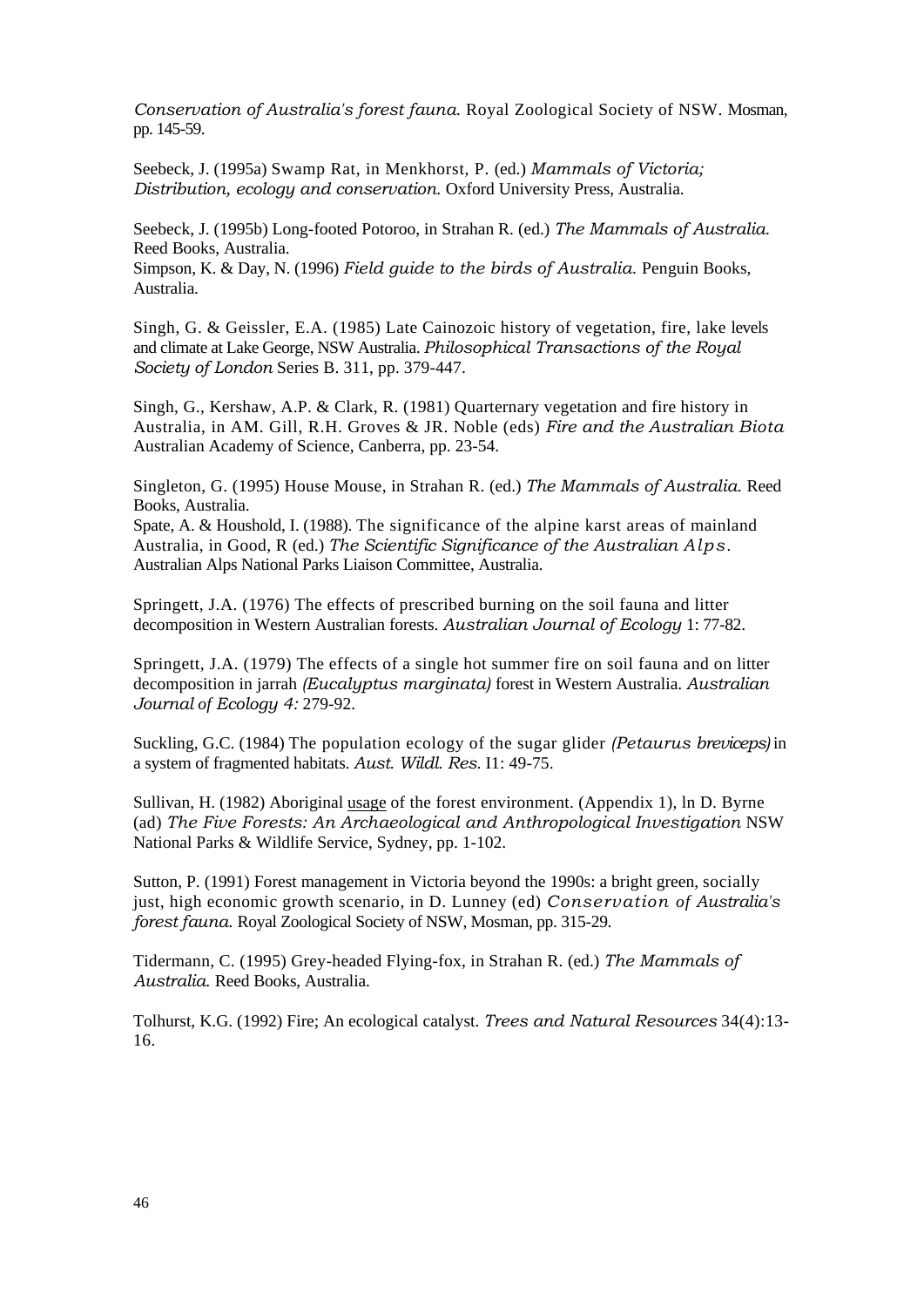*Conservation of Australia's forest fauna.* Royal Zoological Society of NSW. Mosman, pp. 145-59.

Seebeck, J. (1995a) Swamp Rat, in Menkhorst, P. (ed.) *Mammals of Victoria; Distribution, ecology and conservation.* Oxford University Press, Australia.

Seebeck, J. (1995b) Long-footed Potoroo, in Strahan R. (ed.) *The Mammals of Australia.* Reed Books, Australia.
Simpson, K. & Day, N. (1996) *Field guide to the birds of Australia.* Penguin Books, Australia.

Singh, G. & Geissler, E.A. (1985) Late Cainozoic history of vegetation, fire, lake levels and climate at Lake George, NSW Australia. *Philosophical Transactions of the Royal Society of London* Series B. 311, pp. 379-447.

Singh, G., Kershaw, A.P. & Clark, R. (1981) Quarternary vegetation and fire history in Australia, in AM. Gill, R.H. Groves & JR. Noble (eds) *Fire and the Australian Biota* Australian Academy of Science, Canberra, pp. 23-54.

Singleton, G. (1995) House Mouse, in Strahan R. (ed.) *The Mammals of Australia.* Reed Books, Australia.
Spate, A. & Houshold, I. (1988). The significance of the alpine karst areas of mainland Australia, in Good, R (ed.) *The Scientific Significance of the Australian Alps.* Australian Alps National Parks Liaison Committee, Australia.

Springett, J.A. (1976) The effects of prescribed burning on the soil fauna and litter decomposition in Western Australian forests. *Australian Journal of Ecology* 1: 77-82.

Springett, J.A. (1979) The effects of a single hot summer fire on soil fauna and on litter decomposition in jarrah *(Eucalyptus marginata)* forest in Western Australia. *Australian Journal of Ecology 4:* 279-92.

Suckling, G.C. (1984) The population ecology of the sugar glider *(Petaurus breviceps)* in a system of fragmented habitats. *Aust. Wildl. Res.* I1: 49-75.

Sullivan, H. (1982) Aboriginal usage of the forest environment. (Appendix 1), ln D. Byrne (ad) *The Five Forests: An Archaeological and Anthropological Investigation* NSW National Parks & Wildlife Service, Sydney, pp. 1-102.

Sutton, P. (1991) Forest management in Victoria beyond the 1990s: a bright green, socially just, high economic growth scenario, in D. Lunney (ed) *Conservation of Australia's forest fauna.* Royal Zoological Society of NSW, Mosman, pp. 315-29.

Tidermann, C. (1995) Grey-headed Flying-fox, in Strahan R. (ed.) *The Mammals of Australia.* Reed Books, Australia.

Tolhurst, K.G. (1992) Fire; An ecological catalyst. *Trees and Natural Resources* 34(4):13-16.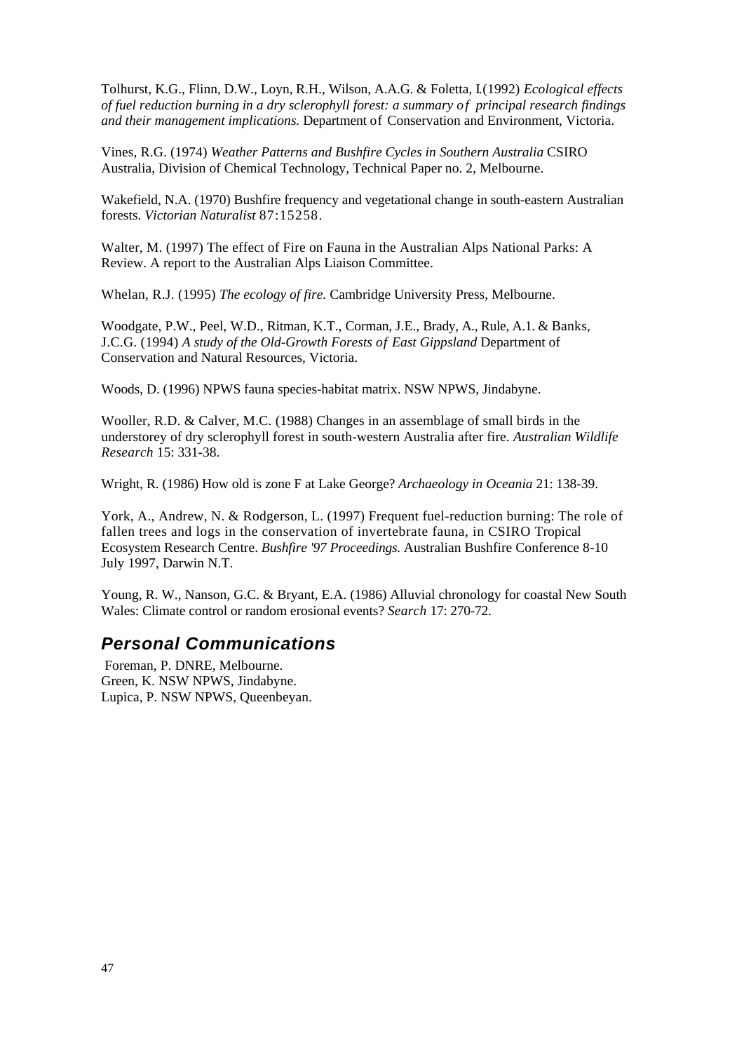Tolhurst, K.G., Flinn, D.W., Loyn, R.H., Wilson, A.A.G. & Foletta, I.(1992) *Ecological effects of fuel reduction burning in a dry sclerophyll forest: a summary of principal research findings and their management implications.* Department of Conservation and Environment, Victoria.

Vines, R.G. (1974) *Weather Patterns and Bushfire Cycles in Southern Australia* CSIRO Australia, Division of Chemical Technology, Technical Paper no. 2, Melbourne.

Wakefield, N.A. (1970) Bushfire frequency and vegetational change in south-eastern Australian forests. *Victorian Naturalist* 87:15258.

Walter, M. (1997) The effect of Fire on Fauna in the Australian Alps National Parks: A Review. A report to the Australian Alps Liaison Committee.

Whelan, R.J. (1995) *The ecology of fire.* Cambridge University Press, Melbourne.

Woodgate, P.W., Peel, W.D., Ritman, K.T., Corman, J.E., Brady, A., Rule, A.1. & Banks, J.C.G. (1994) *A study of the Old-Growth Forests of East Gippsland* Department of Conservation and Natural Resources, Victoria.

Woods, D. (1996) NPWS fauna species-habitat matrix. NSW NPWS, Jindabyne.

Wooller, R.D. & Calver, M.C. (1988) Changes in an assemblage of small birds in the understorey of dry sclerophyll forest in south-western Australia after fire. *Australian Wildlife Research* 15: 331-38.

Wright, R. (1986) How old is zone F at Lake George? *Archaeology in Oceania* 21: 138-39.

York, A., Andrew, N. & Rodgerson, L. (1997) Frequent fuel-reduction burning: The role of fallen trees and logs in the conservation of invertebrate fauna, in CSIRO Tropical Ecosystem Research Centre. *Bushfire '97 Proceedings.* Australian Bushfire Conference 8-10 July 1997, Darwin N.T.

Young, R. W., Nanson, G.C. & Bryant, E.A. (1986) Alluvial chronology for coastal New South Wales: Climate control or random erosional events? *Search* 17: 270-72.

## Personal Communications

Foreman, P. DNRE, Melbourne.
Green, K. NSW NPWS, Jindabyne.
Lupica, P. NSW NPWS, Queenbeyan.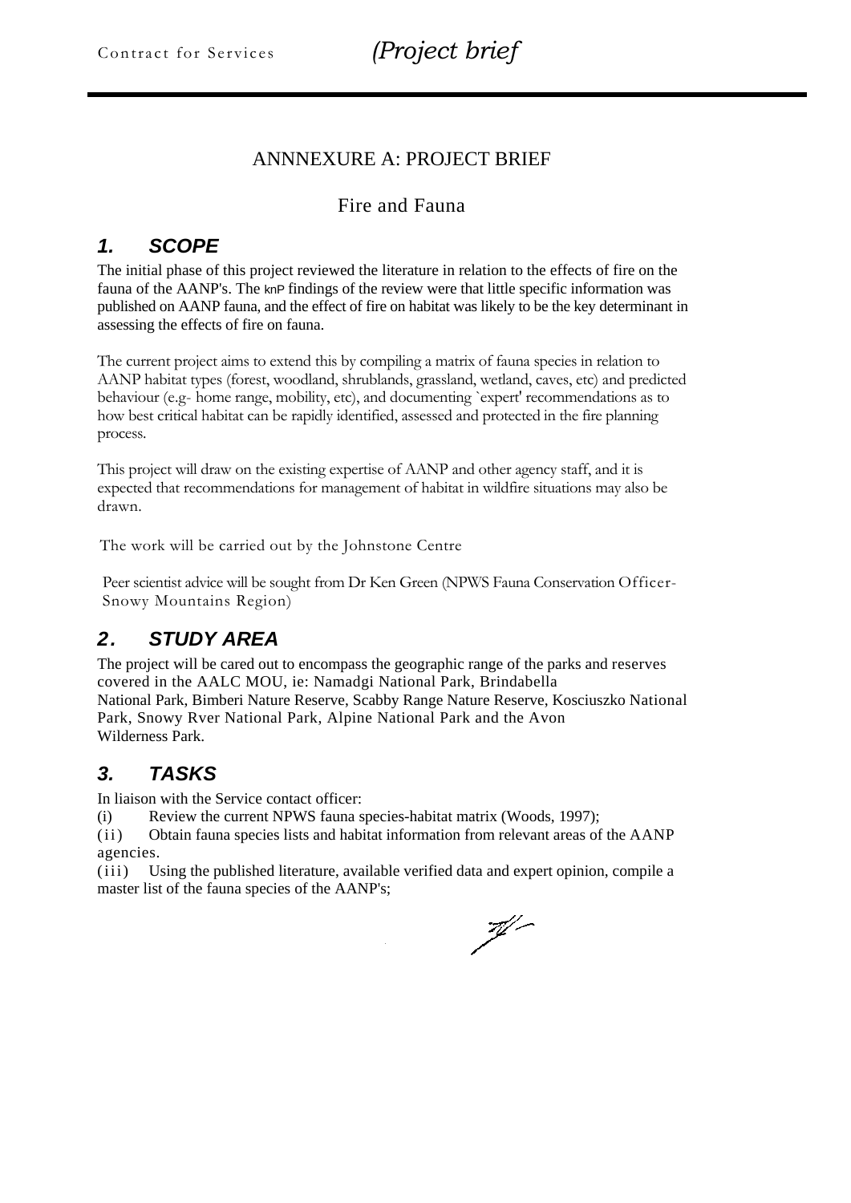# ANNNEXURE A: PROJECT BRIEF

## Fire and Fauna

### *1. SCOPE*

The initial phase of this project reviewed the literature in relation to the effects of fire on the fauna of the AANP's. The knP findings of the review were that little specific information was published on AANP fauna, and the effect of fire on habitat was likely to be the key determinant in assessing the effects of fire on fauna.

The current project aims to extend this by compiling a matrix of fauna species in relation to AANP habitat types (forest, woodland, shrublands, grassland, wetland, caves, etc) and predicted behaviour (e.g- home range, mobility, etc), and documenting `expert' recommendations as to how best critical habitat can be rapidly identified, assessed and protected in the fire planning process.

This project will draw on the existing expertise of AANP and other agency staff, and it is expected that recommendations for management of habitat in wildfire situations may also be drawn.

The work will be carried out by the Johnstone Centre

Peer scientist advice will be sought from Dr Ken Green (NPWS Fauna Conservation Officer- Snowy Mountains Region)

### *2. STUDY AREA*

The project will be cared out to encompass the geographic range of the parks and reserves covered in the AALC MOU, ie: Namadgi National Park, Brindabella National Park, Bimberi Nature Reserve, Scabby Range Nature Reserve, Kosciuszko National Park, Snowy Rver National Park, Alpine National Park and the Avon Wilderness Park.

### *3. TASKS*

In liaison with the Service contact officer:

(i) Review the current NPWS fauna species-habitat matrix (Woods, 1997);

(ii) Obtain fauna species lists and habitat information from relevant areas of the AANP agencies.

(iii) Using the published literature, available verified data and expert opinion, compile a master list of the fauna species of the AANP's;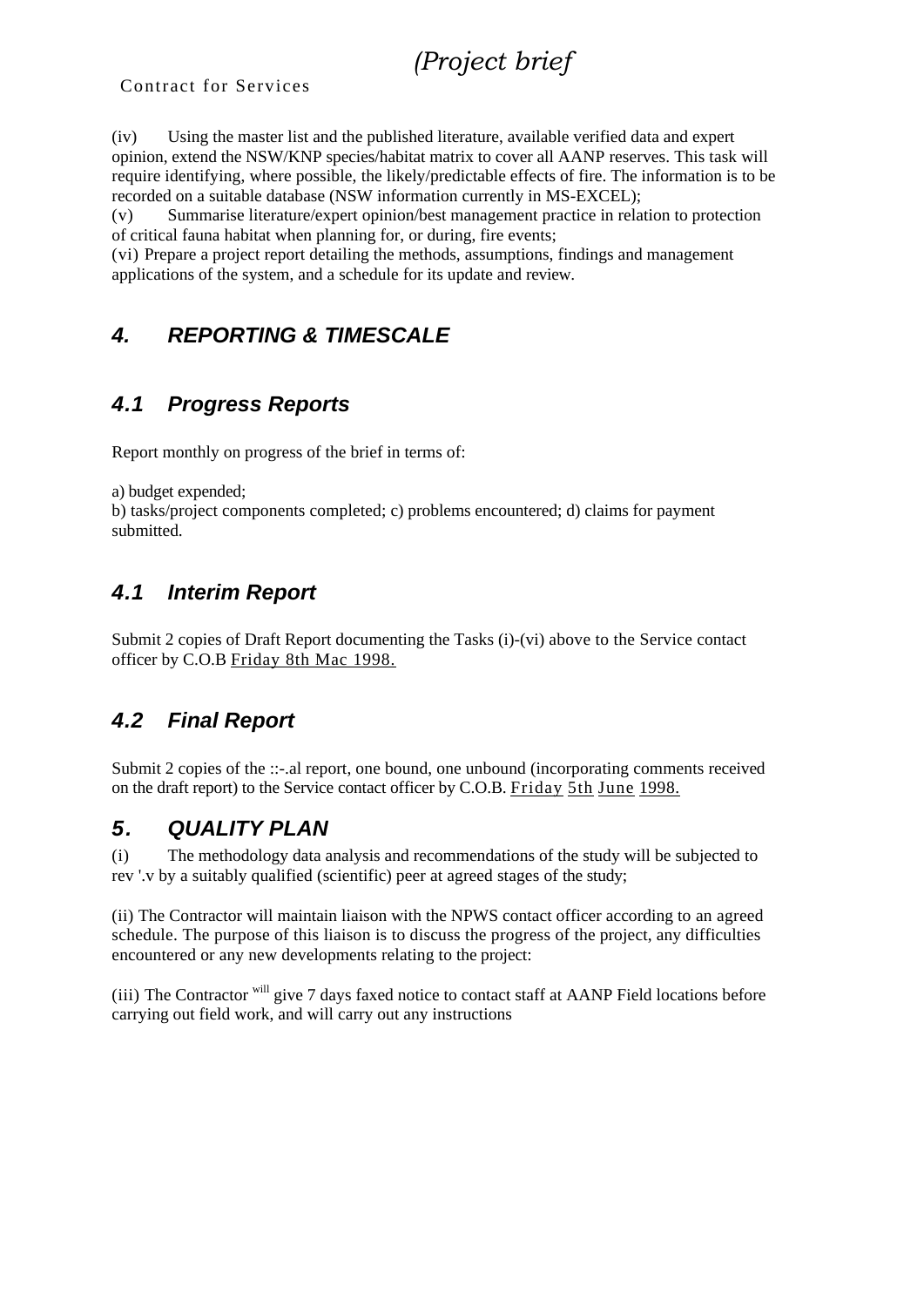(iv) Using the master list and the published literature, available verified data and expert opinion, extend the NSW/KNP species/habitat matrix to cover all AANP reserves. This task will require identifying, where possible, the likely/predictable effects of fire. The information is to be recorded on a suitable database (NSW information currently in MS-EXCEL);

(v) Summarise literature/expert opinion/best management practice in relation to protection of critical fauna habitat when planning for, or during, fire events;

(vi) Prepare a project report detailing the methods, assumptions, findings and management applications of the system, and a schedule for its update and review.

## *4. REPORTING & TIMESCALE*

### *4.1 Progress Reports*

Report monthly on progress of the brief in terms of:

a) budget expended;
b) tasks/project components completed; c) problems encountered; d) claims for payment submitted.

### *4.1 Interim Report*

Submit 2 copies of Draft Report documenting the Tasks (i)-(vi) above to the Service contact officer by C.O.B Friday 8th Mac 1998.

### *4.2 Final Report*

Submit 2 copies of the ::-.al report, one bound, one unbound (incorporating comments received on the draft report) to the Service contact officer by C.O.B. Friday 5th June 1998.

## *5. QUALITY PLAN*

(i) The methodology data analysis and recommendations of the study will be subjected to rev '.v by a suitably qualified (scientific) peer at agreed stages of the study;

(ii) The Contractor will maintain liaison with the NPWS contact officer according to an agreed schedule. The purpose of this liaison is to discuss the progress of the project, any difficulties encountered or any new developments relating to the project:

(iii) The Contractor will give 7 days faxed notice to contact staff at AANP Field locations before carrying out field work, and will carry out any instructions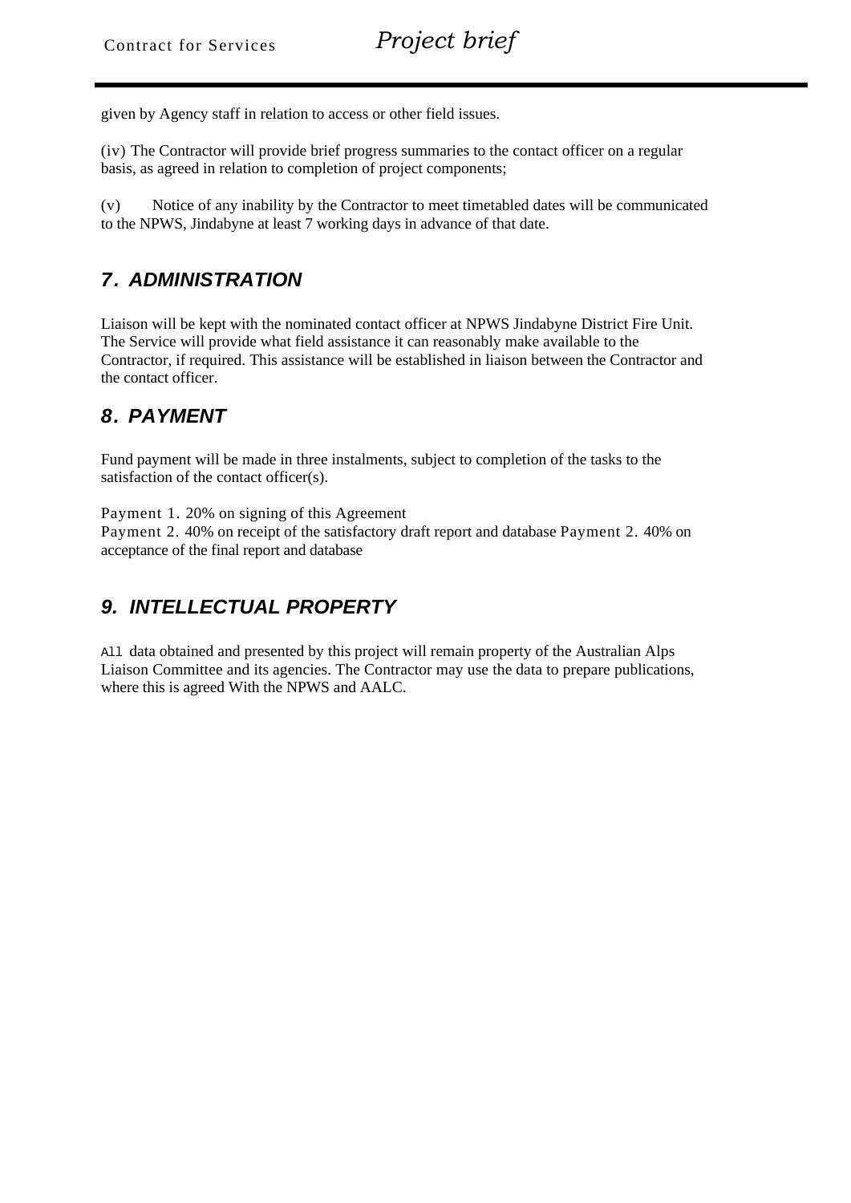given by Agency staff in relation to access or other field issues.

(iv) The Contractor will provide brief progress summaries to the contact officer on a regular basis, as agreed in relation to completion of project components;

(v) Notice of any inability by the Contractor to meet timetabled dates will be communicated to the NPWS, Jindabyne at least 7 working days in advance of that date.

## 7. ADMINISTRATION

Liaison will be kept with the nominated contact officer at NPWS Jindabyne District Fire Unit. The Service will provide what field assistance it can reasonably make available to the Contractor, if required. This assistance will be established in liaison between the Contractor and the contact officer.

## 8. PAYMENT

Fund payment will be made in three instalments, subject to completion of the tasks to the satisfaction of the contact officer(s).

Payment 1. 20% on signing of this Agreement
Payment 2. 40% on receipt of the satisfactory draft report and database Payment 2. 40% on acceptance of the final report and database

## 9. INTELLECTUAL PROPERTY

All data obtained and presented by this project will remain property of the Australian Alps Liaison Committee and its agencies. The Contractor may use the data to prepare publications, where this is agreed With the NPWS and AALC.